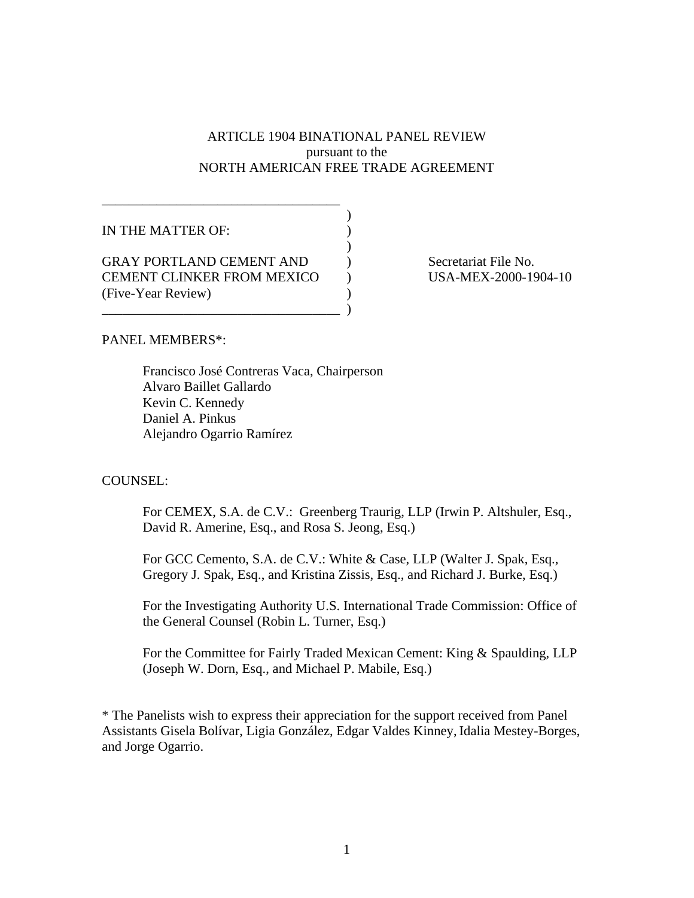ARTICLE 1904 BINATIONAL PANEL REVIEW
pursuant to the
NORTH AMERICAN FREE TRADE AGREEMENT

| | |
|---|---|
| IN THE MATTER OF:<br><br>GRAY PORTLAND CEMENT AND CEMENT CLINKER FROM MEXICO (Five-Year Review) | Secretariat File No. USA-MEX-2000-1904-10 |

PANEL MEMBERS*:

Francisco José Contreras Vaca, Chairperson
Alvaro Baillet Gallardo
Kevin C. Kennedy
Daniel A. Pinkus
Alejandro Ogarrio Ramírez

COUNSEL:

For CEMEX, S.A. de C.V.: Greenberg Traurig, LLP (Irwin P. Altshuler, Esq., David R. Amerine, Esq., and Rosa S. Jeong, Esq.)

For GCC Cemento, S.A. de C.V.: White & Case, LLP (Walter J. Spak, Esq., Gregory J. Spak, Esq., and Kristina Zissis, Esq., and Richard J. Burke, Esq.)

For the Investigating Authority U.S. International Trade Commission: Office of the General Counsel (Robin L. Turner, Esq.)

For the Committee for Fairly Traded Mexican Cement: King & Spaulding, LLP (Joseph W. Dorn, Esq., and Michael P. Mabile, Esq.)

* The Panelists wish to express their appreciation for the support received from Panel Assistants Gisela Bolívar, Ligia González, Edgar Valdes Kinney, Idalia Mestey-Borges, and Jorge Ogarrio.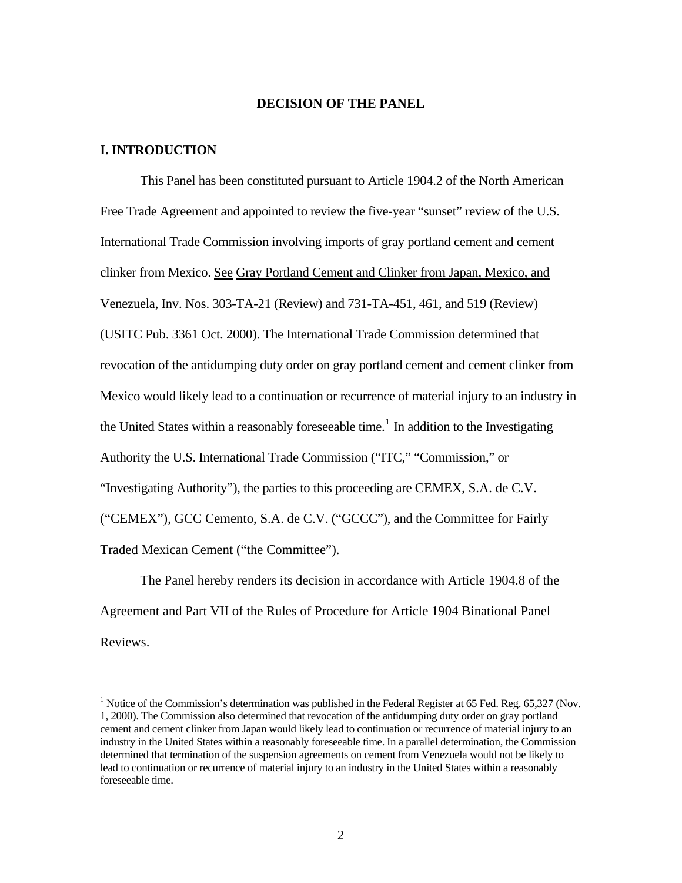## DECISION OF THE PANEL

### I. INTRODUCTION

This Panel has been constituted pursuant to Article 1904.2 of the North American Free Trade Agreement and appointed to review the five-year "sunset" review of the U.S. International Trade Commission involving imports of gray portland cement and cement clinker from Mexico. See Gray Portland Cement and Clinker from Japan, Mexico, and Venezuela, Inv. Nos. 303-TA-21 (Review) and 731-TA-451, 461, and 519 (Review) (USITC Pub. 3361 Oct. 2000). The International Trade Commission determined that revocation of the antidumping duty order on gray portland cement and cement clinker from Mexico would likely lead to a continuation or recurrence of material injury to an industry in the United States within a reasonably foreseeable time.[1] In addition to the Investigating Authority the U.S. International Trade Commission ("ITC," "Commission," or "Investigating Authority"), the parties to this proceeding are CEMEX, S.A. de C.V. ("CEMEX"), GCC Cemento, S.A. de C.V. ("GCCC"), and the Committee for Fairly Traded Mexican Cement ("the Committee").

The Panel hereby renders its decision in accordance with Article 1904.8 of the Agreement and Part VII of the Rules of Procedure for Article 1904 Binational Panel Reviews.

---

[1] Notice of the Commission's determination was published in the Federal Register at 65 Fed. Reg. 65,327 (Nov. 1, 2000). The Commission also determined that revocation of the antidumping duty order on gray portland cement and cement clinker from Japan would likely lead to continuation or recurrence of material injury to an industry in the United States within a reasonably foreseeable time. In a parallel determination, the Commission determined that termination of the suspension agreements on cement from Venezuela would not be likely to lead to continuation or recurrence of material injury to an industry in the United States within a reasonably foreseeable time.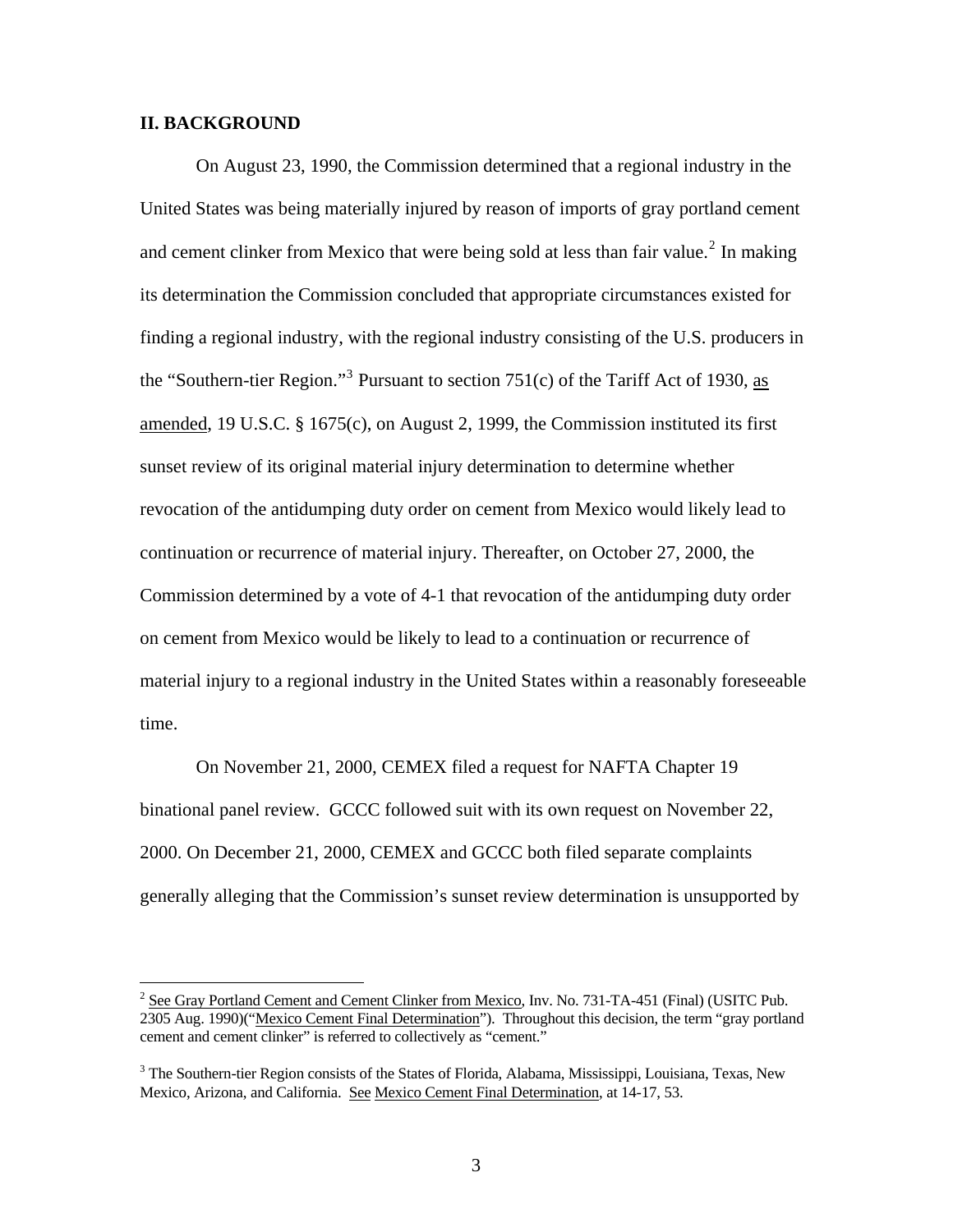## II. BACKGROUND

On August 23, 1990, the Commission determined that a regional industry in the United States was being materially injured by reason of imports of gray portland cement and cement clinker from Mexico that were being sold at less than fair value.[2] In making its determination the Commission concluded that appropriate circumstances existed for finding a regional industry, with the regional industry consisting of the U.S. producers in the "Southern-tier Region."[3] Pursuant to section 751(c) of the Tariff Act of 1930, as amended, 19 U.S.C. § 1675(c), on August 2, 1999, the Commission instituted its first sunset review of its original material injury determination to determine whether revocation of the antidumping duty order on cement from Mexico would likely lead to continuation or recurrence of material injury. Thereafter, on October 27, 2000, the Commission determined by a vote of 4-1 that revocation of the antidumping duty order on cement from Mexico would be likely to lead to a continuation or recurrence of material injury to a regional industry in the United States within a reasonably foreseeable time.

On November 21, 2000, CEMEX filed a request for NAFTA Chapter 19 binational panel review. GCCC followed suit with its own request on November 22, 2000. On December 21, 2000, CEMEX and GCCC both filed separate complaints generally alleging that the Commission's sunset review determination is unsupported by

---

[2] See Gray Portland Cement and Cement Clinker from Mexico, Inv. No. 731-TA-451 (Final) (USITC Pub. 2305 Aug. 1990)("Mexico Cement Final Determination"). Throughout this decision, the term "gray portland cement and cement clinker" is referred to collectively as "cement."

[3] The Southern-tier Region consists of the States of Florida, Alabama, Mississippi, Louisiana, Texas, New Mexico, Arizona, and California. See Mexico Cement Final Determination, at 14-17, 53.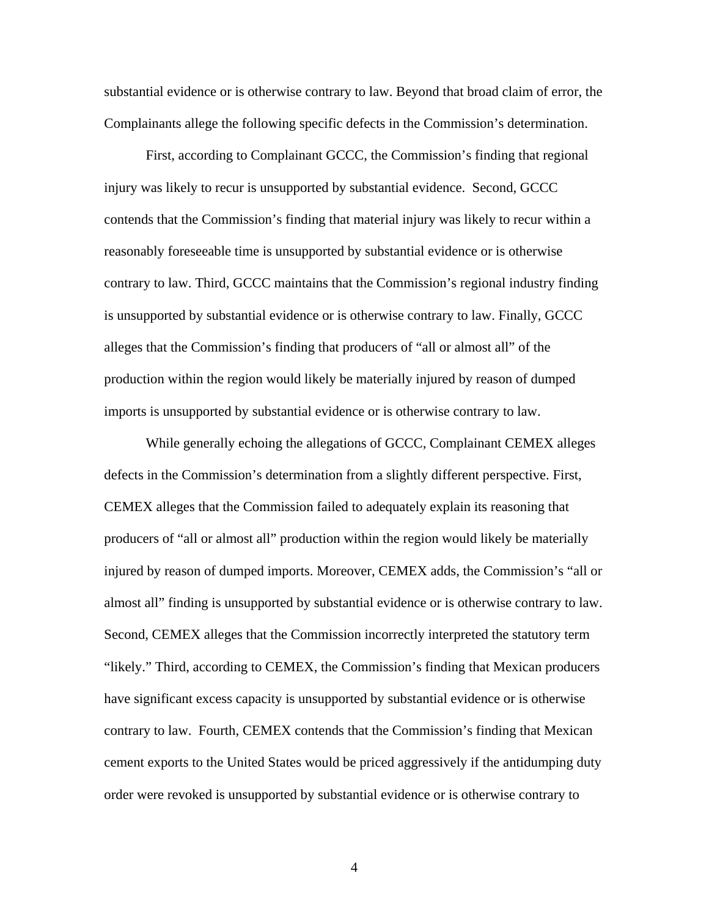substantial evidence or is otherwise contrary to law. Beyond that broad claim of error, the Complainants allege the following specific defects in the Commission's determination.

First, according to Complainant GCCC, the Commission's finding that regional injury was likely to recur is unsupported by substantial evidence. Second, GCCC contends that the Commission's finding that material injury was likely to recur within a reasonably foreseeable time is unsupported by substantial evidence or is otherwise contrary to law. Third, GCCC maintains that the Commission's regional industry finding is unsupported by substantial evidence or is otherwise contrary to law. Finally, GCCC alleges that the Commission's finding that producers of "all or almost all" of the production within the region would likely be materially injured by reason of dumped imports is unsupported by substantial evidence or is otherwise contrary to law.

While generally echoing the allegations of GCCC, Complainant CEMEX alleges defects in the Commission's determination from a slightly different perspective. First, CEMEX alleges that the Commission failed to adequately explain its reasoning that producers of "all or almost all" production within the region would likely be materially injured by reason of dumped imports. Moreover, CEMEX adds, the Commission's "all or almost all" finding is unsupported by substantial evidence or is otherwise contrary to law. Second, CEMEX alleges that the Commission incorrectly interpreted the statutory term "likely." Third, according to CEMEX, the Commission's finding that Mexican producers have significant excess capacity is unsupported by substantial evidence or is otherwise contrary to law. Fourth, CEMEX contends that the Commission's finding that Mexican cement exports to the United States would be priced aggressively if the antidumping duty order were revoked is unsupported by substantial evidence or is otherwise contrary to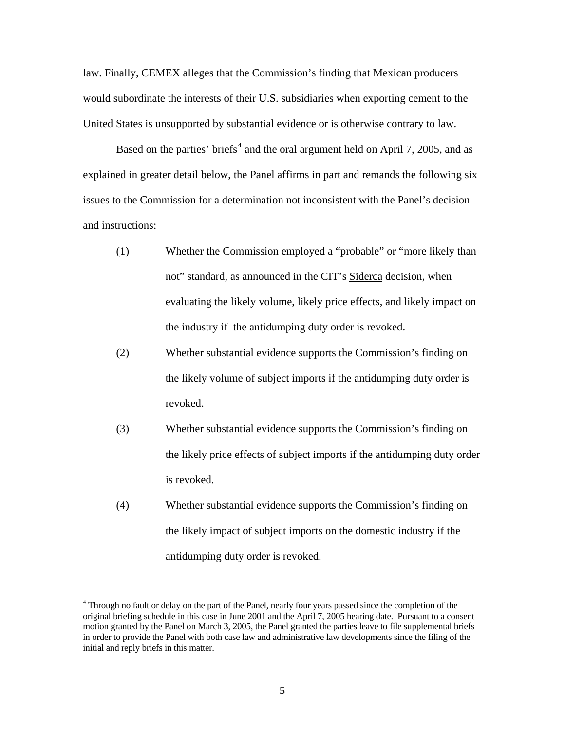law. Finally, CEMEX alleges that the Commission's finding that Mexican producers would subordinate the interests of their U.S. subsidiaries when exporting cement to the United States is unsupported by substantial evidence or is otherwise contrary to law.

Based on the parties' briefs[4] and the oral argument held on April 7, 2005, and as explained in greater detail below, the Panel affirms in part and remands the following six issues to the Commission for a determination not inconsistent with the Panel's decision and instructions:

(1) Whether the Commission employed a "probable" or "more likely than not" standard, as announced in the CIT's Siderca decision, when evaluating the likely volume, likely price effects, and likely impact on the industry if the antidumping duty order is revoked.

(2) Whether substantial evidence supports the Commission's finding on the likely volume of subject imports if the antidumping duty order is revoked.

(3) Whether substantial evidence supports the Commission's finding on the likely price effects of subject imports if the antidumping duty order is revoked.

(4) Whether substantial evidence supports the Commission's finding on the likely impact of subject imports on the domestic industry if the antidumping duty order is revoked.

[4] Through no fault or delay on the part of the Panel, nearly four years passed since the completion of the original briefing schedule in this case in June 2001 and the April 7, 2005 hearing date. Pursuant to a consent motion granted by the Panel on March 3, 2005, the Panel granted the parties leave to file supplemental briefs in order to provide the Panel with both case law and administrative law developments since the filing of the initial and reply briefs in this matter.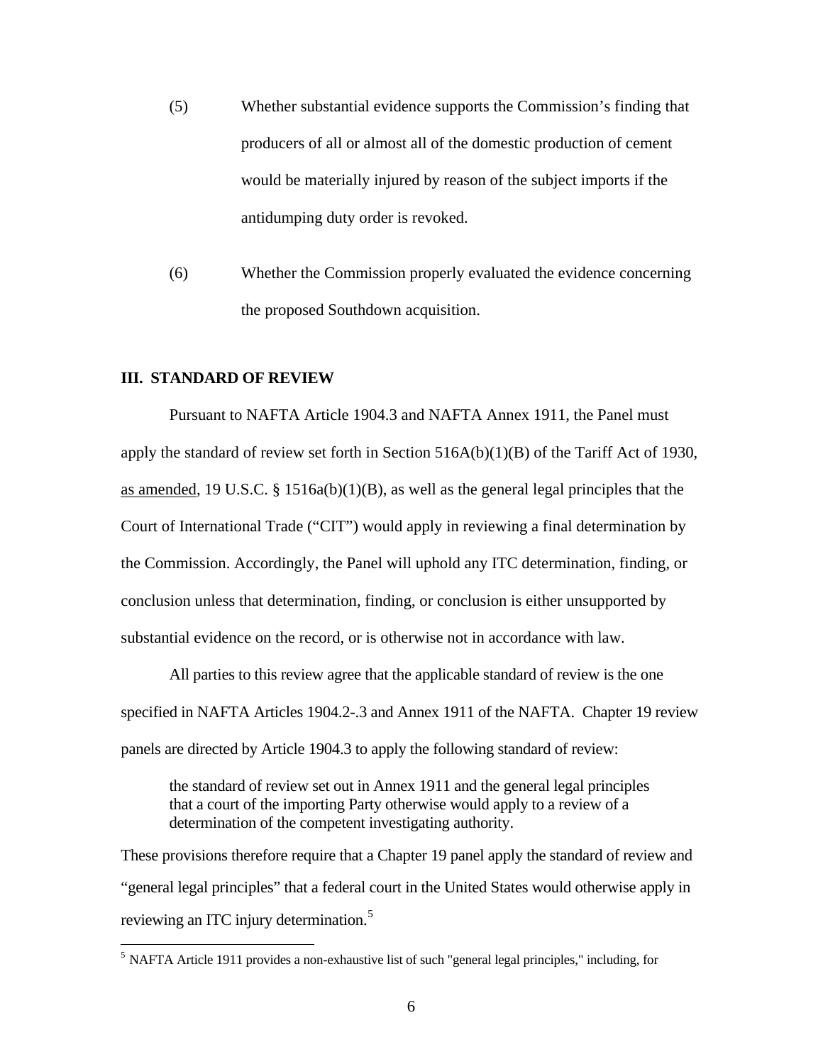(5) Whether substantial evidence supports the Commission's finding that producers of all or almost all of the domestic production of cement would be materially injured by reason of the subject imports if the antidumping duty order is revoked.

(6) Whether the Commission properly evaluated the evidence concerning the proposed Southdown acquisition.

## III. STANDARD OF REVIEW

Pursuant to NAFTA Article 1904.3 and NAFTA Annex 1911, the Panel must apply the standard of review set forth in Section 516A(b)(1)(B) of the Tariff Act of 1930, as amended, 19 U.S.C. § 1516a(b)(1)(B), as well as the general legal principles that the Court of International Trade ("CIT") would apply in reviewing a final determination by the Commission. Accordingly, the Panel will uphold any ITC determination, finding, or conclusion unless that determination, finding, or conclusion is either unsupported by substantial evidence on the record, or is otherwise not in accordance with law.

All parties to this review agree that the applicable standard of review is the one specified in NAFTA Articles 1904.2-.3 and Annex 1911 of the NAFTA. Chapter 19 review panels are directed by Article 1904.3 to apply the following standard of review:

> the standard of review set out in Annex 1911 and the general legal principles that a court of the importing Party otherwise would apply to a review of a determination of the competent investigating authority.

These provisions therefore require that a Chapter 19 panel apply the standard of review and "general legal principles" that a federal court in the United States would otherwise apply in reviewing an ITC injury determination.[5]

[5] NAFTA Article 1911 provides a non-exhaustive list of such "general legal principles," including, for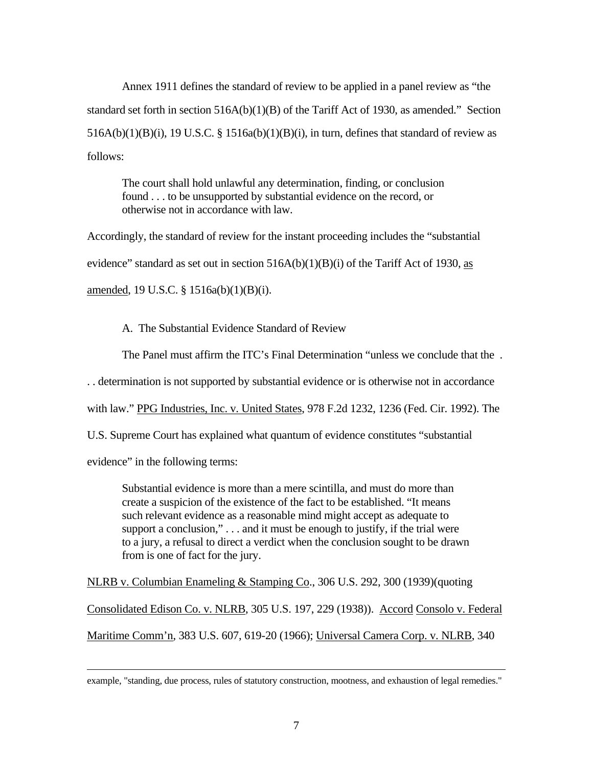Annex 1911 defines the standard of review to be applied in a panel review as "the standard set forth in section 516A(b)(1)(B) of the Tariff Act of 1930, as amended." Section 516A(b)(1)(B)(i), 19 U.S.C. § 1516a(b)(1)(B)(i), in turn, defines that standard of review as follows:

> The court shall hold unlawful any determination, finding, or conclusion found . . . to be unsupported by substantial evidence on the record, or otherwise not in accordance with law.

Accordingly, the standard of review for the instant proceeding includes the "substantial evidence" standard as set out in section 516A(b)(1)(B)(i) of the Tariff Act of 1930, as amended, 19 U.S.C. § 1516a(b)(1)(B)(i).

A. The Substantial Evidence Standard of Review

The Panel must affirm the ITC's Final Determination "unless we conclude that the . . . determination is not supported by substantial evidence or is otherwise not in accordance with law." PPG Industries, Inc. v. United States, 978 F.2d 1232, 1236 (Fed. Cir. 1992). The U.S. Supreme Court has explained what quantum of evidence constitutes "substantial evidence" in the following terms:

> Substantial evidence is more than a mere scintilla, and must do more than create a suspicion of the existence of the fact to be established. "It means such relevant evidence as a reasonable mind might accept as adequate to support a conclusion," . . . and it must be enough to justify, if the trial were to a jury, a refusal to direct a verdict when the conclusion sought to be drawn from is one of fact for the jury.

NLRB v. Columbian Enameling & Stamping Co., 306 U.S. 292, 300 (1939)(quoting Consolidated Edison Co. v. NLRB, 305 U.S. 197, 229 (1938)). Accord Consolo v. Federal Maritime Comm'n, 383 U.S. 607, 619-20 (1966); Universal Camera Corp. v. NLRB, 340

---

example, "standing, due process, rules of statutory construction, mootness, and exhaustion of legal remedies."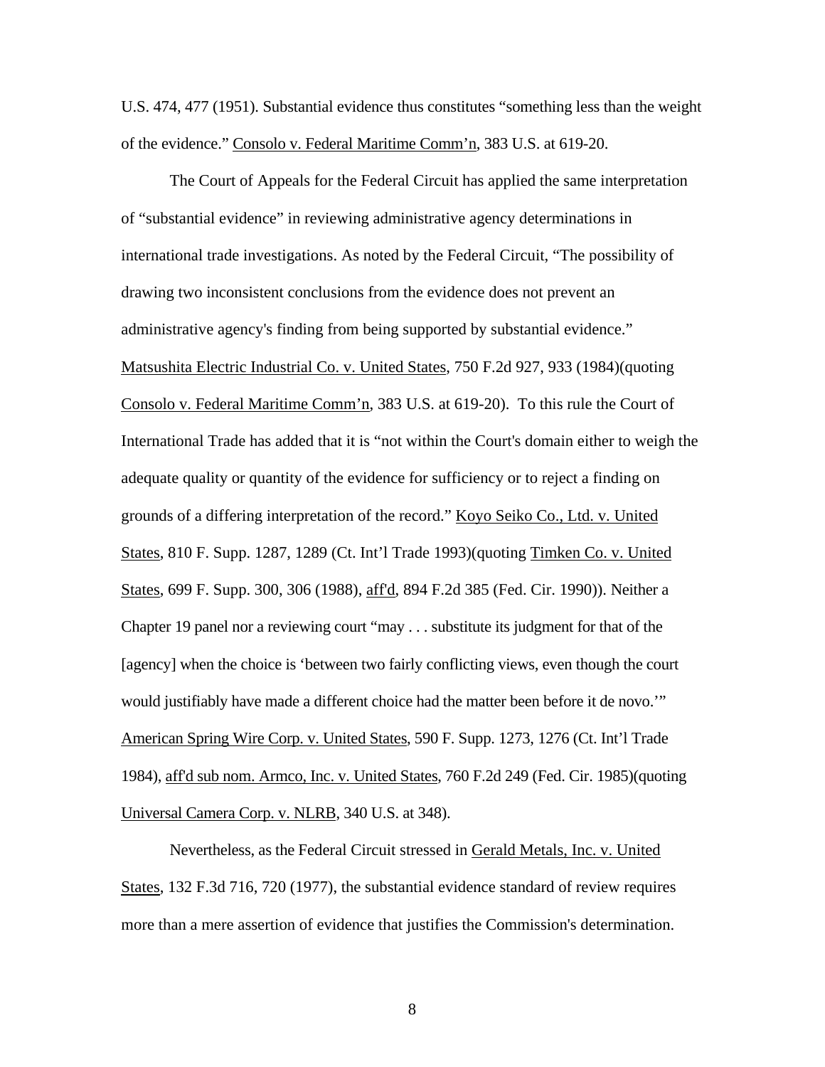U.S. 474, 477 (1951). Substantial evidence thus constitutes “something less than the weight of the evidence.” Consolo v. Federal Maritime Comm’n, 383 U.S. at 619-20.

The Court of Appeals for the Federal Circuit has applied the same interpretation of “substantial evidence” in reviewing administrative agency determinations in international trade investigations. As noted by the Federal Circuit, “The possibility of drawing two inconsistent conclusions from the evidence does not prevent an administrative agency's finding from being supported by substantial evidence.” Matsushita Electric Industrial Co. v. United States, 750 F.2d 927, 933 (1984)(quoting Consolo v. Federal Maritime Comm’n, 383 U.S. at 619-20). To this rule the Court of International Trade has added that it is “not within the Court's domain either to weigh the adequate quality or quantity of the evidence for sufficiency or to reject a finding on grounds of a differing interpretation of the record.” Koyo Seiko Co., Ltd. v. United States, 810 F. Supp. 1287, 1289 (Ct. Int’l Trade 1993)(quoting Timken Co. v. United States, 699 F. Supp. 300, 306 (1988), aff'd, 894 F.2d 385 (Fed. Cir. 1990)). Neither a Chapter 19 panel nor a reviewing court “may . . . substitute its judgment for that of the [agency] when the choice is ‘between two fairly conflicting views, even though the court would justifiably have made a different choice had the matter been before it de novo.’” American Spring Wire Corp. v. United States, 590 F. Supp. 1273, 1276 (Ct. Int’l Trade 1984), aff'd sub nom. Armco, Inc. v. United States, 760 F.2d 249 (Fed. Cir. 1985)(quoting Universal Camera Corp. v. NLRB, 340 U.S. at 348).

Nevertheless, as the Federal Circuit stressed in Gerald Metals, Inc. v. United States, 132 F.3d 716, 720 (1977), the substantial evidence standard of review requires more than a mere assertion of evidence that justifies the Commission's determination.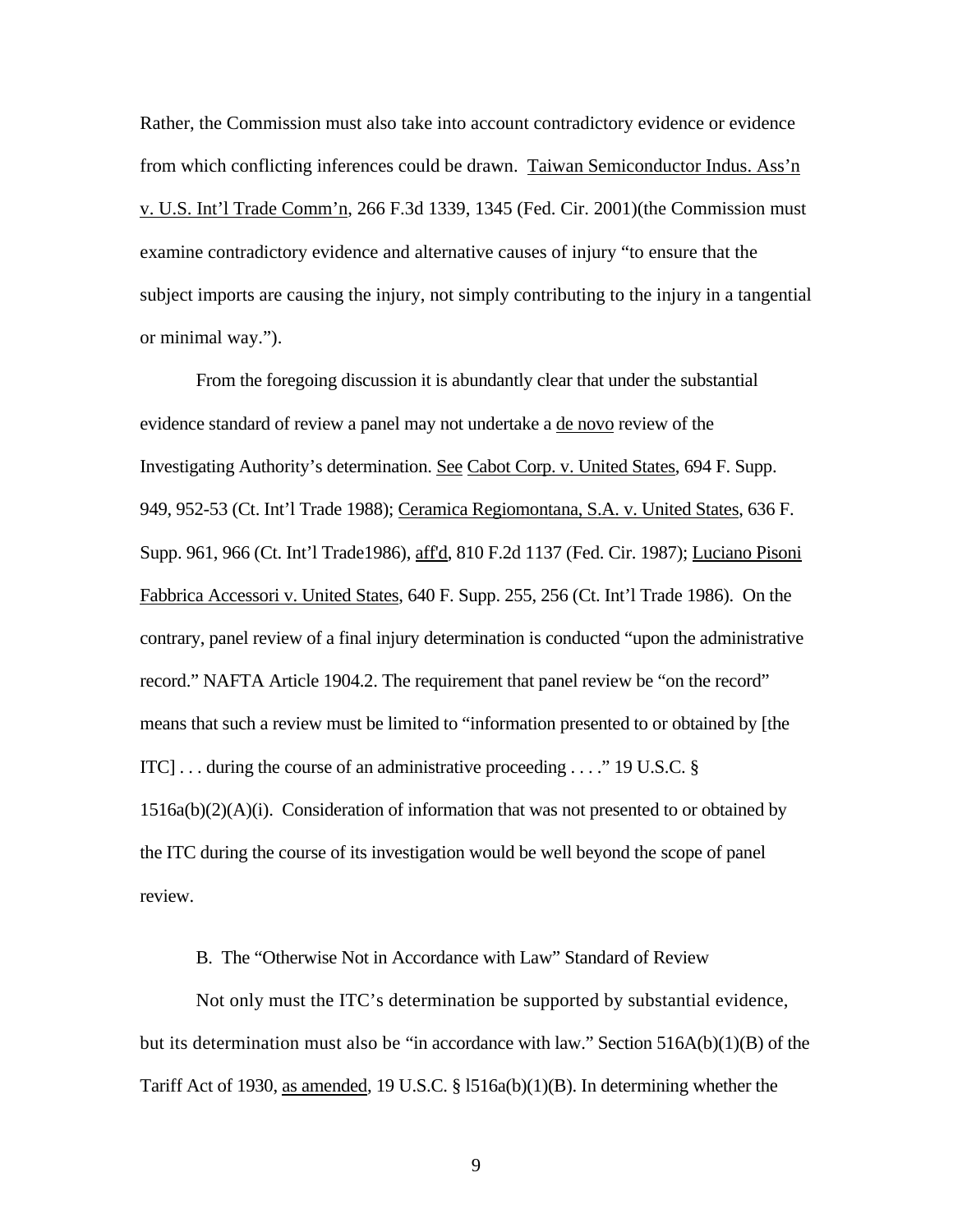Rather, the Commission must also take into account contradictory evidence or evidence from which conflicting inferences could be drawn. Taiwan Semiconductor Indus. Ass'n v. U.S. Int'l Trade Comm'n, 266 F.3d 1339, 1345 (Fed. Cir. 2001)(the Commission must examine contradictory evidence and alternative causes of injury "to ensure that the subject imports are causing the injury, not simply contributing to the injury in a tangential or minimal way.").

From the foregoing discussion it is abundantly clear that under the substantial evidence standard of review a panel may not undertake a de novo review of the Investigating Authority's determination. See Cabot Corp. v. United States, 694 F. Supp. 949, 952-53 (Ct. Int'l Trade 1988); Ceramica Regiomontana, S.A. v. United States, 636 F. Supp. 961, 966 (Ct. Int'l Trade1986), aff'd, 810 F.2d 1137 (Fed. Cir. 1987); Luciano Pisoni Fabbrica Accessori v. United States, 640 F. Supp. 255, 256 (Ct. Int'l Trade 1986). On the contrary, panel review of a final injury determination is conducted "upon the administrative record." NAFTA Article 1904.2. The requirement that panel review be "on the record" means that such a review must be limited to "information presented to or obtained by [the ITC] . . . during the course of an administrative proceeding . . . ." 19 U.S.C. § 1516a(b)(2)(A)(i). Consideration of information that was not presented to or obtained by the ITC during the course of its investigation would be well beyond the scope of panel review.

B. The "Otherwise Not in Accordance with Law" Standard of Review

Not only must the ITC's determination be supported by substantial evidence, but its determination must also be "in accordance with law." Section 516A(b)(1)(B) of the Tariff Act of 1930, as amended, 19 U.S.C. § l516a(b)(1)(B). In determining whether the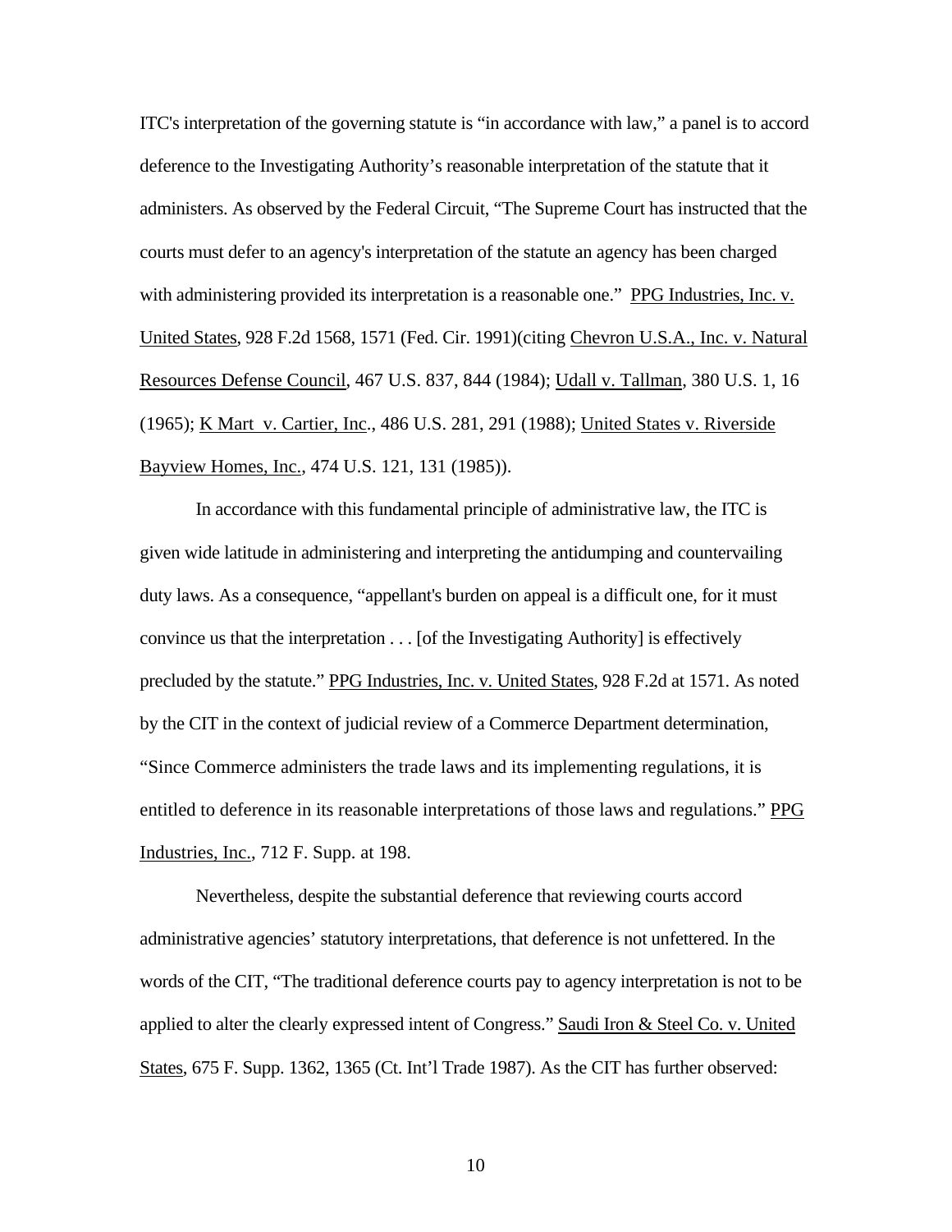ITC's interpretation of the governing statute is "in accordance with law," a panel is to accord deference to the Investigating Authority's reasonable interpretation of the statute that it administers. As observed by the Federal Circuit, "The Supreme Court has instructed that the courts must defer to an agency's interpretation of the statute an agency has been charged with administering provided its interpretation is a reasonable one." PPG Industries, Inc. v. United States, 928 F.2d 1568, 1571 (Fed. Cir. 1991)(citing Chevron U.S.A., Inc. v. Natural Resources Defense Council, 467 U.S. 837, 844 (1984); Udall v. Tallman, 380 U.S. 1, 16 (1965); K Mart v. Cartier, Inc., 486 U.S. 281, 291 (1988); United States v. Riverside Bayview Homes, Inc., 474 U.S. 121, 131 (1985)).

In accordance with this fundamental principle of administrative law, the ITC is given wide latitude in administering and interpreting the antidumping and countervailing duty laws. As a consequence, "appellant's burden on appeal is a difficult one, for it must convince us that the interpretation . . . [of the Investigating Authority] is effectively precluded by the statute." PPG Industries, Inc. v. United States, 928 F.2d at 1571. As noted by the CIT in the context of judicial review of a Commerce Department determination, "Since Commerce administers the trade laws and its implementing regulations, it is entitled to deference in its reasonable interpretations of those laws and regulations." PPG Industries, Inc., 712 F. Supp. at 198.

Nevertheless, despite the substantial deference that reviewing courts accord administrative agencies' statutory interpretations, that deference is not unfettered. In the words of the CIT, "The traditional deference courts pay to agency interpretation is not to be applied to alter the clearly expressed intent of Congress." Saudi Iron & Steel Co. v. United States, 675 F. Supp. 1362, 1365 (Ct. Int'l Trade 1987). As the CIT has further observed: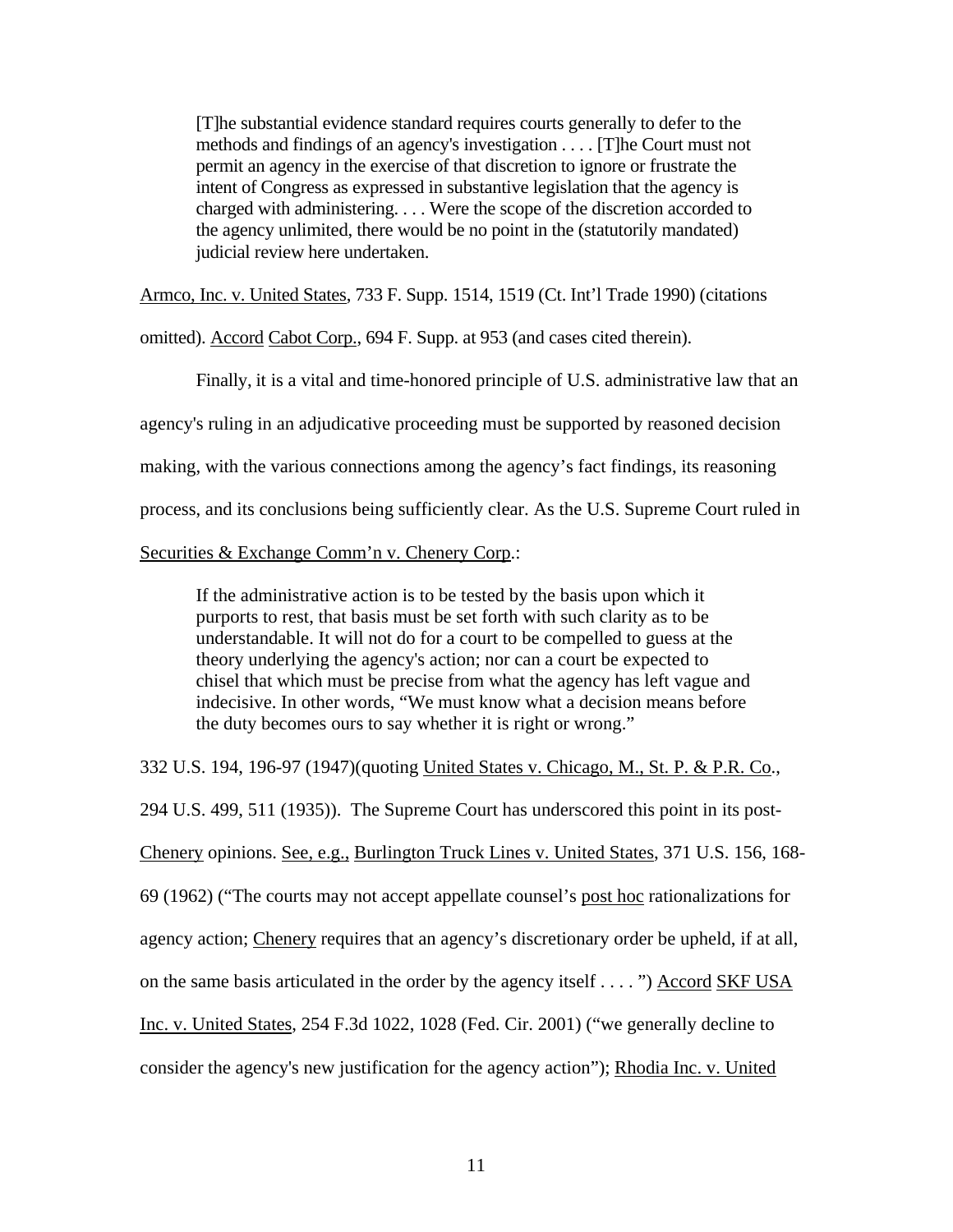> [T]he substantial evidence standard requires courts generally to defer to the methods and findings of an agency's investigation . . . . [T]he Court must not permit an agency in the exercise of that discretion to ignore or frustrate the intent of Congress as expressed in substantive legislation that the agency is charged with administering. . . . Were the scope of the discretion accorded to the agency unlimited, there would be no point in the (statutorily mandated) judicial review here undertaken.

Armco, Inc. v. United States, 733 F. Supp. 1514, 1519 (Ct. Int'l Trade 1990) (citations omitted). Accord Cabot Corp., 694 F. Supp. at 953 (and cases cited therein).

Finally, it is a vital and time-honored principle of U.S. administrative law that an agency's ruling in an adjudicative proceeding must be supported by reasoned decision making, with the various connections among the agency's fact findings, its reasoning process, and its conclusions being sufficiently clear. As the U.S. Supreme Court ruled in Securities & Exchange Comm'n v. Chenery Corp.:

> If the administrative action is to be tested by the basis upon which it purports to rest, that basis must be set forth with such clarity as to be understandable. It will not do for a court to be compelled to guess at the theory underlying the agency's action; nor can a court be expected to chisel that which must be precise from what the agency has left vague and indecisive. In other words, "We must know what a decision means before the duty becomes ours to say whether it is right or wrong."

332 U.S. 194, 196-97 (1947)(quoting United States v. Chicago, M., St. P. & P.R. Co., 294 U.S. 499, 511 (1935)). The Supreme Court has underscored this point in its post-Chenery opinions. See, e.g., Burlington Truck Lines v. United States, 371 U.S. 156, 168-69 (1962) ("The courts may not accept appellate counsel's post hoc rationalizations for agency action; Chenery requires that an agency's discretionary order be upheld, if at all, on the same basis articulated in the order by the agency itself . . . . ") Accord SKF USA Inc. v. United States, 254 F.3d 1022, 1028 (Fed. Cir. 2001) ("we generally decline to consider the agency's new justification for the agency action"); Rhodia Inc. v. United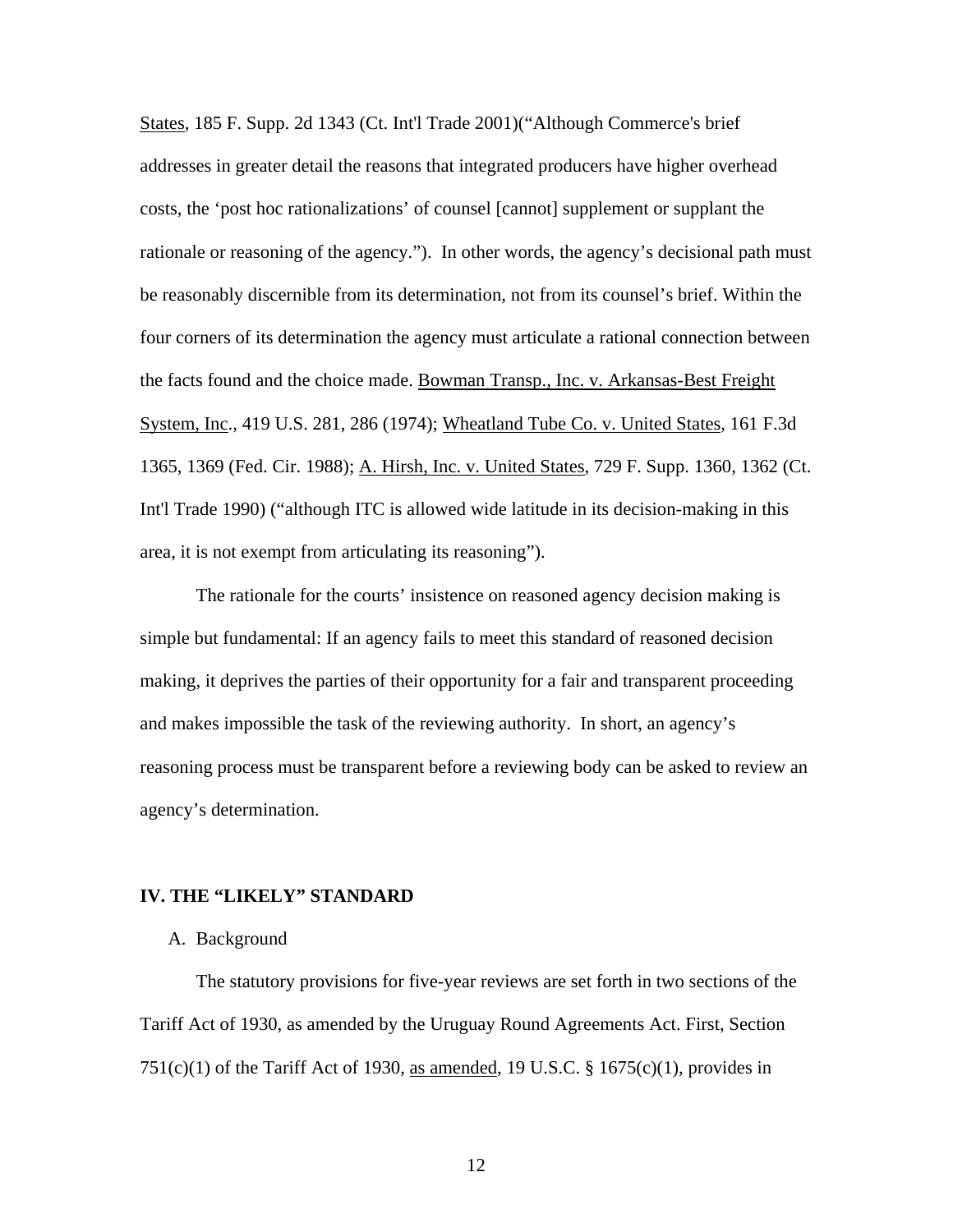States, 185 F. Supp. 2d 1343 (Ct. Int'l Trade 2001)("Although Commerce's brief addresses in greater detail the reasons that integrated producers have higher overhead costs, the 'post hoc rationalizations' of counsel [cannot] supplement or supplant the rationale or reasoning of the agency."). In other words, the agency's decisional path must be reasonably discernible from its determination, not from its counsel's brief. Within the four corners of its determination the agency must articulate a rational connection between the facts found and the choice made. Bowman Transp., Inc. v. Arkansas-Best Freight System, Inc., 419 U.S. 281, 286 (1974); Wheatland Tube Co. v. United States, 161 F.3d 1365, 1369 (Fed. Cir. 1988); A. Hirsh, Inc. v. United States, 729 F. Supp. 1360, 1362 (Ct. Int'l Trade 1990) ("although ITC is allowed wide latitude in its decision-making in this area, it is not exempt from articulating its reasoning").

The rationale for the courts' insistence on reasoned agency decision making is simple but fundamental: If an agency fails to meet this standard of reasoned decision making, it deprives the parties of their opportunity for a fair and transparent proceeding and makes impossible the task of the reviewing authority. In short, an agency's reasoning process must be transparent before a reviewing body can be asked to review an agency's determination.

## IV. THE "LIKELY" STANDARD

### A. Background

The statutory provisions for five-year reviews are set forth in two sections of the Tariff Act of 1930, as amended by the Uruguay Round Agreements Act. First, Section 751(c)(1) of the Tariff Act of 1930, as amended, 19 U.S.C. § 1675(c)(1), provides in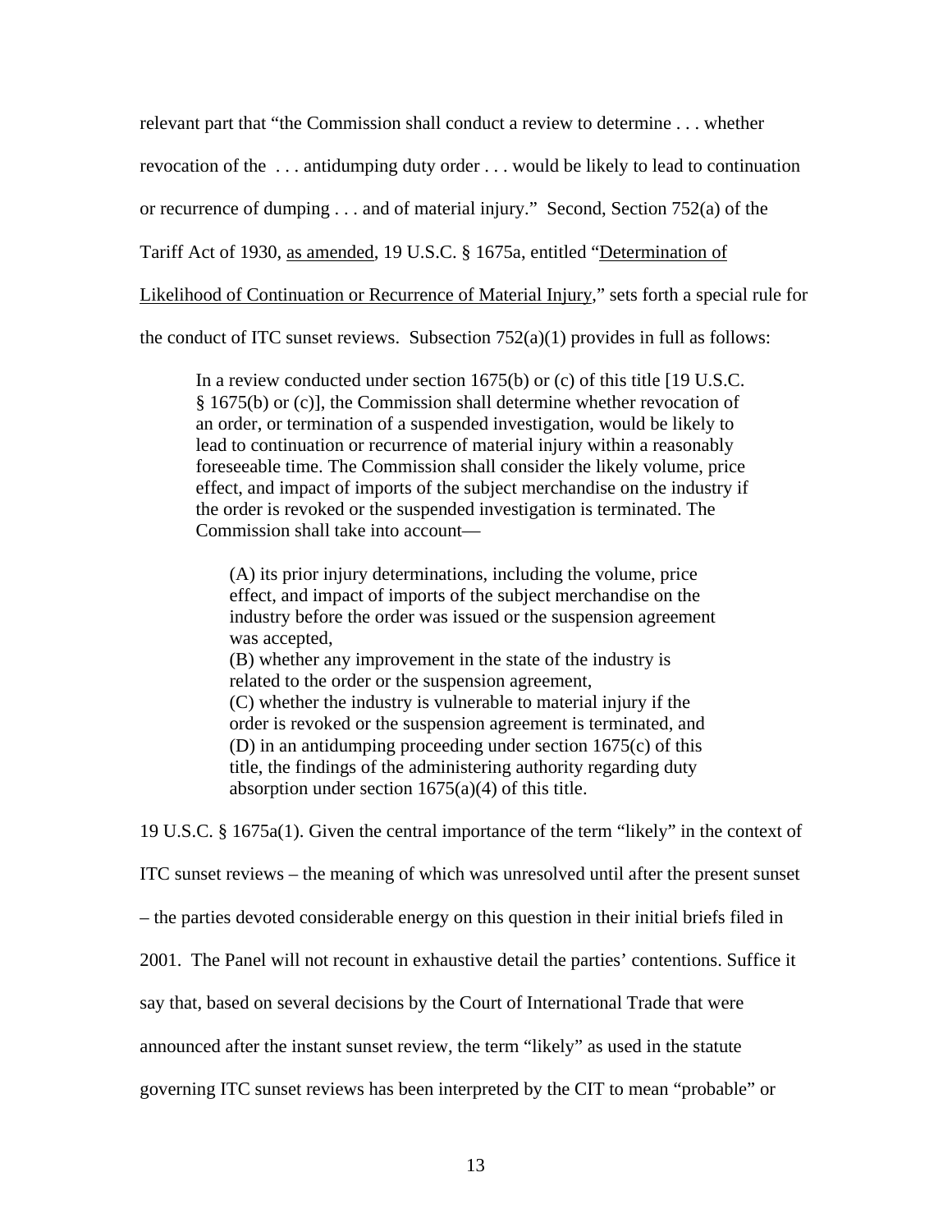relevant part that "the Commission shall conduct a review to determine . . . whether revocation of the . . . antidumping duty order . . . would be likely to lead to continuation or recurrence of dumping . . . and of material injury." Second, Section 752(a) of the Tariff Act of 1930, as amended, 19 U.S.C. § 1675a, entitled "Determination of Likelihood of Continuation or Recurrence of Material Injury," sets forth a special rule for the conduct of ITC sunset reviews. Subsection 752(a)(1) provides in full as follows:

> In a review conducted under section 1675(b) or (c) of this title [19 U.S.C. § 1675(b) or (c)], the Commission shall determine whether revocation of an order, or termination of a suspended investigation, would be likely to lead to continuation or recurrence of material injury within a reasonably foreseeable time. The Commission shall consider the likely volume, price effect, and impact of imports of the subject merchandise on the industry if the order is revoked or the suspended investigation is terminated. The Commission shall take into account—
>
> > (A) its prior injury determinations, including the volume, price effect, and impact of imports of the subject merchandise on the industry before the order was issued or the suspension agreement was accepted,
> > (B) whether any improvement in the state of the industry is related to the order or the suspension agreement,
> > (C) whether the industry is vulnerable to material injury if the order is revoked or the suspension agreement is terminated, and
> > (D) in an antidumping proceeding under section 1675(c) of this title, the findings of the administering authority regarding duty absorption under section 1675(a)(4) of this title.

19 U.S.C. § 1675a(1). Given the central importance of the term "likely" in the context of ITC sunset reviews – the meaning of which was unresolved until after the present sunset – the parties devoted considerable energy on this question in their initial briefs filed in 2001. The Panel will not recount in exhaustive detail the parties' contentions. Suffice it say that, based on several decisions by the Court of International Trade that were announced after the instant sunset review, the term "likely" as used in the statute governing ITC sunset reviews has been interpreted by the CIT to mean "probable" or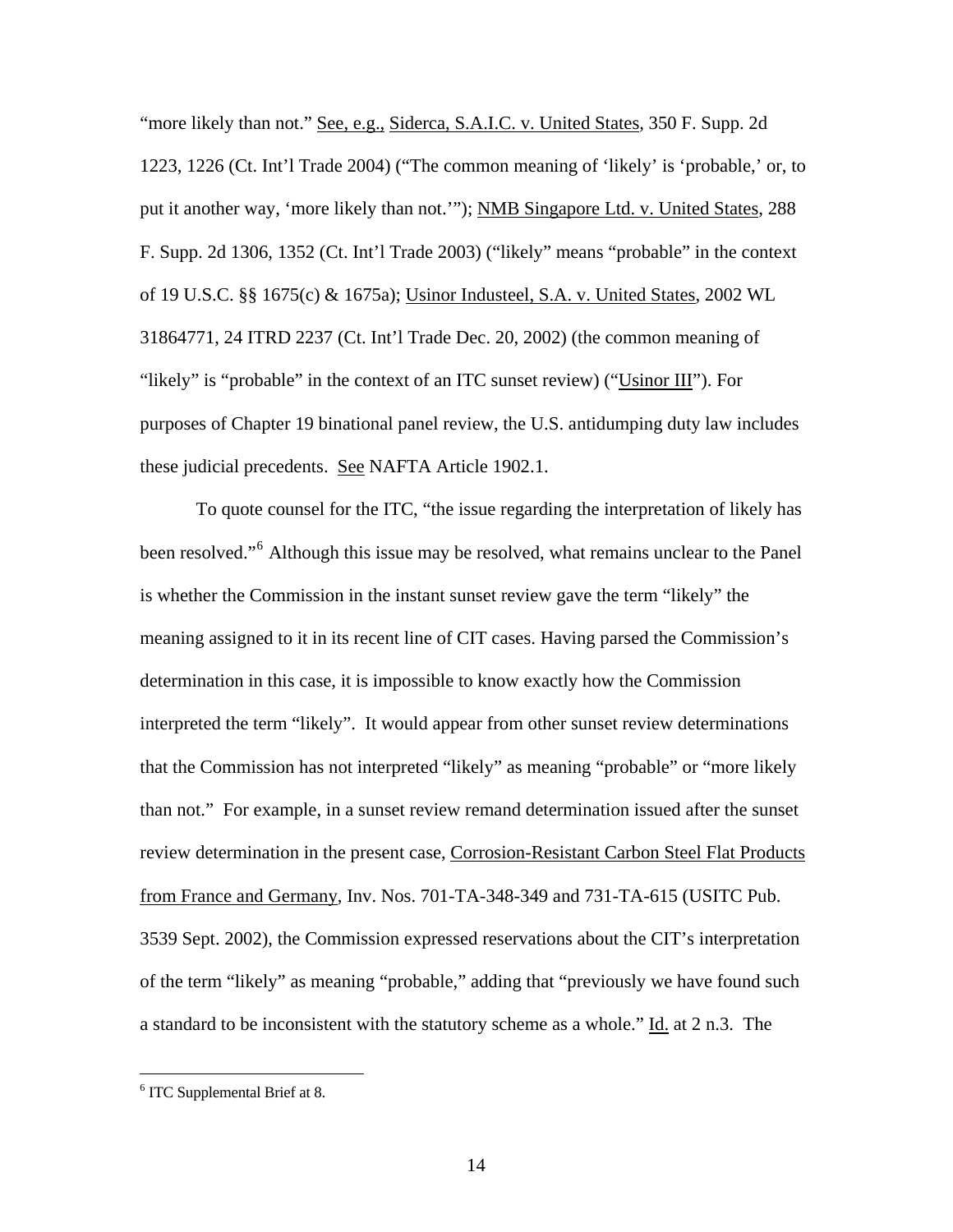"more likely than not." See, e.g., Siderca, S.A.I.C. v. United States, 350 F. Supp. 2d 1223, 1226 (Ct. Int'l Trade 2004) ("The common meaning of 'likely' is 'probable,' or, to put it another way, 'more likely than not.'"); NMB Singapore Ltd. v. United States, 288 F. Supp. 2d 1306, 1352 (Ct. Int'l Trade 2003) ("likely" means "probable" in the context of 19 U.S.C. §§ 1675(c) & 1675a); Usinor Industeel, S.A. v. United States, 2002 WL 31864771, 24 ITRD 2237 (Ct. Int'l Trade Dec. 20, 2002) (the common meaning of "likely" is "probable" in the context of an ITC sunset review) ("Usinor III"). For purposes of Chapter 19 binational panel review, the U.S. antidumping duty law includes these judicial precedents. See NAFTA Article 1902.1.

To quote counsel for the ITC, "the issue regarding the interpretation of likely has been resolved."[6] Although this issue may be resolved, what remains unclear to the Panel is whether the Commission in the instant sunset review gave the term "likely" the meaning assigned to it in its recent line of CIT cases. Having parsed the Commission's determination in this case, it is impossible to know exactly how the Commission interpreted the term "likely". It would appear from other sunset review determinations that the Commission has not interpreted "likely" as meaning "probable" or "more likely than not." For example, in a sunset review remand determination issued after the sunset review determination in the present case, Corrosion-Resistant Carbon Steel Flat Products from France and Germany, Inv. Nos. 701-TA-348-349 and 731-TA-615 (USITC Pub. 3539 Sept. 2002), the Commission expressed reservations about the CIT's interpretation of the term "likely" as meaning "probable," adding that "previously we have found such a standard to be inconsistent with the statutory scheme as a whole." Id. at 2 n.3. The

[6] ITC Supplemental Brief at 8.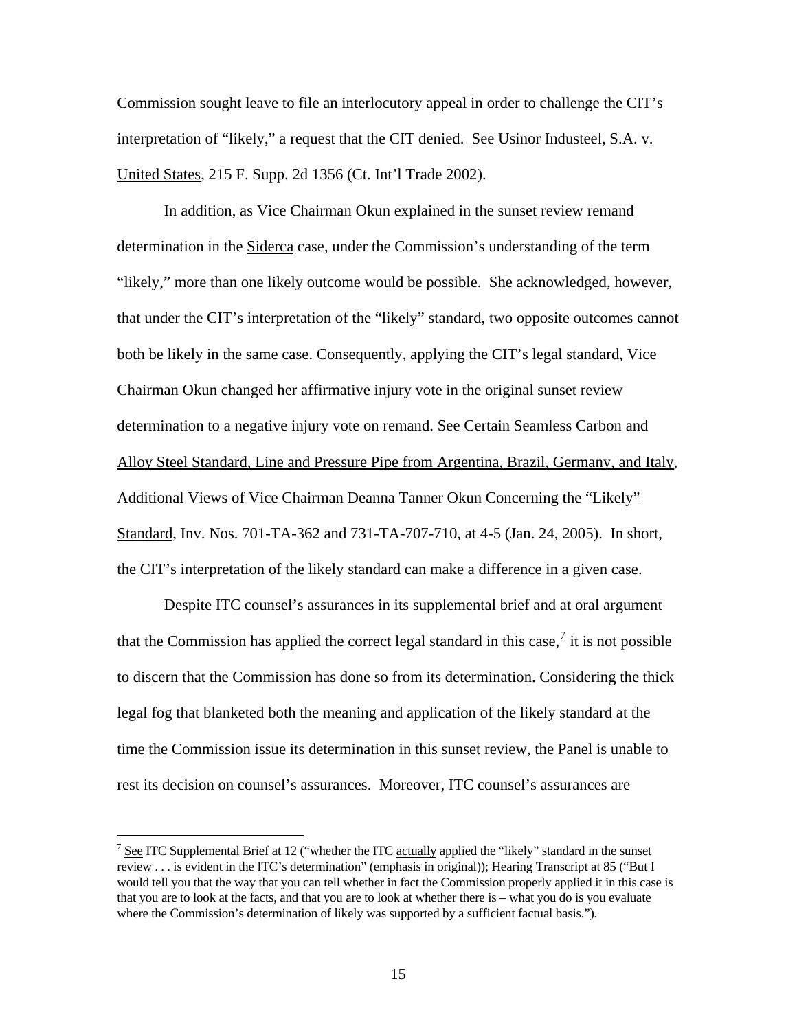Commission sought leave to file an interlocutory appeal in order to challenge the CIT's interpretation of "likely," a request that the CIT denied. See Usinor Industeel, S.A. v. United States, 215 F. Supp. 2d 1356 (Ct. Int'l Trade 2002).

In addition, as Vice Chairman Okun explained in the sunset review remand determination in the Siderca case, under the Commission's understanding of the term "likely," more than one likely outcome would be possible. She acknowledged, however, that under the CIT's interpretation of the "likely" standard, two opposite outcomes cannot both be likely in the same case. Consequently, applying the CIT's legal standard, Vice Chairman Okun changed her affirmative injury vote in the original sunset review determination to a negative injury vote on remand. See Certain Seamless Carbon and Alloy Steel Standard, Line and Pressure Pipe from Argentina, Brazil, Germany, and Italy, Additional Views of Vice Chairman Deanna Tanner Okun Concerning the "Likely" Standard, Inv. Nos. 701-TA-362 and 731-TA-707-710, at 4-5 (Jan. 24, 2005). In short, the CIT's interpretation of the likely standard can make a difference in a given case.

Despite ITC counsel's assurances in its supplemental brief and at oral argument that the Commission has applied the correct legal standard in this case,[7] it is not possible to discern that the Commission has done so from its determination. Considering the thick legal fog that blanketed both the meaning and application of the likely standard at the time the Commission issue its determination in this sunset review, the Panel is unable to rest its decision on counsel's assurances. Moreover, ITC counsel's assurances are

[7] See ITC Supplemental Brief at 12 ("whether the ITC actually applied the "likely" standard in the sunset review . . . is evident in the ITC's determination" (emphasis in original)); Hearing Transcript at 85 ("But I would tell you that the way that you can tell whether in fact the Commission properly applied it in this case is that you are to look at the facts, and that you are to look at whether there is – what you do is you evaluate where the Commission's determination of likely was supported by a sufficient factual basis.").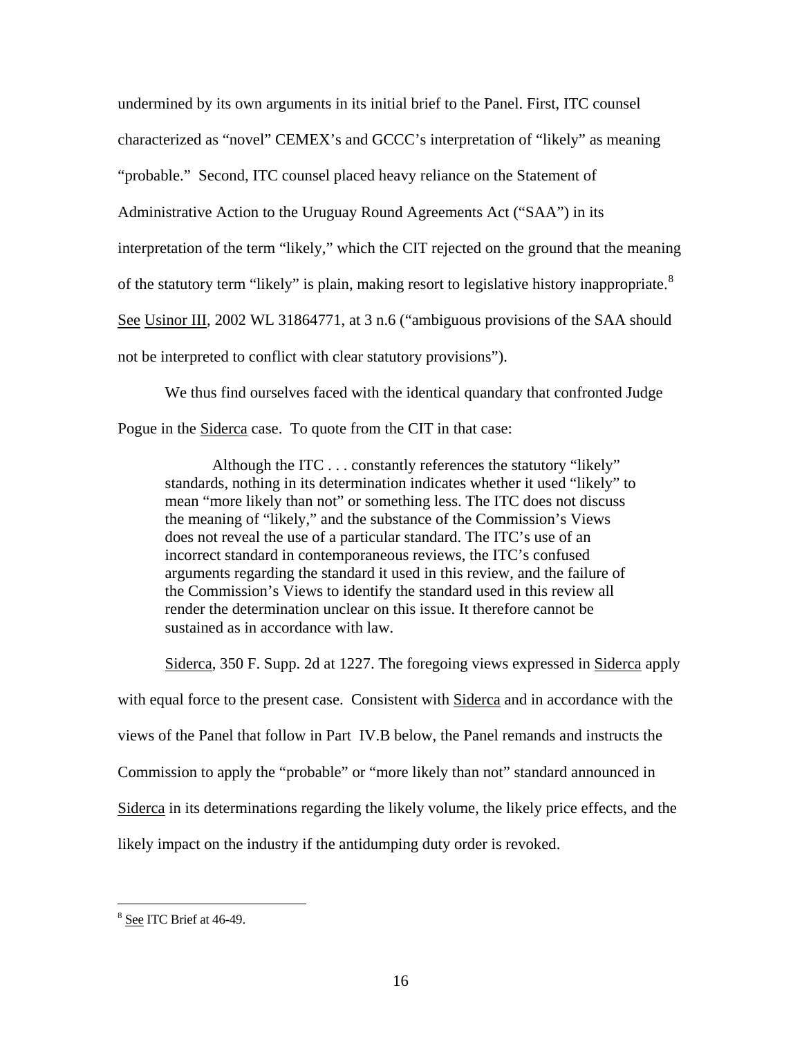undermined by its own arguments in its initial brief to the Panel. First, ITC counsel characterized as "novel" CEMEX's and GCCC's interpretation of "likely" as meaning "probable." Second, ITC counsel placed heavy reliance on the Statement of Administrative Action to the Uruguay Round Agreements Act ("SAA") in its interpretation of the term "likely," which the CIT rejected on the ground that the meaning of the statutory term "likely" is plain, making resort to legislative history inappropriate.[8] See Usinor III, 2002 WL 31864771, at 3 n.6 ("ambiguous provisions of the SAA should not be interpreted to conflict with clear statutory provisions").

We thus find ourselves faced with the identical quandary that confronted Judge Pogue in the Siderca case. To quote from the CIT in that case:

> Although the ITC . . . constantly references the statutory "likely" standards, nothing in its determination indicates whether it used "likely" to mean "more likely than not" or something less. The ITC does not discuss the meaning of "likely," and the substance of the Commission's Views does not reveal the use of a particular standard. The ITC's use of an incorrect standard in contemporaneous reviews, the ITC's confused arguments regarding the standard it used in this review, and the failure of the Commission's Views to identify the standard used in this review all render the determination unclear on this issue. It therefore cannot be sustained as in accordance with law.

Siderca, 350 F. Supp. 2d at 1227. The foregoing views expressed in Siderca apply with equal force to the present case. Consistent with Siderca and in accordance with the views of the Panel that follow in Part IV.B below, the Panel remands and instructs the Commission to apply the "probable" or "more likely than not" standard announced in Siderca in its determinations regarding the likely volume, the likely price effects, and the likely impact on the industry if the antidumping duty order is revoked.

---

[8] See ITC Brief at 46-49.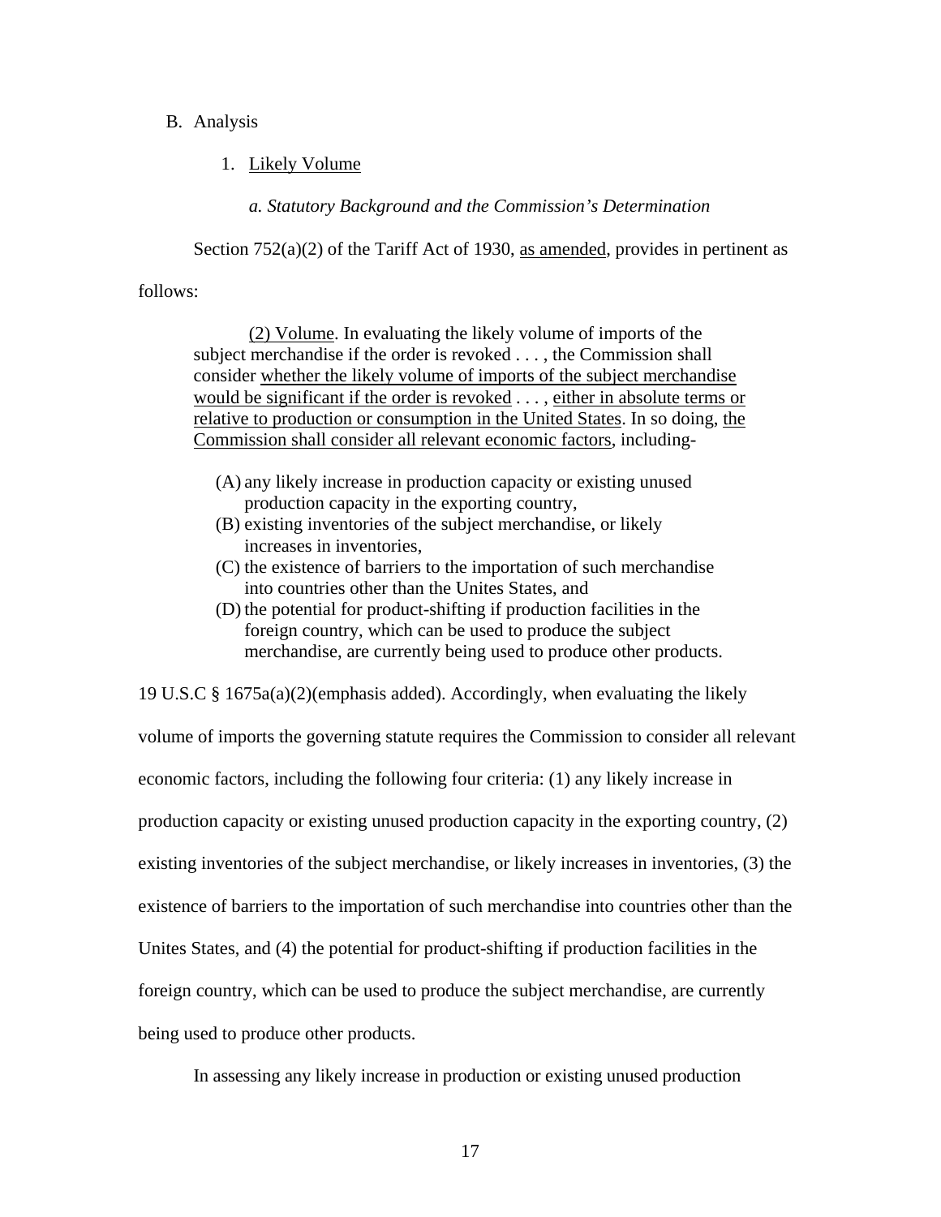B. Analysis

1. <u>Likely Volume</u>

*a. Statutory Background and the Commission's Determination*

Section 752(a)(2) of the Tariff Act of 1930, <u>as amended</u>, provides in pertinent as follows:

> <u>(2) Volume</u>. In evaluating the likely volume of imports of the subject merchandise if the order is revoked . . . , the Commission shall consider <u>whether the likely volume of imports of the subject merchandise would be significant if the order is revoked</u> . . . , <u>either in absolute terms or relative to production or consumption in the United States</u>. In so doing, <u>the Commission shall consider all relevant economic factors</u>, including-
>
> (A) any likely increase in production capacity or existing unused production capacity in the exporting country,
> (B) existing inventories of the subject merchandise, or likely increases in inventories,
> (C) the existence of barriers to the importation of such merchandise into countries other than the Unites States, and
> (D) the potential for product-shifting if production facilities in the foreign country, which can be used to produce the subject merchandise, are currently being used to produce other products.

19 U.S.C § 1675a(a)(2)(emphasis added). Accordingly, when evaluating the likely volume of imports the governing statute requires the Commission to consider all relevant economic factors, including the following four criteria: (1) any likely increase in production capacity or existing unused production capacity in the exporting country, (2) existing inventories of the subject merchandise, or likely increases in inventories, (3) the existence of barriers to the importation of such merchandise into countries other than the Unites States, and (4) the potential for product-shifting if production facilities in the foreign country, which can be used to produce the subject merchandise, are currently being used to produce other products.

In assessing any likely increase in production or existing unused production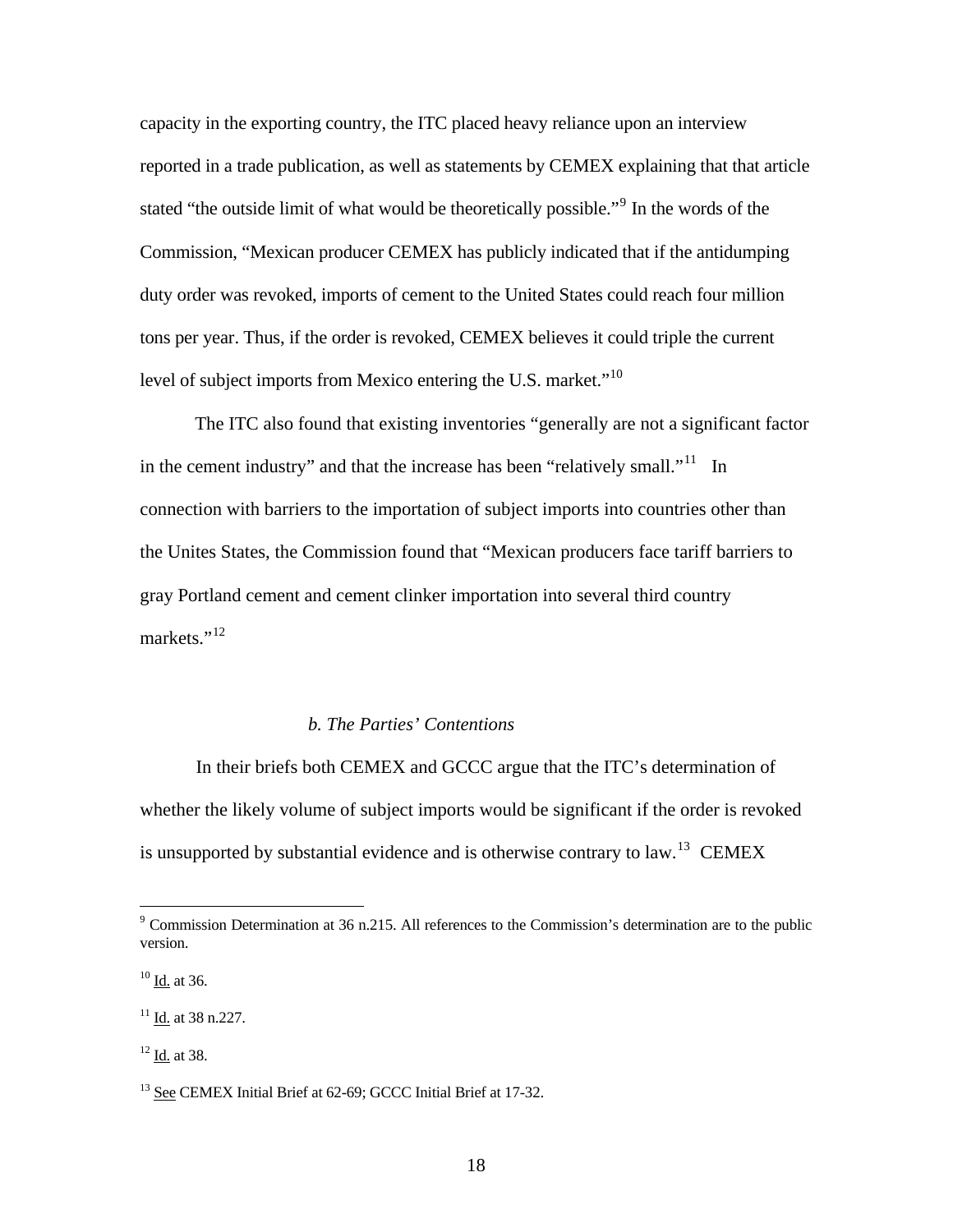capacity in the exporting country, the ITC placed heavy reliance upon an interview reported in a trade publication, as well as statements by CEMEX explaining that that article stated "the outside limit of what would be theoretically possible."[9] In the words of the Commission, "Mexican producer CEMEX has publicly indicated that if the antidumping duty order was revoked, imports of cement to the United States could reach four million tons per year. Thus, if the order is revoked, CEMEX believes it could triple the current level of subject imports from Mexico entering the U.S. market."[10]

The ITC also found that existing inventories "generally are not a significant factor in the cement industry" and that the increase has been "relatively small."[11] In connection with barriers to the importation of subject imports into countries other than the Unites States, the Commission found that "Mexican producers face tariff barriers to gray Portland cement and cement clinker importation into several third country markets."[12]

*b. The Parties' Contentions*

In their briefs both CEMEX and GCCC argue that the ITC's determination of whether the likely volume of subject imports would be significant if the order is revoked is unsupported by substantial evidence and is otherwise contrary to law.[13] CEMEX

---

[9] Commission Determination at 36 n.215. All references to the Commission's determination are to the public version.

[10] Id. at 36.

[11] Id. at 38 n.227.

[12] Id. at 38.

[13] See CEMEX Initial Brief at 62-69; GCCC Initial Brief at 17-32.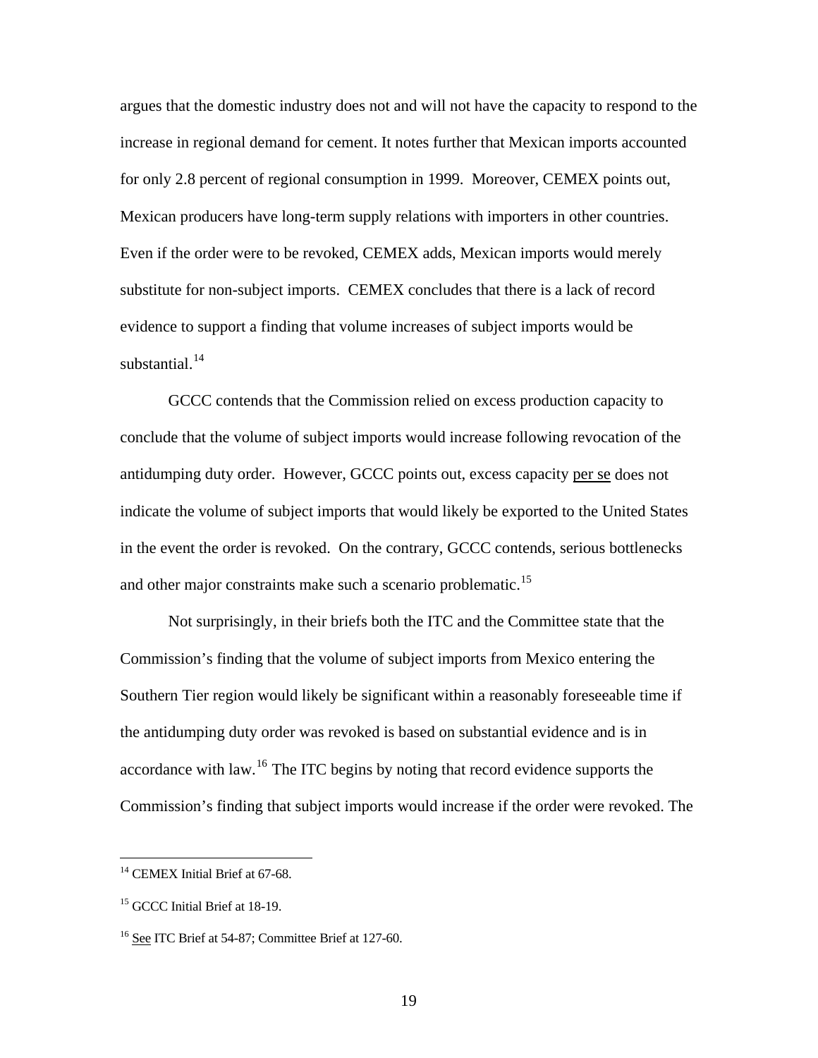argues that the domestic industry does not and will not have the capacity to respond to the increase in regional demand for cement. It notes further that Mexican imports accounted for only 2.8 percent of regional consumption in 1999. Moreover, CEMEX points out, Mexican producers have long-term supply relations with importers in other countries. Even if the order were to be revoked, CEMEX adds, Mexican imports would merely substitute for non-subject imports. CEMEX concludes that there is a lack of record evidence to support a finding that volume increases of subject imports would be substantial.[14]

GCCC contends that the Commission relied on excess production capacity to conclude that the volume of subject imports would increase following revocation of the antidumping duty order. However, GCCC points out, excess capacity per se does not indicate the volume of subject imports that would likely be exported to the United States in the event the order is revoked. On the contrary, GCCC contends, serious bottlenecks and other major constraints make such a scenario problematic.[15]

Not surprisingly, in their briefs both the ITC and the Committee state that the Commission's finding that the volume of subject imports from Mexico entering the Southern Tier region would likely be significant within a reasonably foreseeable time if the antidumping duty order was revoked is based on substantial evidence and is in accordance with law.[16] The ITC begins by noting that record evidence supports the Commission's finding that subject imports would increase if the order were revoked. The

---

[14] CEMEX Initial Brief at 67-68.

[15] GCCC Initial Brief at 18-19.

[16] See ITC Brief at 54-87; Committee Brief at 127-60.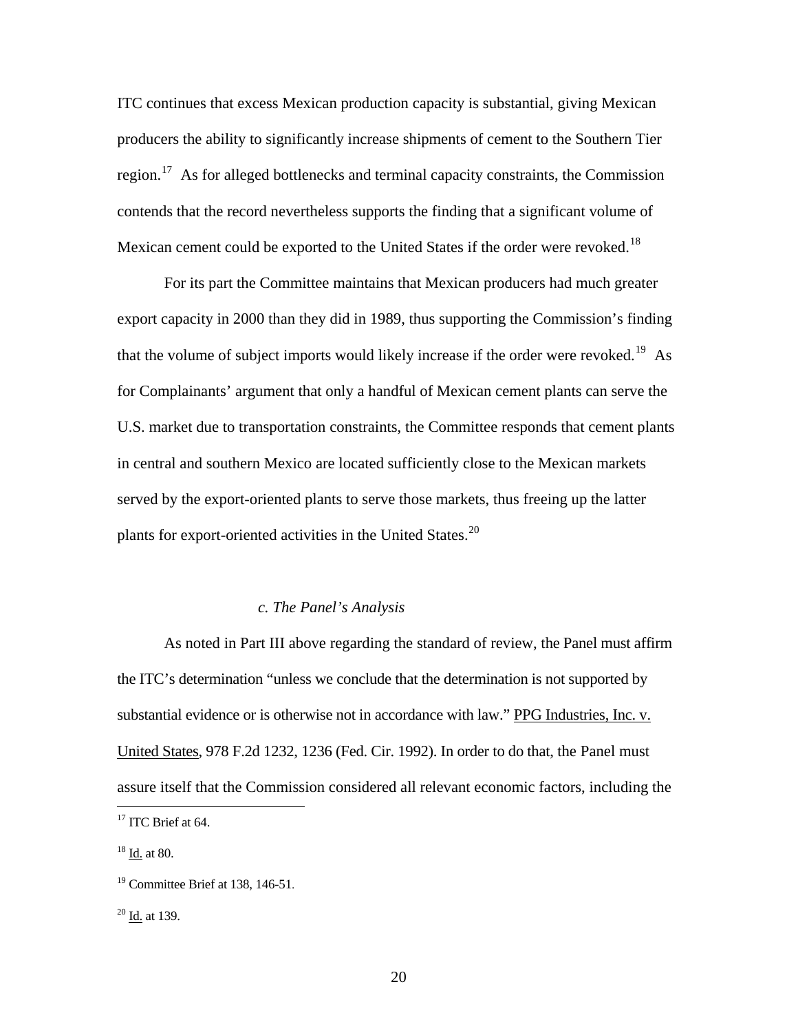ITC continues that excess Mexican production capacity is substantial, giving Mexican producers the ability to significantly increase shipments of cement to the Southern Tier region.[17] As for alleged bottlenecks and terminal capacity constraints, the Commission contends that the record nevertheless supports the finding that a significant volume of Mexican cement could be exported to the United States if the order were revoked.[18]

For its part the Committee maintains that Mexican producers had much greater export capacity in 2000 than they did in 1989, thus supporting the Commission's finding that the volume of subject imports would likely increase if the order were revoked.[19] As for Complainants' argument that only a handful of Mexican cement plants can serve the U.S. market due to transportation constraints, the Committee responds that cement plants in central and southern Mexico are located sufficiently close to the Mexican markets served by the export-oriented plants to serve those markets, thus freeing up the latter plants for export-oriented activities in the United States.[20]

*c. The Panel's Analysis*

As noted in Part III above regarding the standard of review, the Panel must affirm the ITC's determination "unless we conclude that the determination is not supported by substantial evidence or is otherwise not in accordance with law." PPG Industries, Inc. v. United States, 978 F.2d 1232, 1236 (Fed. Cir. 1992). In order to do that, the Panel must assure itself that the Commission considered all relevant economic factors, including the

---

[17] ITC Brief at 64.

[18] Id. at 80.

[19] Committee Brief at 138, 146-51.

[20] Id. at 139.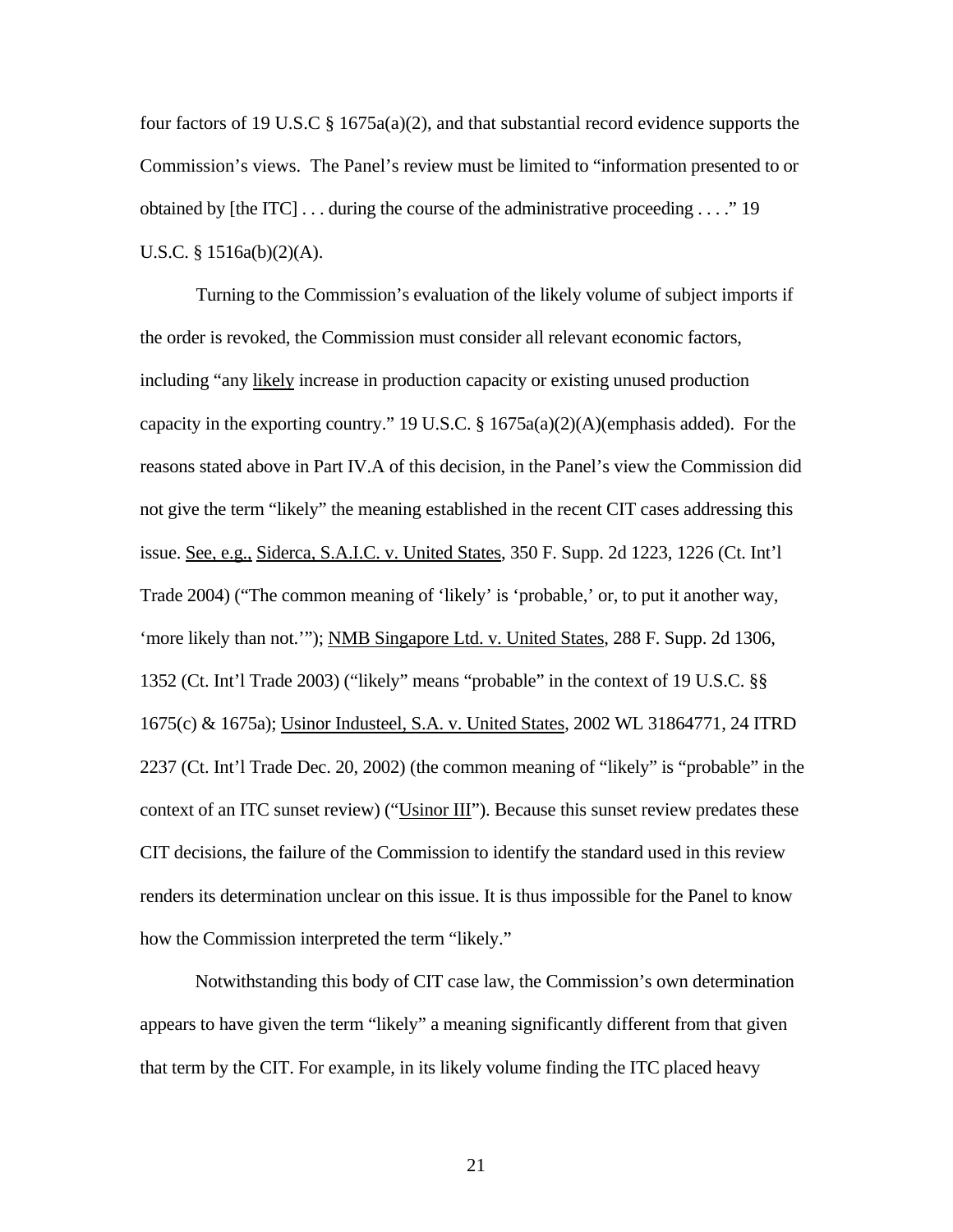four factors of 19 U.S.C § 1675a(a)(2), and that substantial record evidence supports the Commission's views. The Panel's review must be limited to "information presented to or obtained by [the ITC] . . . during the course of the administrative proceeding . . . ." 19 U.S.C. § 1516a(b)(2)(A).

Turning to the Commission's evaluation of the likely volume of subject imports if the order is revoked, the Commission must consider all relevant economic factors, including "any likely increase in production capacity or existing unused production capacity in the exporting country." 19 U.S.C. § 1675a(a)(2)(A)(emphasis added). For the reasons stated above in Part IV.A of this decision, in the Panel's view the Commission did not give the term "likely" the meaning established in the recent CIT cases addressing this issue. See, e.g., Siderca, S.A.I.C. v. United States, 350 F. Supp. 2d 1223, 1226 (Ct. Int'l Trade 2004) ("The common meaning of 'likely' is 'probable,' or, to put it another way, 'more likely than not.'"); NMB Singapore Ltd. v. United States, 288 F. Supp. 2d 1306, 1352 (Ct. Int'l Trade 2003) ("likely" means "probable" in the context of 19 U.S.C. §§ 1675(c) & 1675a); Usinor Industeel, S.A. v. United States, 2002 WL 31864771, 24 ITRD 2237 (Ct. Int'l Trade Dec. 20, 2002) (the common meaning of "likely" is "probable" in the context of an ITC sunset review) ("Usinor III"). Because this sunset review predates these CIT decisions, the failure of the Commission to identify the standard used in this review renders its determination unclear on this issue. It is thus impossible for the Panel to know how the Commission interpreted the term "likely."

Notwithstanding this body of CIT case law, the Commission's own determination appears to have given the term "likely" a meaning significantly different from that given that term by the CIT. For example, in its likely volume finding the ITC placed heavy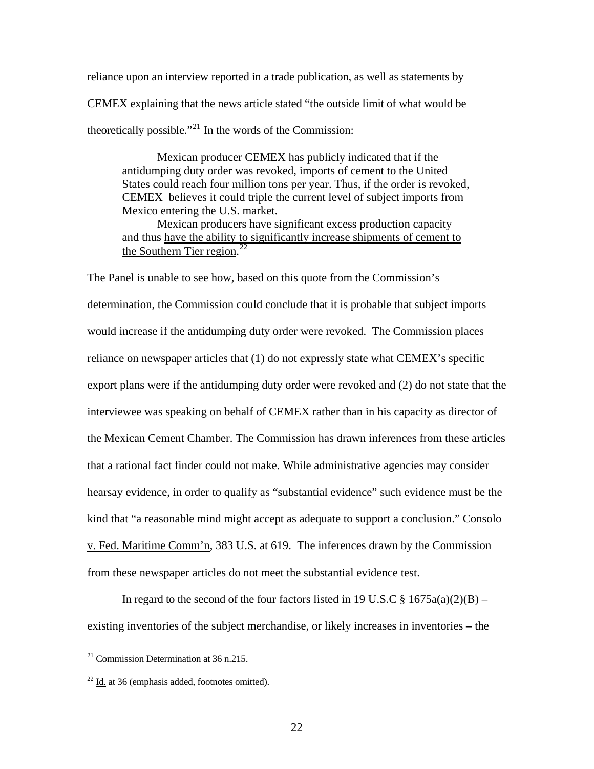reliance upon an interview reported in a trade publication, as well as statements by CEMEX explaining that the news article stated "the outside limit of what would be theoretically possible."[21] In the words of the Commission:

> Mexican producer CEMEX has publicly indicated that if the antidumping duty order was revoked, imports of cement to the United States could reach four million tons per year. Thus, if the order is revoked, <u>CEMEX believes</u> it could triple the current level of subject imports from Mexico entering the U.S. market.
>
> Mexican producers have significant excess production capacity and thus <u>have the ability to significantly increase shipments of cement to the Southern Tier region</u>.[22]

The Panel is unable to see how, based on this quote from the Commission's determination, the Commission could conclude that it is probable that subject imports would increase if the antidumping duty order were revoked. The Commission places reliance on newspaper articles that (1) do not expressly state what CEMEX's specific export plans were if the antidumping duty order were revoked and (2) do not state that the interviewee was speaking on behalf of CEMEX rather than in his capacity as director of the Mexican Cement Chamber. The Commission has drawn inferences from these articles that a rational fact finder could not make. While administrative agencies may consider hearsay evidence, in order to qualify as "substantial evidence" such evidence must be the kind that "a reasonable mind might accept as adequate to support a conclusion." <u>Consolo v. Fed. Maritime Comm'n</u>, 383 U.S. at 619. The inferences drawn by the Commission from these newspaper articles do not meet the substantial evidence test.

In regard to the second of the four factors listed in 19 U.S.C § 1675a(a)(2)(B) – existing inventories of the subject merchandise, or likely increases in inventories – the

---

[21] Commission Determination at 36 n.215.

[22] <u>Id.</u> at 36 (emphasis added, footnotes omitted).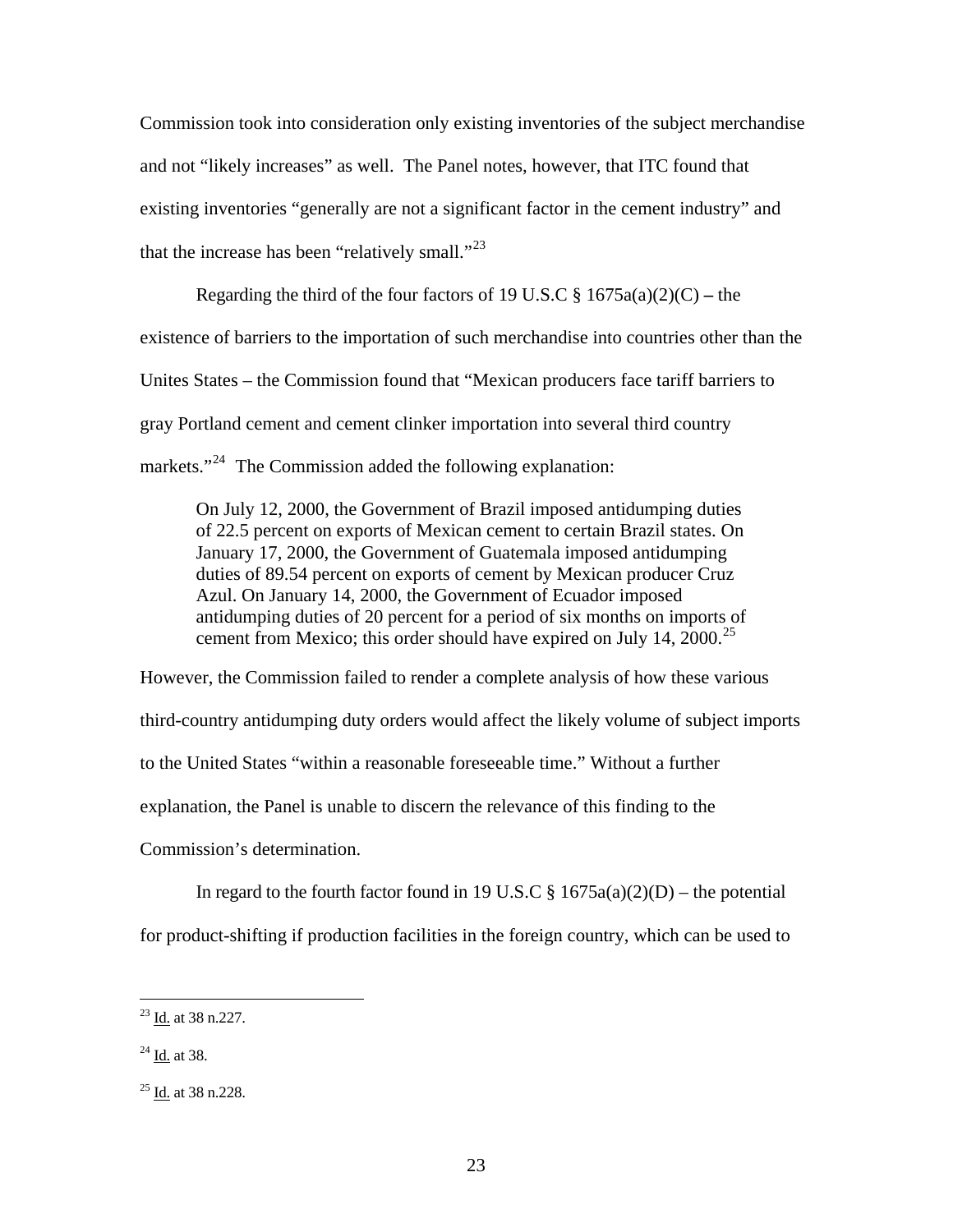Commission took into consideration only existing inventories of the subject merchandise and not "likely increases" as well. The Panel notes, however, that ITC found that existing inventories "generally are not a significant factor in the cement industry" and that the increase has been "relatively small."[23]

Regarding the third of the four factors of 19 U.S.C § 1675a(a)(2)(C) – the existence of barriers to the importation of such merchandise into countries other than the Unites States – the Commission found that "Mexican producers face tariff barriers to gray Portland cement and cement clinker importation into several third country markets."[24] The Commission added the following explanation:

> On July 12, 2000, the Government of Brazil imposed antidumping duties of 22.5 percent on exports of Mexican cement to certain Brazil states. On January 17, 2000, the Government of Guatemala imposed antidumping duties of 89.54 percent on exports of cement by Mexican producer Cruz Azul. On January 14, 2000, the Government of Ecuador imposed antidumping duties of 20 percent for a period of six months on imports of cement from Mexico; this order should have expired on July 14, 2000.[25]

However, the Commission failed to render a complete analysis of how these various third-country antidumping duty orders would affect the likely volume of subject imports to the United States "within a reasonable foreseeable time." Without a further explanation, the Panel is unable to discern the relevance of this finding to the Commission's determination.

In regard to the fourth factor found in 19 U.S.C § 1675a(a)(2)(D) – the potential for product-shifting if production facilities in the foreign country, which can be used to

---

[23] Id. at 38 n.227.

[24] Id. at 38.

[25] Id. at 38 n.228.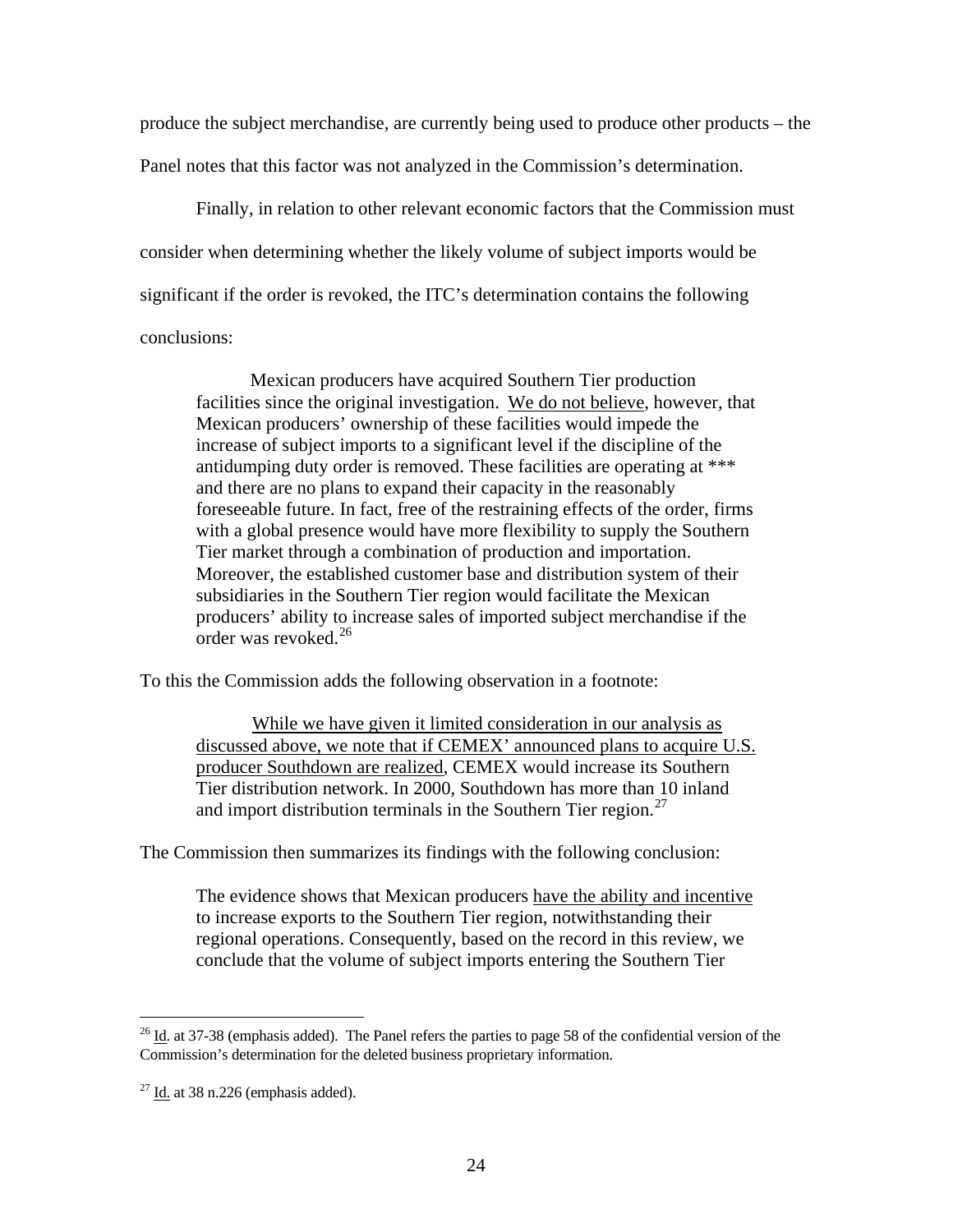produce the subject merchandise, are currently being used to produce other products – the Panel notes that this factor was not analyzed in the Commission's determination.

Finally, in relation to other relevant economic factors that the Commission must consider when determining whether the likely volume of subject imports would be significant if the order is revoked, the ITC's determination contains the following conclusions:

> Mexican producers have acquired Southern Tier production facilities since the original investigation. <u>We do not believe</u>, however, that Mexican producers' ownership of these facilities would impede the increase of subject imports to a significant level if the discipline of the antidumping duty order is removed. These facilities are operating at *** and there are no plans to expand their capacity in the reasonably foreseeable future. In fact, free of the restraining effects of the order, firms with a global presence would have more flexibility to supply the Southern Tier market through a combination of production and importation. Moreover, the established customer base and distribution system of their subsidiaries in the Southern Tier region would facilitate the Mexican producers' ability to increase sales of imported subject merchandise if the order was revoked.[26]

To this the Commission adds the following observation in a footnote:

> <u>While we have given it limited consideration in our analysis as discussed above, we note that if CEMEX' announced plans to acquire U.S. producer Southdown are realized</u>, CEMEX would increase its Southern Tier distribution network. In 2000, Southdown has more than 10 inland and import distribution terminals in the Southern Tier region.[27]

The Commission then summarizes its findings with the following conclusion:

> The evidence shows that Mexican producers <u>have the ability and incentive</u> to increase exports to the Southern Tier region, notwithstanding their regional operations. Consequently, based on the record in this review, we conclude that the volume of subject imports entering the Southern Tier

---

[26] <u>Id.</u> at 37-38 (emphasis added). The Panel refers the parties to page 58 of the confidential version of the Commission's determination for the deleted business proprietary information.

[27] <u>Id.</u> at 38 n.226 (emphasis added).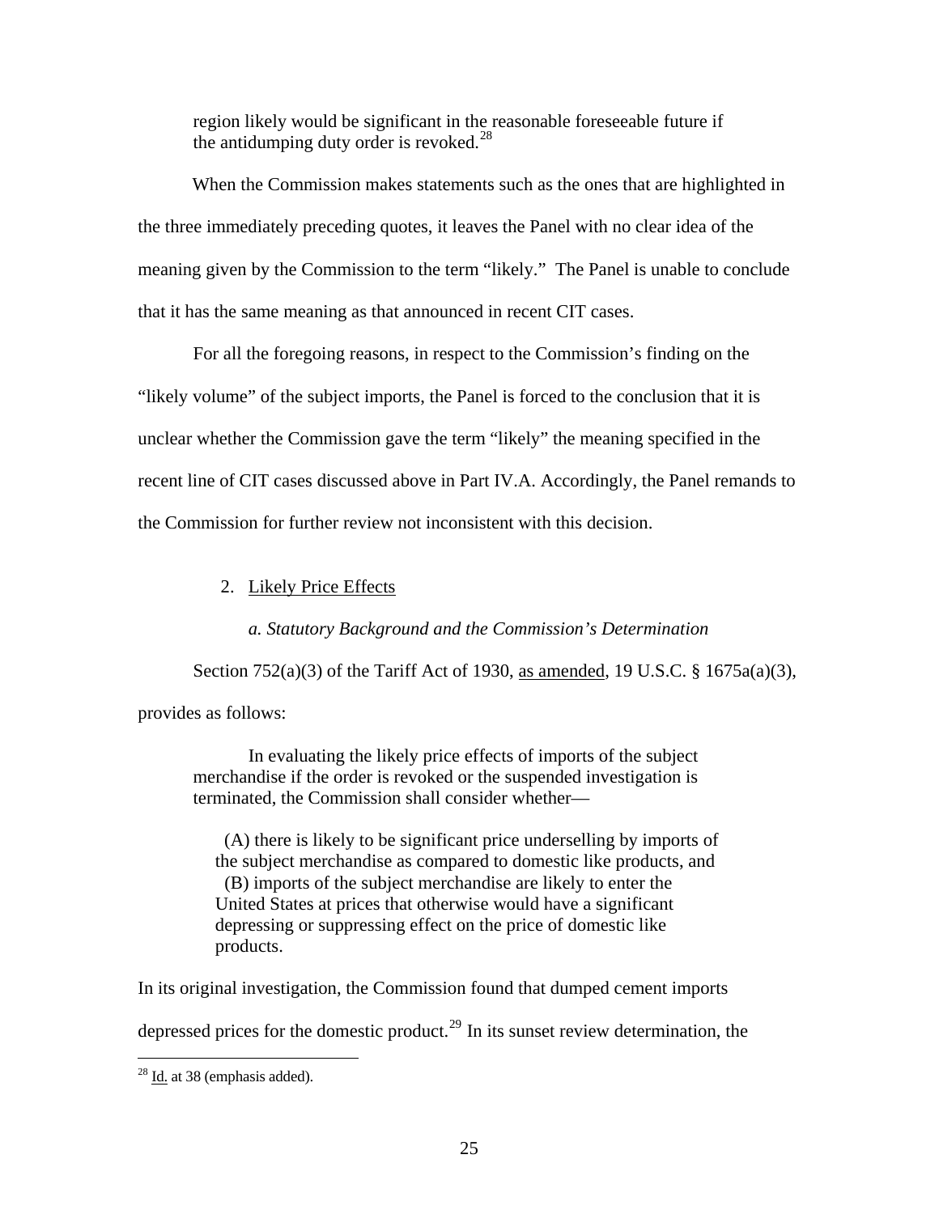> region likely would be significant in the reasonable foreseeable future if the antidumping duty order is revoked.[28]

When the Commission makes statements such as the ones that are highlighted in the three immediately preceding quotes, it leaves the Panel with no clear idea of the meaning given by the Commission to the term "likely." The Panel is unable to conclude that it has the same meaning as that announced in recent CIT cases.

For all the foregoing reasons, in respect to the Commission's finding on the "likely volume" of the subject imports, the Panel is forced to the conclusion that it is unclear whether the Commission gave the term "likely" the meaning specified in the recent line of CIT cases discussed above in Part IV.A. Accordingly, the Panel remands to the Commission for further review not inconsistent with this decision.

2. Likely Price Effects

*a. Statutory Background and the Commission's Determination*

Section 752(a)(3) of the Tariff Act of 1930, as amended, 19 U.S.C. § 1675a(a)(3), provides as follows:

> In evaluating the likely price effects of imports of the subject merchandise if the order is revoked or the suspended investigation is terminated, the Commission shall consider whether—
>
> (A) there is likely to be significant price underselling by imports of the subject merchandise as compared to domestic like products, and
> (B) imports of the subject merchandise are likely to enter the United States at prices that otherwise would have a significant depressing or suppressing effect on the price of domestic like products.

In its original investigation, the Commission found that dumped cement imports depressed prices for the domestic product.[29] In its sunset review determination, the

[28] Id. at 38 (emphasis added).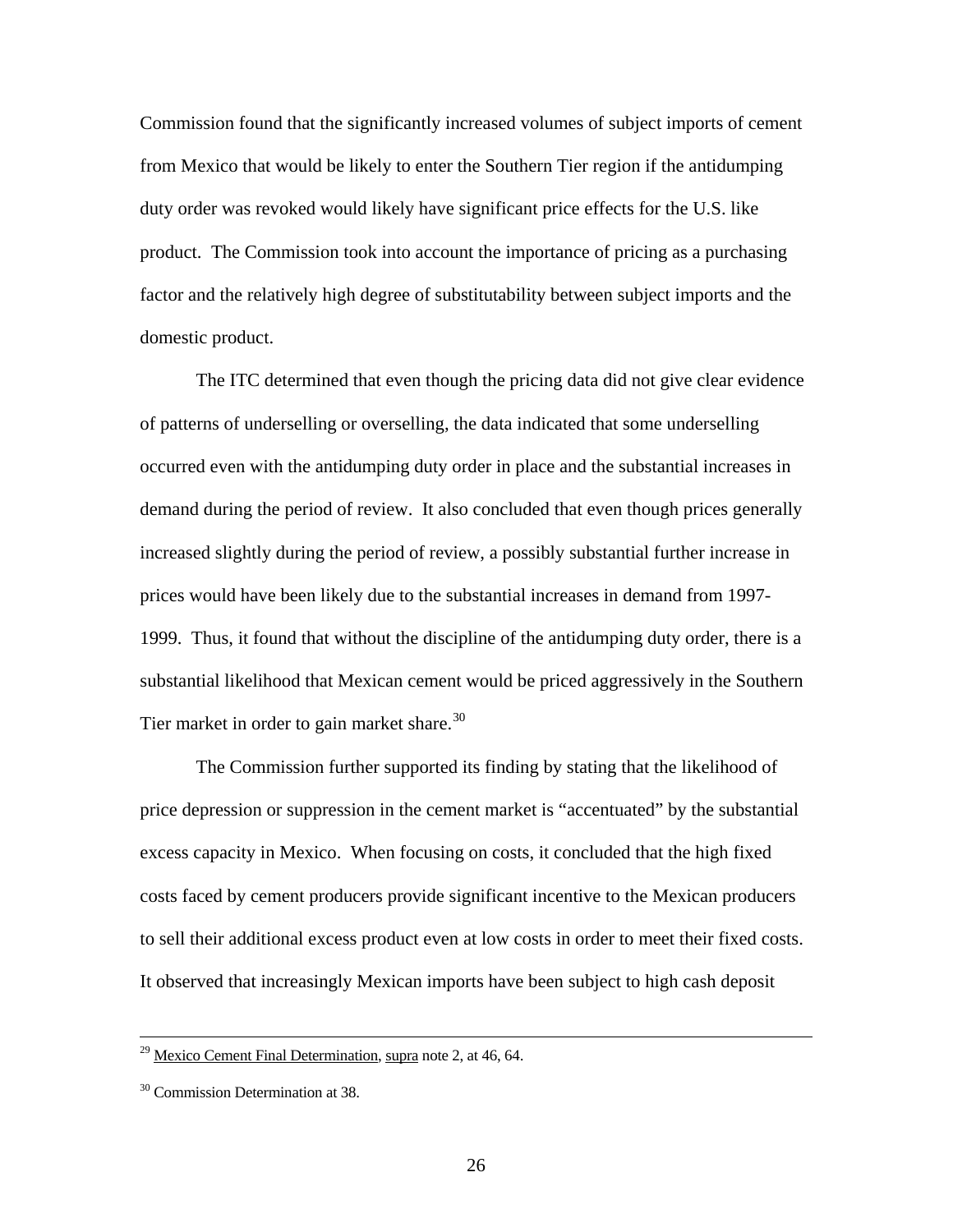Commission found that the significantly increased volumes of subject imports of cement from Mexico that would be likely to enter the Southern Tier region if the antidumping duty order was revoked would likely have significant price effects for the U.S. like product. The Commission took into account the importance of pricing as a purchasing factor and the relatively high degree of substitutability between subject imports and the domestic product.

The ITC determined that even though the pricing data did not give clear evidence of patterns of underselling or overselling, the data indicated that some underselling occurred even with the antidumping duty order in place and the substantial increases in demand during the period of review. It also concluded that even though prices generally increased slightly during the period of review, a possibly substantial further increase in prices would have been likely due to the substantial increases in demand from 1997-1999. Thus, it found that without the discipline of the antidumping duty order, there is a substantial likelihood that Mexican cement would be priced aggressively in the Southern Tier market in order to gain market share.[30]

The Commission further supported its finding by stating that the likelihood of price depression or suppression in the cement market is "accentuated" by the substantial excess capacity in Mexico. When focusing on costs, it concluded that the high fixed costs faced by cement producers provide significant incentive to the Mexican producers to sell their additional excess product even at low costs in order to meet their fixed costs. It observed that increasingly Mexican imports have been subject to high cash deposit

---

[29] Mexico Cement Final Determination, supra note 2, at 46, 64.

[30] Commission Determination at 38.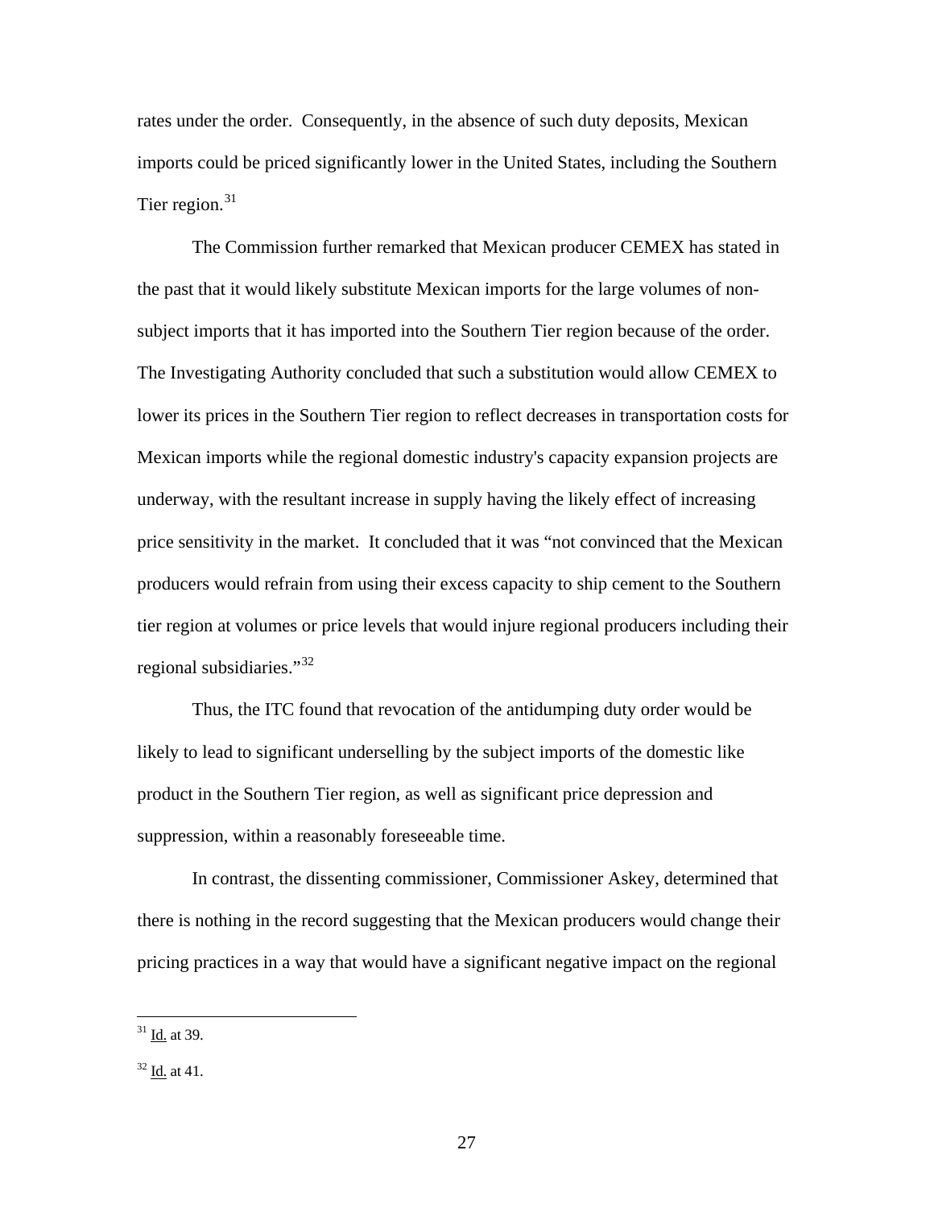rates under the order. Consequently, in the absence of such duty deposits, Mexican imports could be priced significantly lower in the United States, including the Southern Tier region.[31]

The Commission further remarked that Mexican producer CEMEX has stated in the past that it would likely substitute Mexican imports for the large volumes of non-subject imports that it has imported into the Southern Tier region because of the order. The Investigating Authority concluded that such a substitution would allow CEMEX to lower its prices in the Southern Tier region to reflect decreases in transportation costs for Mexican imports while the regional domestic industry's capacity expansion projects are underway, with the resultant increase in supply having the likely effect of increasing price sensitivity in the market. It concluded that it was "not convinced that the Mexican producers would refrain from using their excess capacity to ship cement to the Southern tier region at volumes or price levels that would injure regional producers including their regional subsidiaries."[32]

Thus, the ITC found that revocation of the antidumping duty order would be likely to lead to significant underselling by the subject imports of the domestic like product in the Southern Tier region, as well as significant price depression and suppression, within a reasonably foreseeable time.

In contrast, the dissenting commissioner, Commissioner Askey, determined that there is nothing in the record suggesting that the Mexican producers would change their pricing practices in a way that would have a significant negative impact on the regional

---

[31] Id. at 39.

[32] Id. at 41.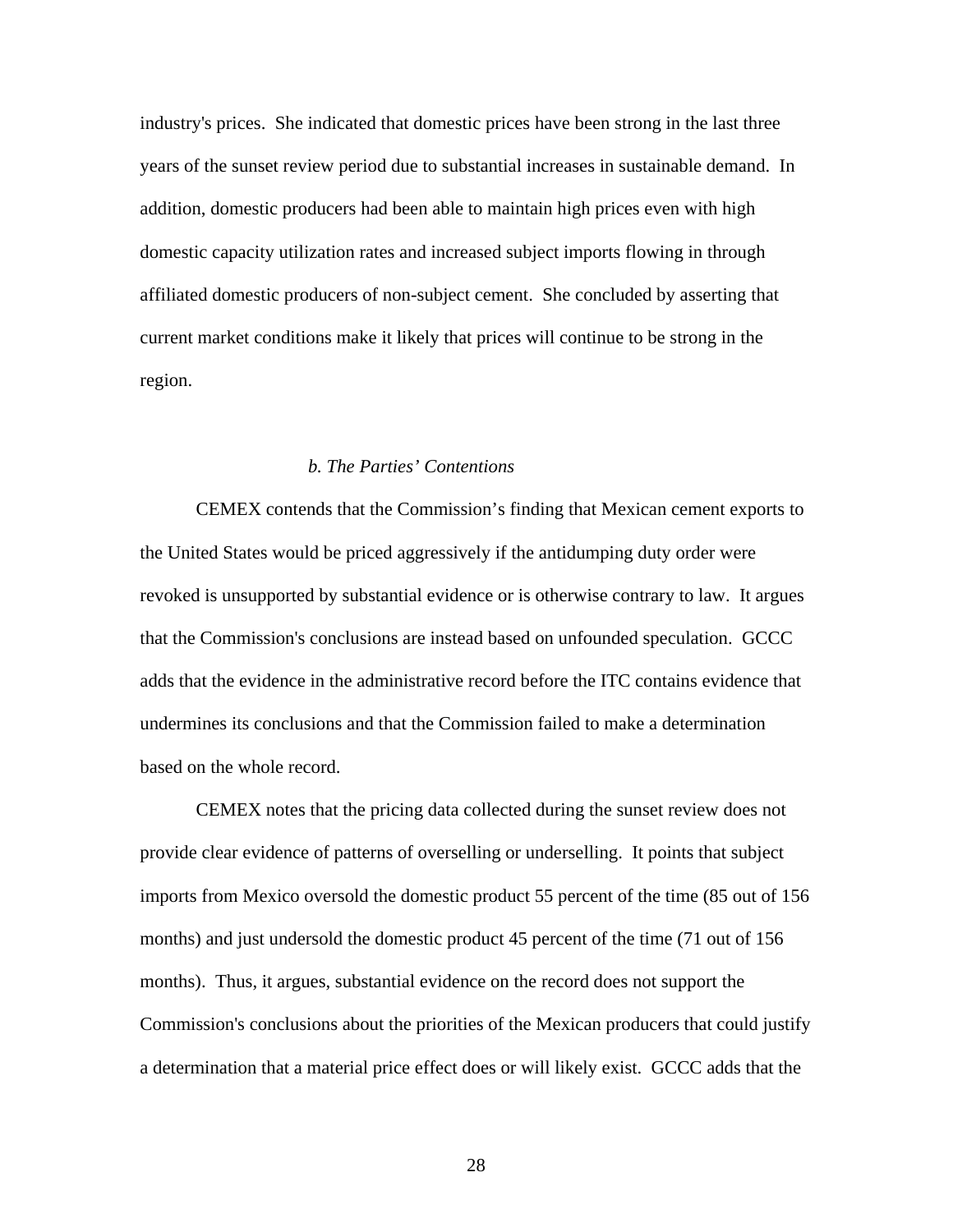industry's prices. She indicated that domestic prices have been strong in the last three years of the sunset review period due to substantial increases in sustainable demand. In addition, domestic producers had been able to maintain high prices even with high domestic capacity utilization rates and increased subject imports flowing in through affiliated domestic producers of non-subject cement. She concluded by asserting that current market conditions make it likely that prices will continue to be strong in the region.

*b. The Parties' Contentions*

CEMEX contends that the Commission's finding that Mexican cement exports to the United States would be priced aggressively if the antidumping duty order were revoked is unsupported by substantial evidence or is otherwise contrary to law. It argues that the Commission's conclusions are instead based on unfounded speculation. GCCC adds that the evidence in the administrative record before the ITC contains evidence that undermines its conclusions and that the Commission failed to make a determination based on the whole record.

CEMEX notes that the pricing data collected during the sunset review does not provide clear evidence of patterns of overselling or underselling. It points that subject imports from Mexico oversold the domestic product 55 percent of the time (85 out of 156 months) and just undersold the domestic product 45 percent of the time (71 out of 156 months). Thus, it argues, substantial evidence on the record does not support the Commission's conclusions about the priorities of the Mexican producers that could justify a determination that a material price effect does or will likely exist. GCCC adds that the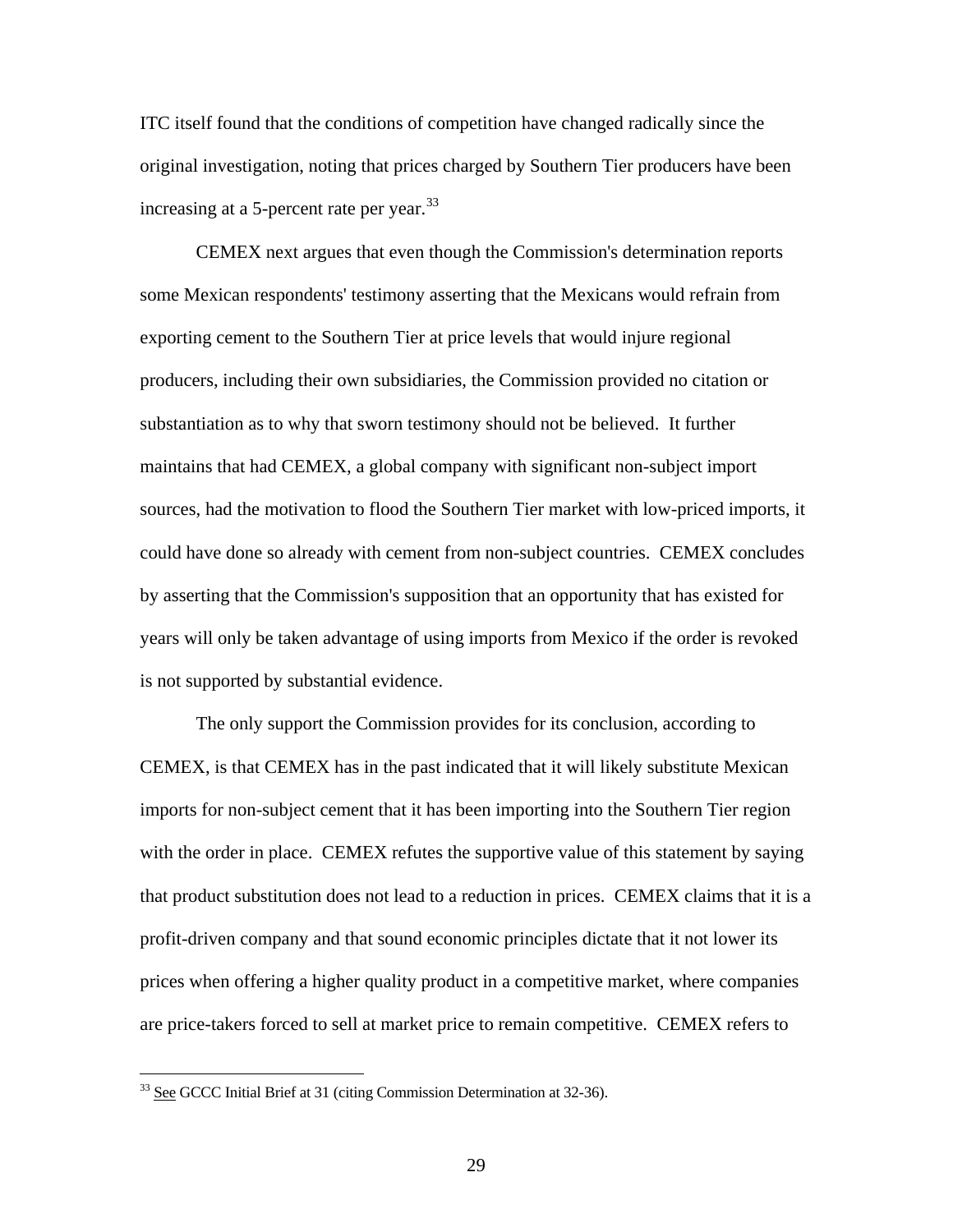ITC itself found that the conditions of competition have changed radically since the original investigation, noting that prices charged by Southern Tier producers have been increasing at a 5-percent rate per year.[33]

CEMEX next argues that even though the Commission's determination reports some Mexican respondents' testimony asserting that the Mexicans would refrain from exporting cement to the Southern Tier at price levels that would injure regional producers, including their own subsidiaries, the Commission provided no citation or substantiation as to why that sworn testimony should not be believed. It further maintains that had CEMEX, a global company with significant non-subject import sources, had the motivation to flood the Southern Tier market with low-priced imports, it could have done so already with cement from non-subject countries. CEMEX concludes by asserting that the Commission's supposition that an opportunity that has existed for years will only be taken advantage of using imports from Mexico if the order is revoked is not supported by substantial evidence.

The only support the Commission provides for its conclusion, according to CEMEX, is that CEMEX has in the past indicated that it will likely substitute Mexican imports for non-subject cement that it has been importing into the Southern Tier region with the order in place. CEMEX refutes the supportive value of this statement by saying that product substitution does not lead to a reduction in prices. CEMEX claims that it is a profit-driven company and that sound economic principles dictate that it not lower its prices when offering a higher quality product in a competitive market, where companies are price-takers forced to sell at market price to remain competitive. CEMEX refers to

---

[33] See GCCC Initial Brief at 31 (citing Commission Determination at 32-36).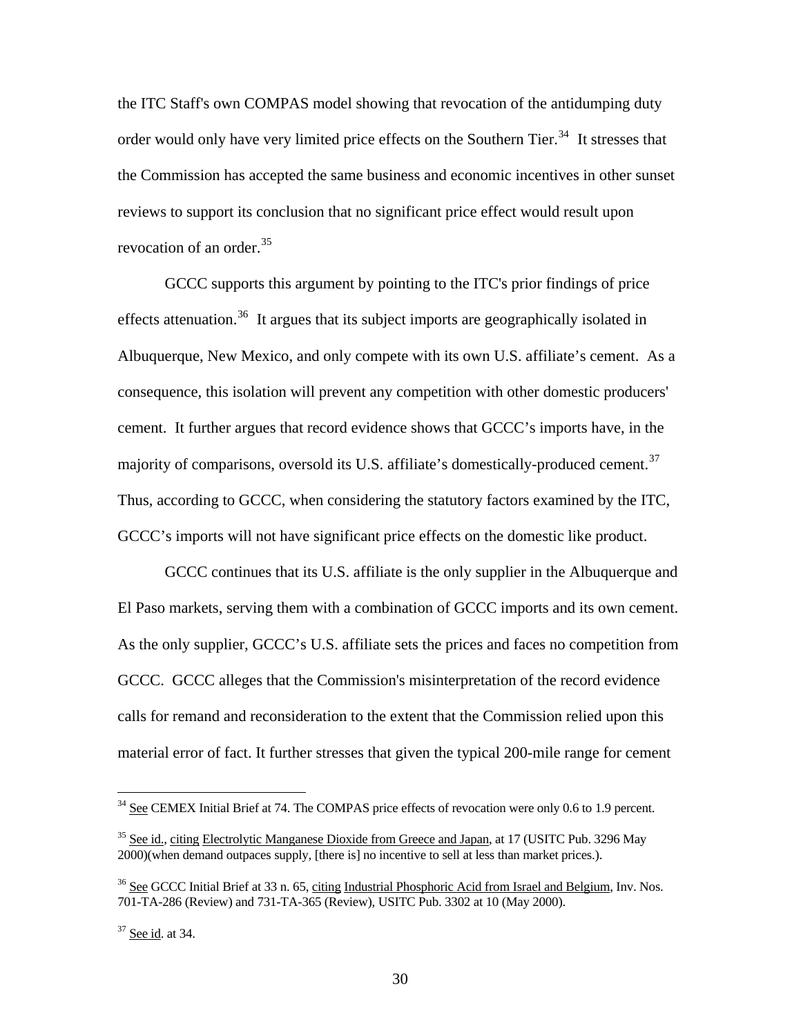the ITC Staff's own COMPAS model showing that revocation of the antidumping duty order would only have very limited price effects on the Southern Tier.[34] It stresses that the Commission has accepted the same business and economic incentives in other sunset reviews to support its conclusion that no significant price effect would result upon revocation of an order.[35]

GCCC supports this argument by pointing to the ITC's prior findings of price effects attenuation.[36] It argues that its subject imports are geographically isolated in Albuquerque, New Mexico, and only compete with its own U.S. affiliate's cement. As a consequence, this isolation will prevent any competition with other domestic producers' cement. It further argues that record evidence shows that GCCC's imports have, in the majority of comparisons, oversold its U.S. affiliate's domestically-produced cement.[37] Thus, according to GCCC, when considering the statutory factors examined by the ITC, GCCC's imports will not have significant price effects on the domestic like product.

GCCC continues that its U.S. affiliate is the only supplier in the Albuquerque and El Paso markets, serving them with a combination of GCCC imports and its own cement. As the only supplier, GCCC's U.S. affiliate sets the prices and faces no competition from GCCC. GCCC alleges that the Commission's misinterpretation of the record evidence calls for remand and reconsideration to the extent that the Commission relied upon this material error of fact. It further stresses that given the typical 200-mile range for cement

---

[34] See CEMEX Initial Brief at 74. The COMPAS price effects of revocation were only 0.6 to 1.9 percent.

[35] See id., citing Electrolytic Manganese Dioxide from Greece and Japan, at 17 (USITC Pub. 3296 May 2000)(when demand outpaces supply, [there is] no incentive to sell at less than market prices.).

[36] See GCCC Initial Brief at 33 n. 65, citing Industrial Phosphoric Acid from Israel and Belgium, Inv. Nos. 701-TA-286 (Review) and 731-TA-365 (Review), USITC Pub. 3302 at 10 (May 2000).

[37] See id. at 34.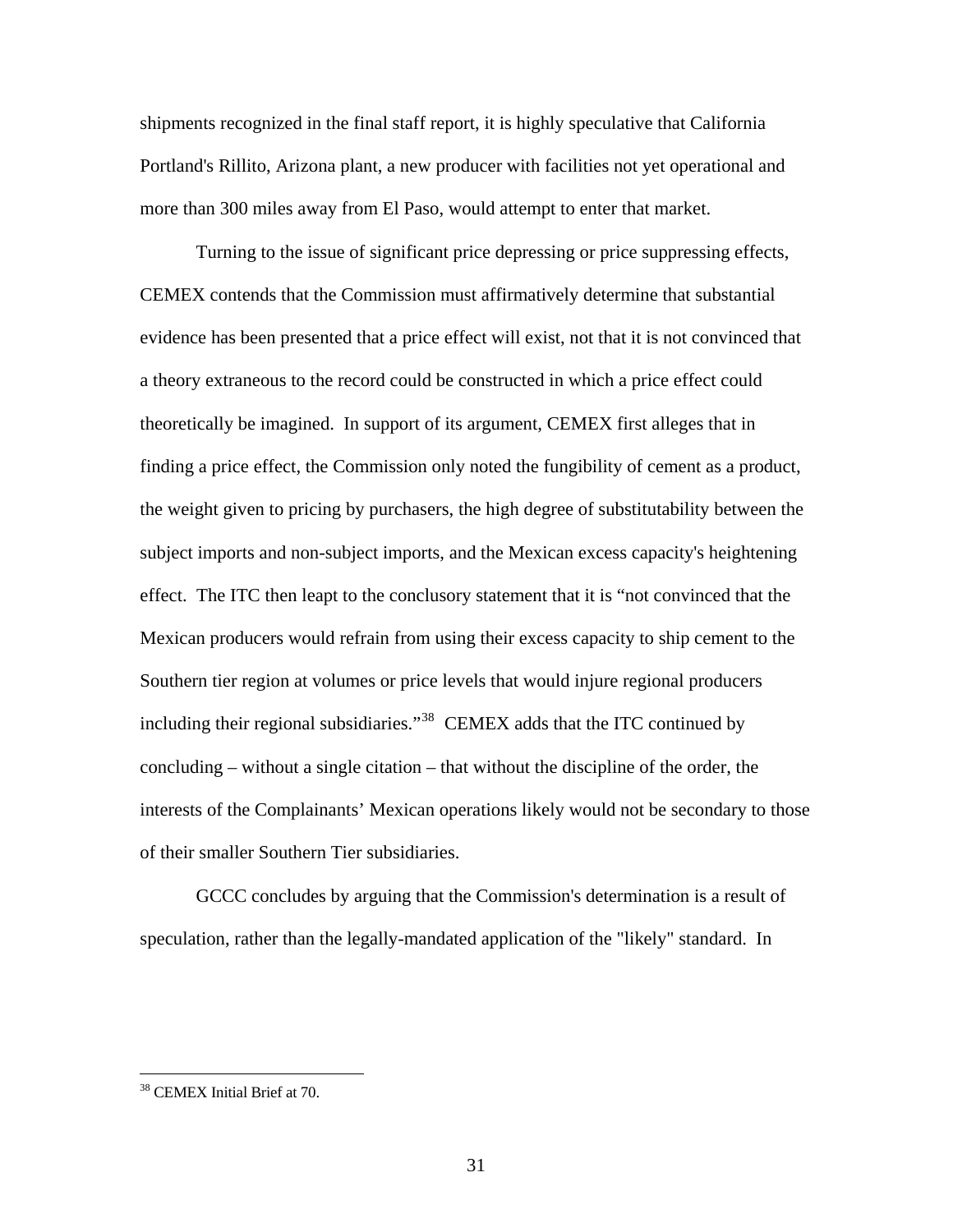shipments recognized in the final staff report, it is highly speculative that California Portland's Rillito, Arizona plant, a new producer with facilities not yet operational and more than 300 miles away from El Paso, would attempt to enter that market.

Turning to the issue of significant price depressing or price suppressing effects, CEMEX contends that the Commission must affirmatively determine that substantial evidence has been presented that a price effect will exist, not that it is not convinced that a theory extraneous to the record could be constructed in which a price effect could theoretically be imagined. In support of its argument, CEMEX first alleges that in finding a price effect, the Commission only noted the fungibility of cement as a product, the weight given to pricing by purchasers, the high degree of substitutability between the subject imports and non-subject imports, and the Mexican excess capacity's heightening effect. The ITC then leapt to the conclusory statement that it is "not convinced that the Mexican producers would refrain from using their excess capacity to ship cement to the Southern tier region at volumes or price levels that would injure regional producers including their regional subsidiaries."[38] CEMEX adds that the ITC continued by concluding – without a single citation – that without the discipline of the order, the interests of the Complainants' Mexican operations likely would not be secondary to those of their smaller Southern Tier subsidiaries.

GCCC concludes by arguing that the Commission's determination is a result of speculation, rather than the legally-mandated application of the "likely" standard. In

---

[38] CEMEX Initial Brief at 70.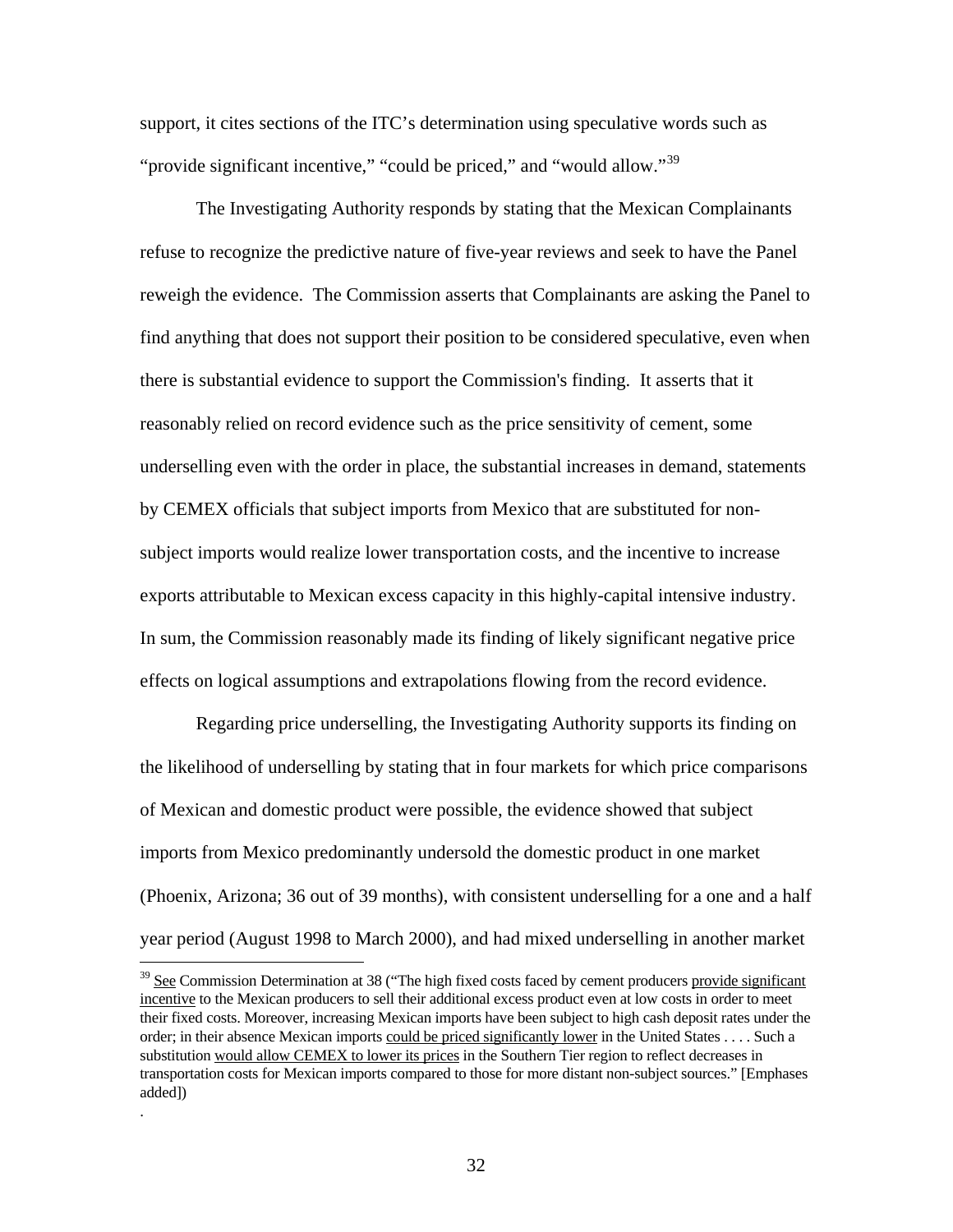support, it cites sections of the ITC's determination using speculative words such as "provide significant incentive," "could be priced," and "would allow."[39]

The Investigating Authority responds by stating that the Mexican Complainants refuse to recognize the predictive nature of five-year reviews and seek to have the Panel reweigh the evidence. The Commission asserts that Complainants are asking the Panel to find anything that does not support their position to be considered speculative, even when there is substantial evidence to support the Commission's finding. It asserts that it reasonably relied on record evidence such as the price sensitivity of cement, some underselling even with the order in place, the substantial increases in demand, statements by CEMEX officials that subject imports from Mexico that are substituted for non-subject imports would realize lower transportation costs, and the incentive to increase exports attributable to Mexican excess capacity in this highly-capital intensive industry. In sum, the Commission reasonably made its finding of likely significant negative price effects on logical assumptions and extrapolations flowing from the record evidence.

Regarding price underselling, the Investigating Authority supports its finding on the likelihood of underselling by stating that in four markets for which price comparisons of Mexican and domestic product were possible, the evidence showed that subject imports from Mexico predominantly undersold the domestic product in one market (Phoenix, Arizona; 36 out of 39 months), with consistent underselling for a one and a half year period (August 1998 to March 2000), and had mixed underselling in another market

---

[39] See Commission Determination at 38 ("The high fixed costs faced by cement producers provide significant incentive to the Mexican producers to sell their additional excess product even at low costs in order to meet their fixed costs. Moreover, increasing Mexican imports have been subject to high cash deposit rates under the order; in their absence Mexican imports could be priced significantly lower in the United States . . . . Such a substitution would allow CEMEX to lower its prices in the Southern Tier region to reflect decreases in transportation costs for Mexican imports compared to those for more distant non-subject sources." [Emphases added])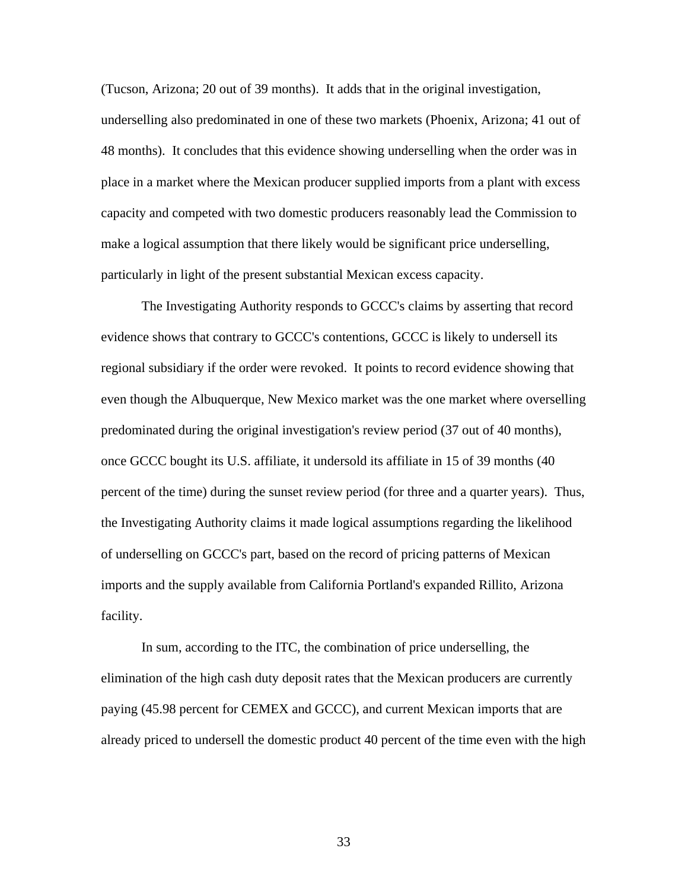(Tucson, Arizona; 20 out of 39 months). It adds that in the original investigation, underselling also predominated in one of these two markets (Phoenix, Arizona; 41 out of 48 months). It concludes that this evidence showing underselling when the order was in place in a market where the Mexican producer supplied imports from a plant with excess capacity and competed with two domestic producers reasonably lead the Commission to make a logical assumption that there likely would be significant price underselling, particularly in light of the present substantial Mexican excess capacity.

The Investigating Authority responds to GCCC's claims by asserting that record evidence shows that contrary to GCCC's contentions, GCCC is likely to undersell its regional subsidiary if the order were revoked. It points to record evidence showing that even though the Albuquerque, New Mexico market was the one market where overselling predominated during the original investigation's review period (37 out of 40 months), once GCCC bought its U.S. affiliate, it undersold its affiliate in 15 of 39 months (40 percent of the time) during the sunset review period (for three and a quarter years). Thus, the Investigating Authority claims it made logical assumptions regarding the likelihood of underselling on GCCC's part, based on the record of pricing patterns of Mexican imports and the supply available from California Portland's expanded Rillito, Arizona facility.

In sum, according to the ITC, the combination of price underselling, the elimination of the high cash duty deposit rates that the Mexican producers are currently paying (45.98 percent for CEMEX and GCCC), and current Mexican imports that are already priced to undersell the domestic product 40 percent of the time even with the high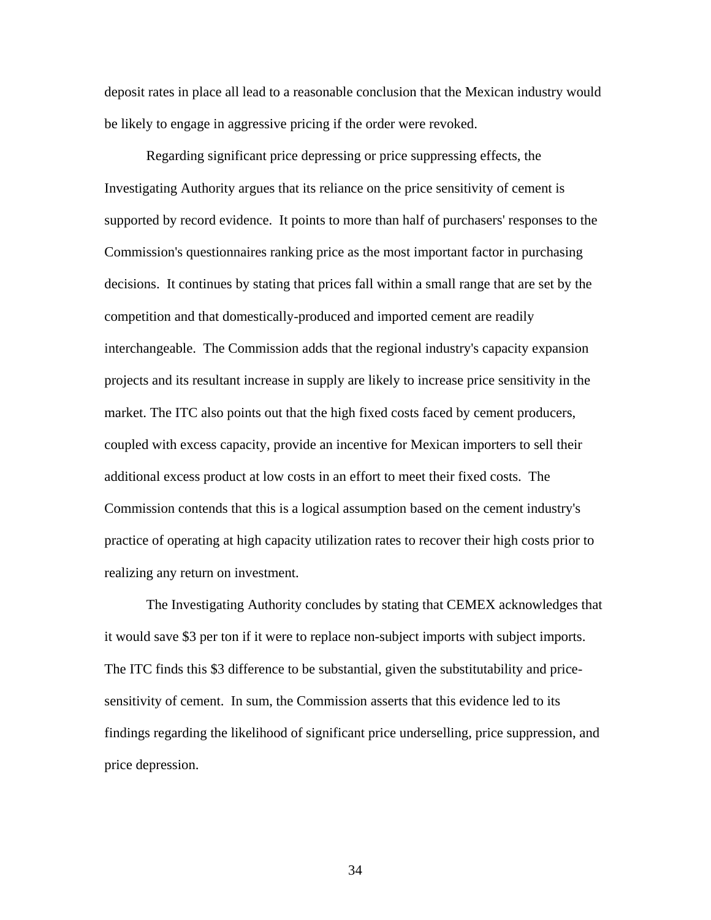deposit rates in place all lead to a reasonable conclusion that the Mexican industry would be likely to engage in aggressive pricing if the order were revoked.

Regarding significant price depressing or price suppressing effects, the Investigating Authority argues that its reliance on the price sensitivity of cement is supported by record evidence. It points to more than half of purchasers' responses to the Commission's questionnaires ranking price as the most important factor in purchasing decisions. It continues by stating that prices fall within a small range that are set by the competition and that domestically-produced and imported cement are readily interchangeable. The Commission adds that the regional industry's capacity expansion projects and its resultant increase in supply are likely to increase price sensitivity in the market. The ITC also points out that the high fixed costs faced by cement producers, coupled with excess capacity, provide an incentive for Mexican importers to sell their additional excess product at low costs in an effort to meet their fixed costs. The Commission contends that this is a logical assumption based on the cement industry's practice of operating at high capacity utilization rates to recover their high costs prior to realizing any return on investment.

The Investigating Authority concludes by stating that CEMEX acknowledges that it would save $3 per ton if it were to replace non-subject imports with subject imports. The ITC finds this $3 difference to be substantial, given the substitutability and price-sensitivity of cement. In sum, the Commission asserts that this evidence led to its findings regarding the likelihood of significant price underselling, price suppression, and price depression.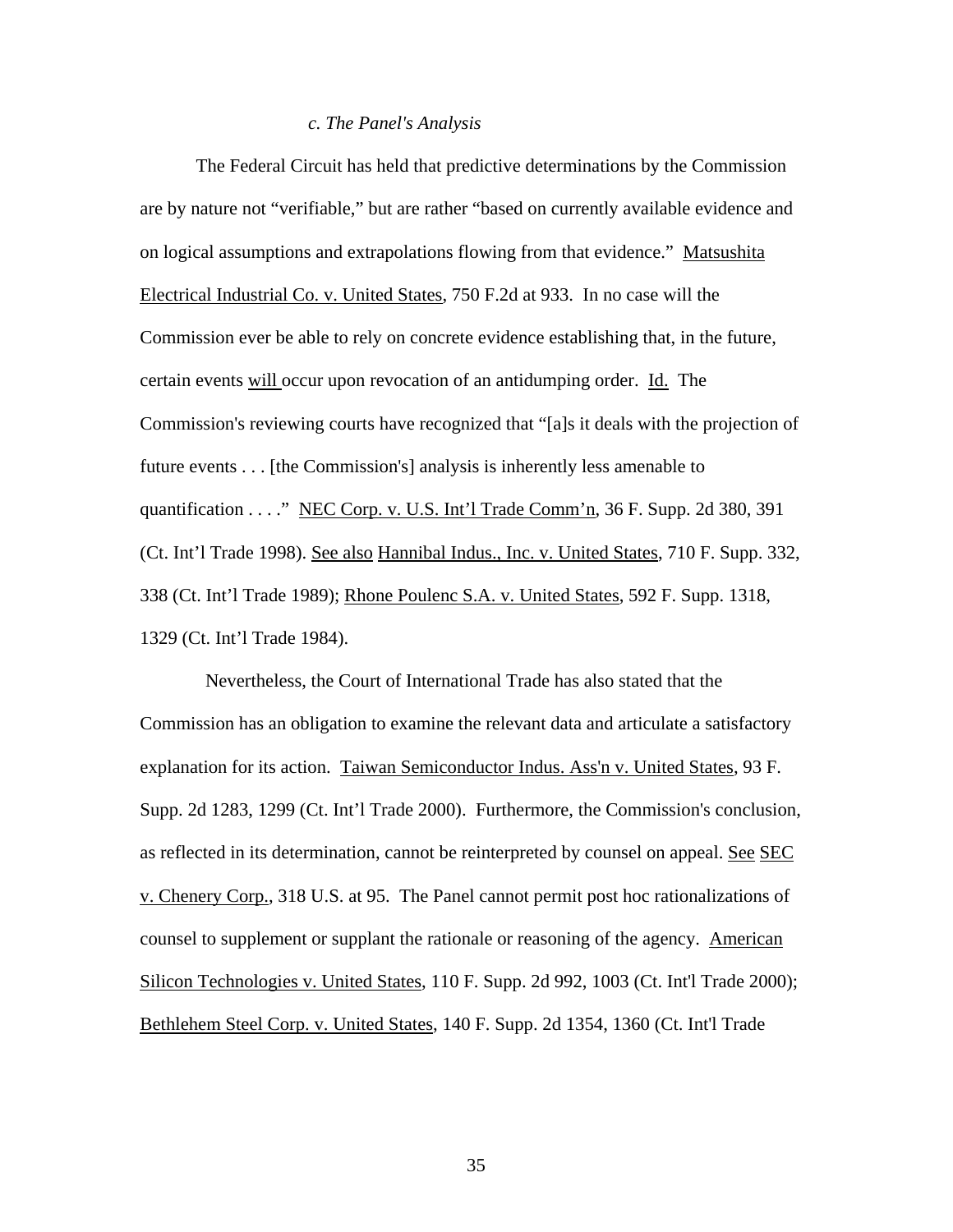*c. The Panel's Analysis*

The Federal Circuit has held that predictive determinations by the Commission are by nature not "verifiable," but are rather "based on currently available evidence and on logical assumptions and extrapolations flowing from that evidence." Matsushita Electrical Industrial Co. v. United States, 750 F.2d at 933. In no case will the Commission ever be able to rely on concrete evidence establishing that, in the future, certain events will occur upon revocation of an antidumping order. Id. The Commission's reviewing courts have recognized that "[a]s it deals with the projection of future events . . . [the Commission's] analysis is inherently less amenable to quantification . . . ." NEC Corp. v. U.S. Int'l Trade Comm'n, 36 F. Supp. 2d 380, 391 (Ct. Int'l Trade 1998). See also Hannibal Indus., Inc. v. United States, 710 F. Supp. 332, 338 (Ct. Int'l Trade 1989); Rhone Poulenc S.A. v. United States, 592 F. Supp. 1318, 1329 (Ct. Int'l Trade 1984).

Nevertheless, the Court of International Trade has also stated that the Commission has an obligation to examine the relevant data and articulate a satisfactory explanation for its action. Taiwan Semiconductor Indus. Ass'n v. United States, 93 F. Supp. 2d 1283, 1299 (Ct. Int'l Trade 2000). Furthermore, the Commission's conclusion, as reflected in its determination, cannot be reinterpreted by counsel on appeal. See SEC v. Chenery Corp., 318 U.S. at 95. The Panel cannot permit post hoc rationalizations of counsel to supplement or supplant the rationale or reasoning of the agency. American Silicon Technologies v. United States, 110 F. Supp. 2d 992, 1003 (Ct. Int'l Trade 2000); Bethlehem Steel Corp. v. United States, 140 F. Supp. 2d 1354, 1360 (Ct. Int'l Trade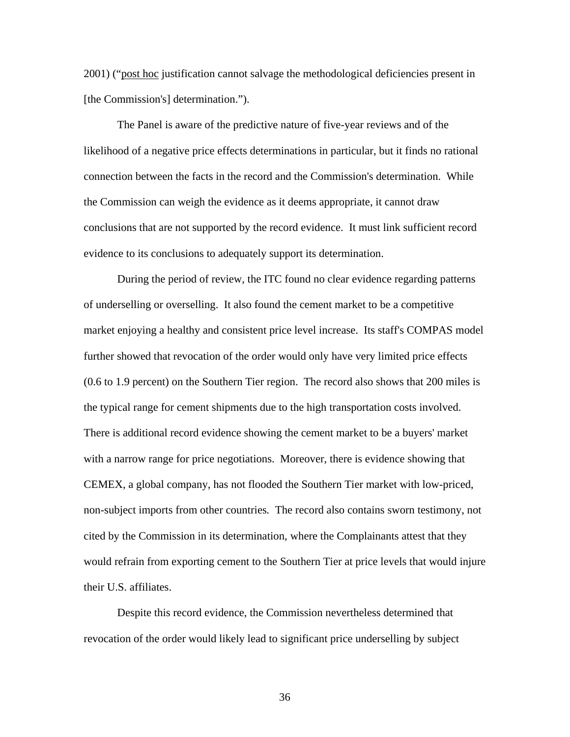2001) ("post hoc justification cannot salvage the methodological deficiencies present in [the Commission's] determination.").

The Panel is aware of the predictive nature of five-year reviews and of the likelihood of a negative price effects determinations in particular, but it finds no rational connection between the facts in the record and the Commission's determination. While the Commission can weigh the evidence as it deems appropriate, it cannot draw conclusions that are not supported by the record evidence. It must link sufficient record evidence to its conclusions to adequately support its determination.

During the period of review, the ITC found no clear evidence regarding patterns of underselling or overselling. It also found the cement market to be a competitive market enjoying a healthy and consistent price level increase. Its staff's COMPAS model further showed that revocation of the order would only have very limited price effects (0.6 to 1.9 percent) on the Southern Tier region. The record also shows that 200 miles is the typical range for cement shipments due to the high transportation costs involved. There is additional record evidence showing the cement market to be a buyers' market with a narrow range for price negotiations. Moreover, there is evidence showing that CEMEX, a global company, has not flooded the Southern Tier market with low-priced, non-subject imports from other countries. The record also contains sworn testimony, not cited by the Commission in its determination, where the Complainants attest that they would refrain from exporting cement to the Southern Tier at price levels that would injure their U.S. affiliates.

Despite this record evidence, the Commission nevertheless determined that revocation of the order would likely lead to significant price underselling by subject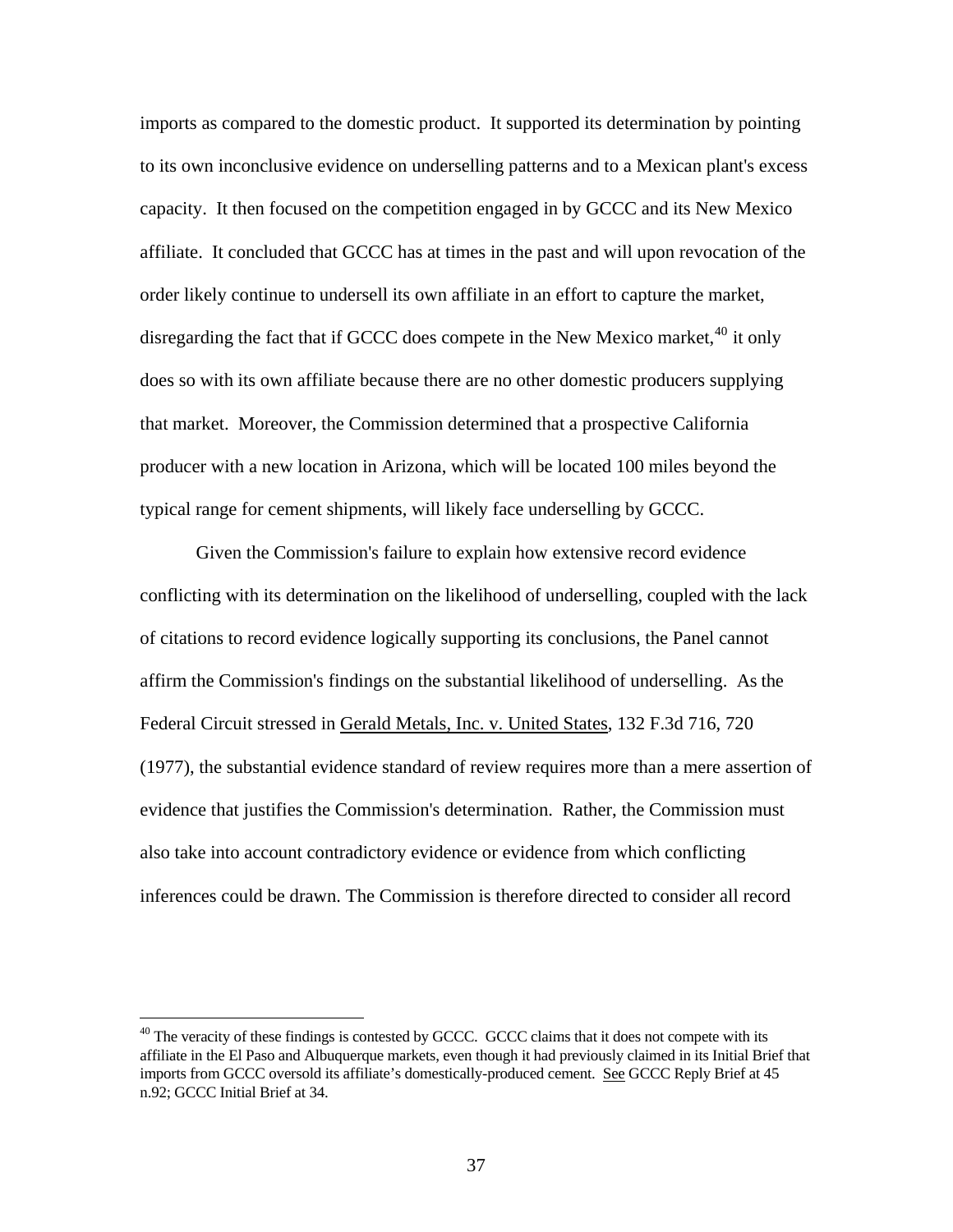imports as compared to the domestic product. It supported its determination by pointing to its own inconclusive evidence on underselling patterns and to a Mexican plant's excess capacity. It then focused on the competition engaged in by GCCC and its New Mexico affiliate. It concluded that GCCC has at times in the past and will upon revocation of the order likely continue to undersell its own affiliate in an effort to capture the market, disregarding the fact that if GCCC does compete in the New Mexico market,[40] it only does so with its own affiliate because there are no other domestic producers supplying that market. Moreover, the Commission determined that a prospective California producer with a new location in Arizona, which will be located 100 miles beyond the typical range for cement shipments, will likely face underselling by GCCC.

Given the Commission's failure to explain how extensive record evidence conflicting with its determination on the likelihood of underselling, coupled with the lack of citations to record evidence logically supporting its conclusions, the Panel cannot affirm the Commission's findings on the substantial likelihood of underselling. As the Federal Circuit stressed in Gerald Metals, Inc. v. United States, 132 F.3d 716, 720 (1977), the substantial evidence standard of review requires more than a mere assertion of evidence that justifies the Commission's determination. Rather, the Commission must also take into account contradictory evidence or evidence from which conflicting inferences could be drawn. The Commission is therefore directed to consider all record

[40] The veracity of these findings is contested by GCCC. GCCC claims that it does not compete with its affiliate in the El Paso and Albuquerque markets, even though it had previously claimed in its Initial Brief that imports from GCCC oversold its affiliate's domestically-produced cement. See GCCC Reply Brief at 45 n.92; GCCC Initial Brief at 34.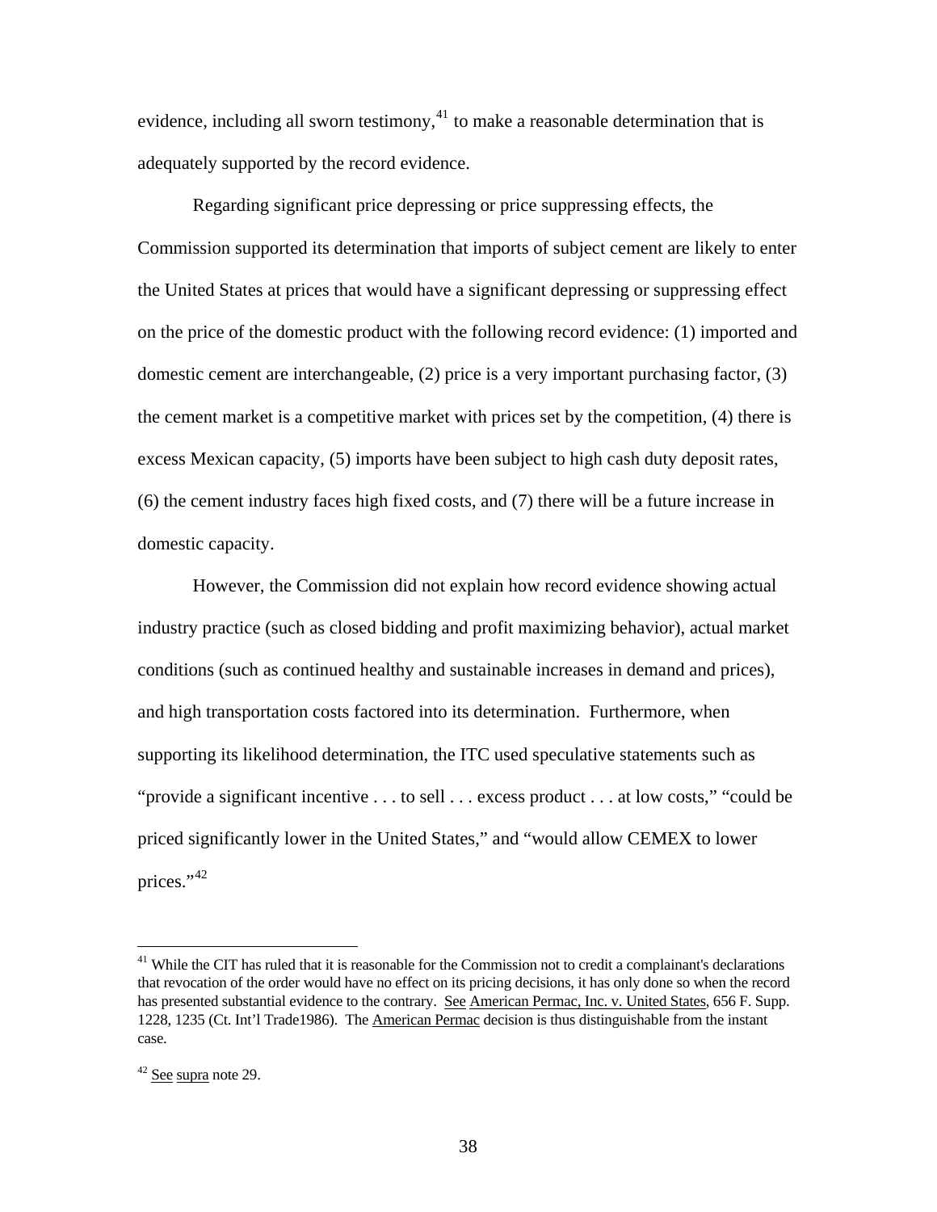evidence, including all sworn testimony,[41] to make a reasonable determination that is adequately supported by the record evidence.

Regarding significant price depressing or price suppressing effects, the Commission supported its determination that imports of subject cement are likely to enter the United States at prices that would have a significant depressing or suppressing effect on the price of the domestic product with the following record evidence: (1) imported and domestic cement are interchangeable, (2) price is a very important purchasing factor, (3) the cement market is a competitive market with prices set by the competition, (4) there is excess Mexican capacity, (5) imports have been subject to high cash duty deposit rates, (6) the cement industry faces high fixed costs, and (7) there will be a future increase in domestic capacity.

However, the Commission did not explain how record evidence showing actual industry practice (such as closed bidding and profit maximizing behavior), actual market conditions (such as continued healthy and sustainable increases in demand and prices), and high transportation costs factored into its determination. Furthermore, when supporting its likelihood determination, the ITC used speculative statements such as "provide a significant incentive . . . to sell . . . excess product . . . at low costs," "could be priced significantly lower in the United States," and "would allow CEMEX to lower prices."[42]

---

[41] While the CIT has ruled that it is reasonable for the Commission not to credit a complainant's declarations that revocation of the order would have no effect on its pricing decisions, it has only done so when the record has presented substantial evidence to the contrary. See American Permac, Inc. v. United States, 656 F. Supp. 1228, 1235 (Ct. Int'l Trade1986). The American Permac decision is thus distinguishable from the instant case.

[42] See supra note 29.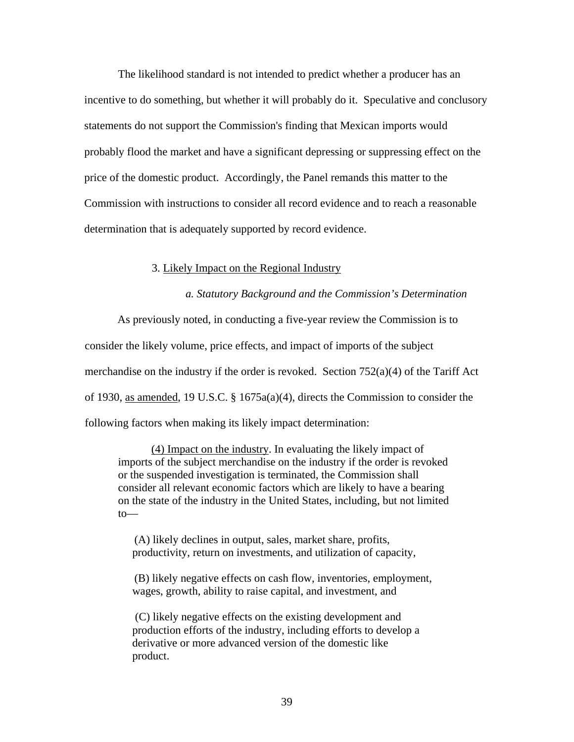The likelihood standard is not intended to predict whether a producer has an incentive to do something, but whether it will probably do it. Speculative and conclusory statements do not support the Commission's finding that Mexican imports would probably flood the market and have a significant depressing or suppressing effect on the price of the domestic product. Accordingly, the Panel remands this matter to the Commission with instructions to consider all record evidence and to reach a reasonable determination that is adequately supported by record evidence.

### 3. Likely Impact on the Regional Industry

#### *a. Statutory Background and the Commission's Determination*

As previously noted, in conducting a five-year review the Commission is to consider the likely volume, price effects, and impact of imports of the subject merchandise on the industry if the order is revoked. Section 752(a)(4) of the Tariff Act of 1930, as amended, 19 U.S.C. § 1675a(a)(4), directs the Commission to consider the following factors when making its likely impact determination:

> (4) Impact on the industry. In evaluating the likely impact of imports of the subject merchandise on the industry if the order is revoked or the suspended investigation is terminated, the Commission shall consider all relevant economic factors which are likely to have a bearing on the state of the industry in the United States, including, but not limited to—
>
> (A) likely declines in output, sales, market share, profits, productivity, return on investments, and utilization of capacity,
>
> (B) likely negative effects on cash flow, inventories, employment, wages, growth, ability to raise capital, and investment, and
>
> (C) likely negative effects on the existing development and production efforts of the industry, including efforts to develop a derivative or more advanced version of the domestic like product.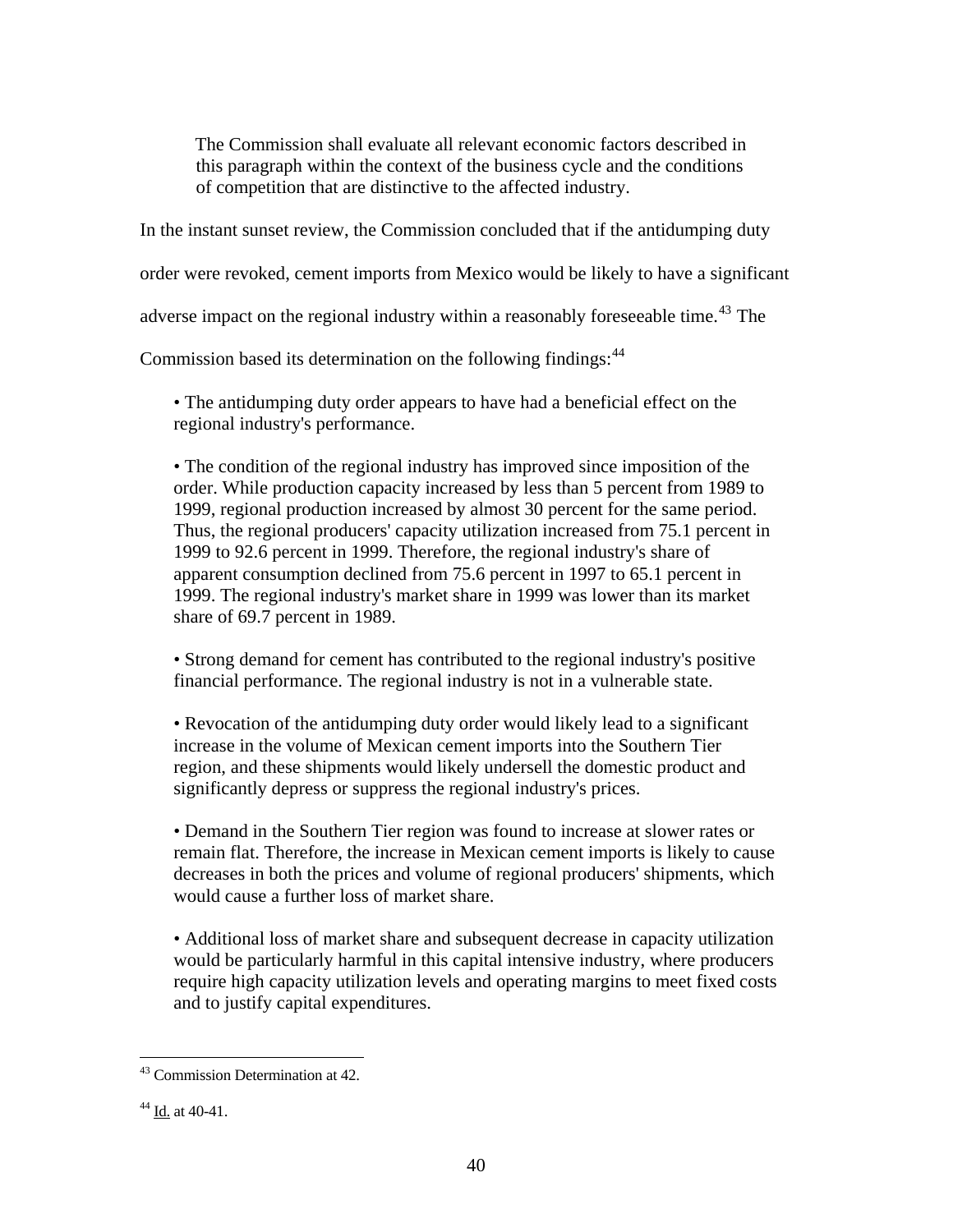> The Commission shall evaluate all relevant economic factors described in this paragraph within the context of the business cycle and the conditions of competition that are distinctive to the affected industry.

In the instant sunset review, the Commission concluded that if the antidumping duty order were revoked, cement imports from Mexico would be likely to have a significant adverse impact on the regional industry within a reasonably foreseeable time.[43] The Commission based its determination on the following findings:[44]

> • The antidumping duty order appears to have had a beneficial effect on the regional industry's performance.
>
> • The condition of the regional industry has improved since imposition of the order. While production capacity increased by less than 5 percent from 1989 to 1999, regional production increased by almost 30 percent for the same period. Thus, the regional producers' capacity utilization increased from 75.1 percent in 1999 to 92.6 percent in 1999. Therefore, the regional industry's share of apparent consumption declined from 75.6 percent in 1997 to 65.1 percent in 1999. The regional industry's market share in 1999 was lower than its market share of 69.7 percent in 1989.
>
> • Strong demand for cement has contributed to the regional industry's positive financial performance. The regional industry is not in a vulnerable state.
>
> • Revocation of the antidumping duty order would likely lead to a significant increase in the volume of Mexican cement imports into the Southern Tier region, and these shipments would likely undersell the domestic product and significantly depress or suppress the regional industry's prices.
>
> • Demand in the Southern Tier region was found to increase at slower rates or remain flat. Therefore, the increase in Mexican cement imports is likely to cause decreases in both the prices and volume of regional producers' shipments, which would cause a further loss of market share.
>
> • Additional loss of market share and subsequent decrease in capacity utilization would be particularly harmful in this capital intensive industry, where producers require high capacity utilization levels and operating margins to meet fixed costs and to justify capital expenditures.

---

[43] Commission Determination at 42.

[44] Id. at 40-41.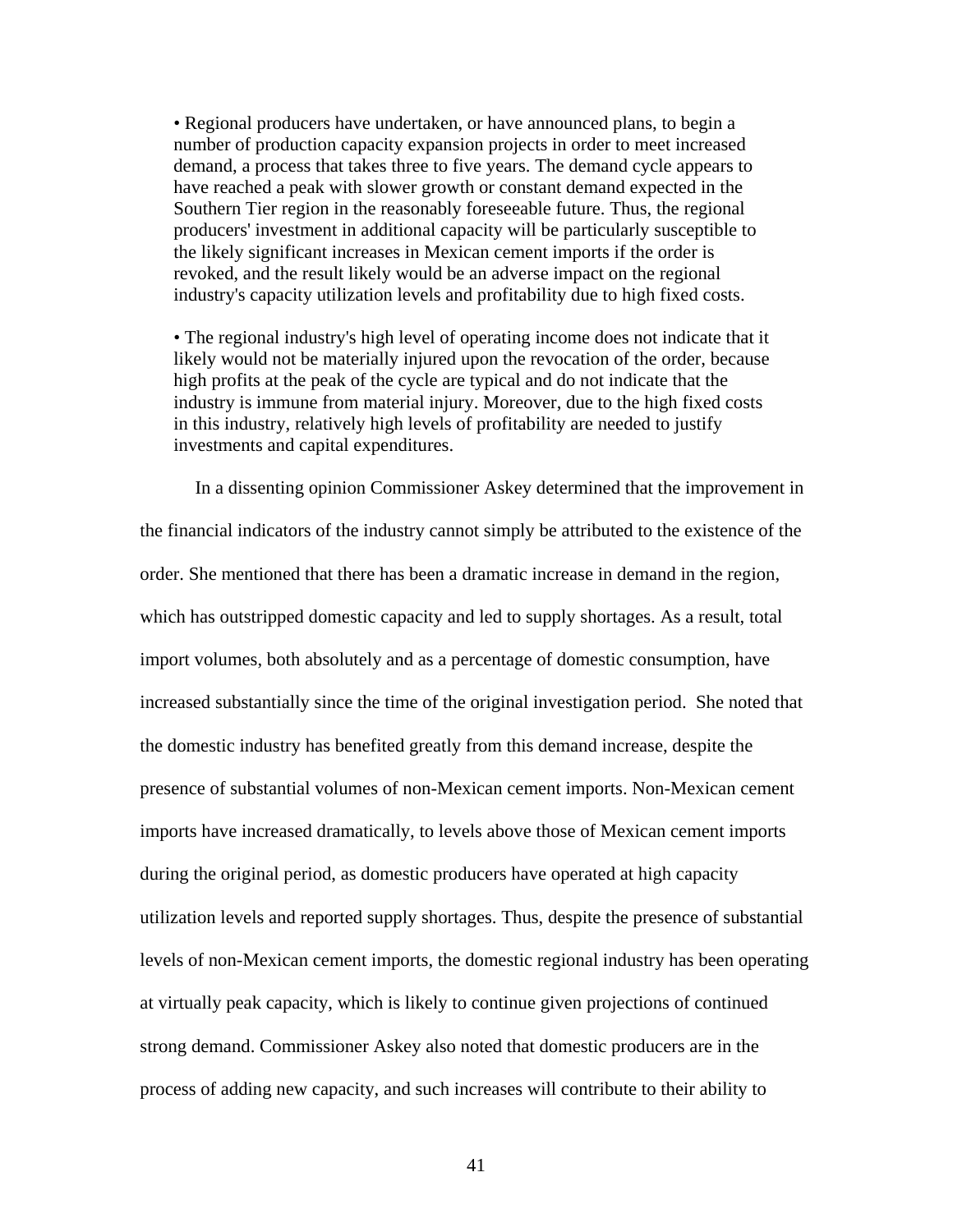- Regional producers have undertaken, or have announced plans, to begin a number of production capacity expansion projects in order to meet increased demand, a process that takes three to five years. The demand cycle appears to have reached a peak with slower growth or constant demand expected in the Southern Tier region in the reasonably foreseeable future. Thus, the regional producers' investment in additional capacity will be particularly susceptible to the likely significant increases in Mexican cement imports if the order is revoked, and the result likely would be an adverse impact on the regional industry's capacity utilization levels and profitability due to high fixed costs.

- The regional industry's high level of operating income does not indicate that it likely would not be materially injured upon the revocation of the order, because high profits at the peak of the cycle are typical and do not indicate that the industry is immune from material injury. Moreover, due to the high fixed costs in this industry, relatively high levels of profitability are needed to justify investments and capital expenditures.

In a dissenting opinion Commissioner Askey determined that the improvement in the financial indicators of the industry cannot simply be attributed to the existence of the order. She mentioned that there has been a dramatic increase in demand in the region, which has outstripped domestic capacity and led to supply shortages. As a result, total import volumes, both absolutely and as a percentage of domestic consumption, have increased substantially since the time of the original investigation period. She noted that the domestic industry has benefited greatly from this demand increase, despite the presence of substantial volumes of non-Mexican cement imports. Non-Mexican cement imports have increased dramatically, to levels above those of Mexican cement imports during the original period, as domestic producers have operated at high capacity utilization levels and reported supply shortages. Thus, despite the presence of substantial levels of non-Mexican cement imports, the domestic regional industry has been operating at virtually peak capacity, which is likely to continue given projections of continued strong demand. Commissioner Askey also noted that domestic producers are in the process of adding new capacity, and such increases will contribute to their ability to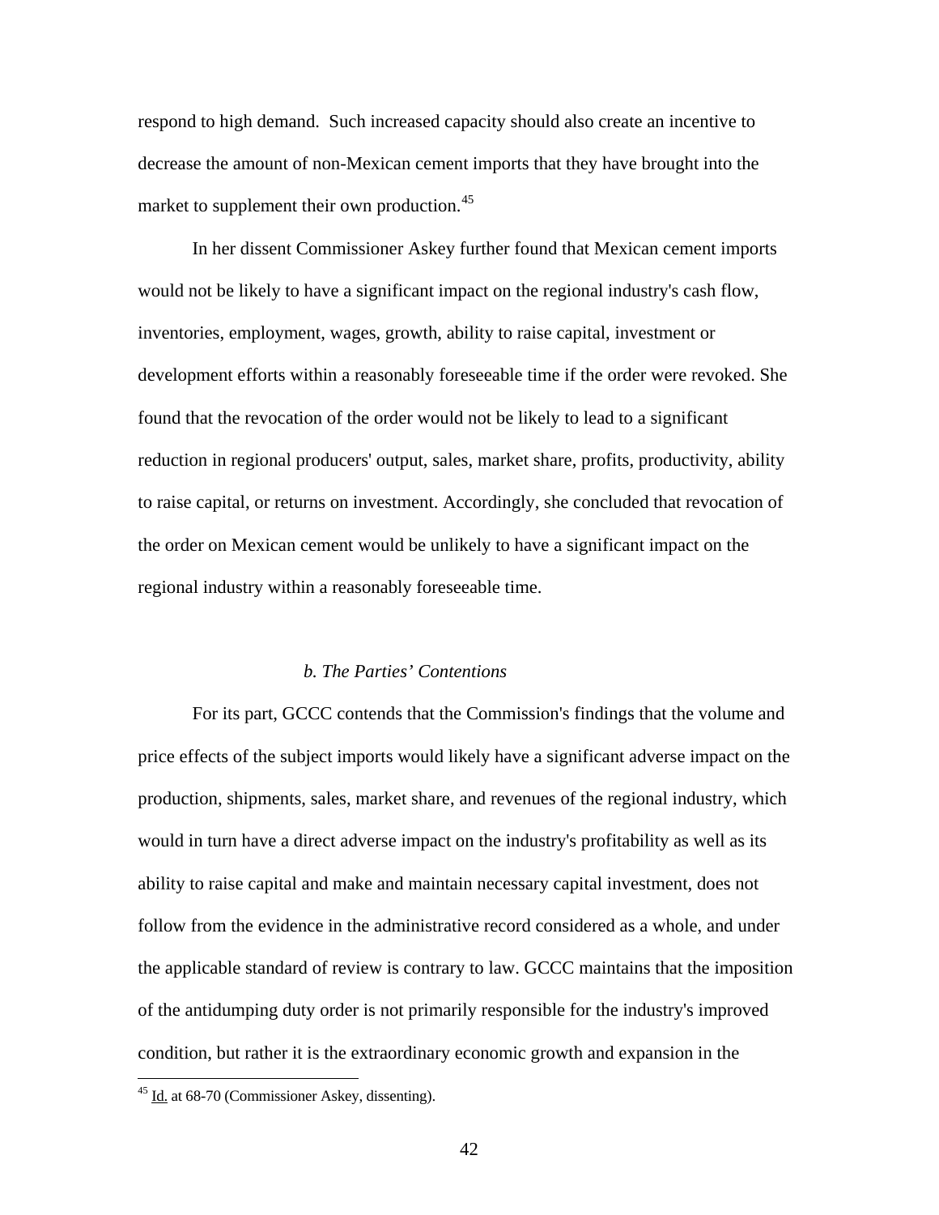respond to high demand. Such increased capacity should also create an incentive to decrease the amount of non-Mexican cement imports that they have brought into the market to supplement their own production.[45]

In her dissent Commissioner Askey further found that Mexican cement imports would not be likely to have a significant impact on the regional industry's cash flow, inventories, employment, wages, growth, ability to raise capital, investment or development efforts within a reasonably foreseeable time if the order were revoked. She found that the revocation of the order would not be likely to lead to a significant reduction in regional producers' output, sales, market share, profits, productivity, ability to raise capital, or returns on investment. Accordingly, she concluded that revocation of the order on Mexican cement would be unlikely to have a significant impact on the regional industry within a reasonably foreseeable time.

*b. The Parties' Contentions*

For its part, GCCC contends that the Commission's findings that the volume and price effects of the subject imports would likely have a significant adverse impact on the production, shipments, sales, market share, and revenues of the regional industry, which would in turn have a direct adverse impact on the industry's profitability as well as its ability to raise capital and make and maintain necessary capital investment, does not follow from the evidence in the administrative record considered as a whole, and under the applicable standard of review is contrary to law. GCCC maintains that the imposition of the antidumping duty order is not primarily responsible for the industry's improved condition, but rather it is the extraordinary economic growth and expansion in the

[45] Id. at 68-70 (Commissioner Askey, dissenting).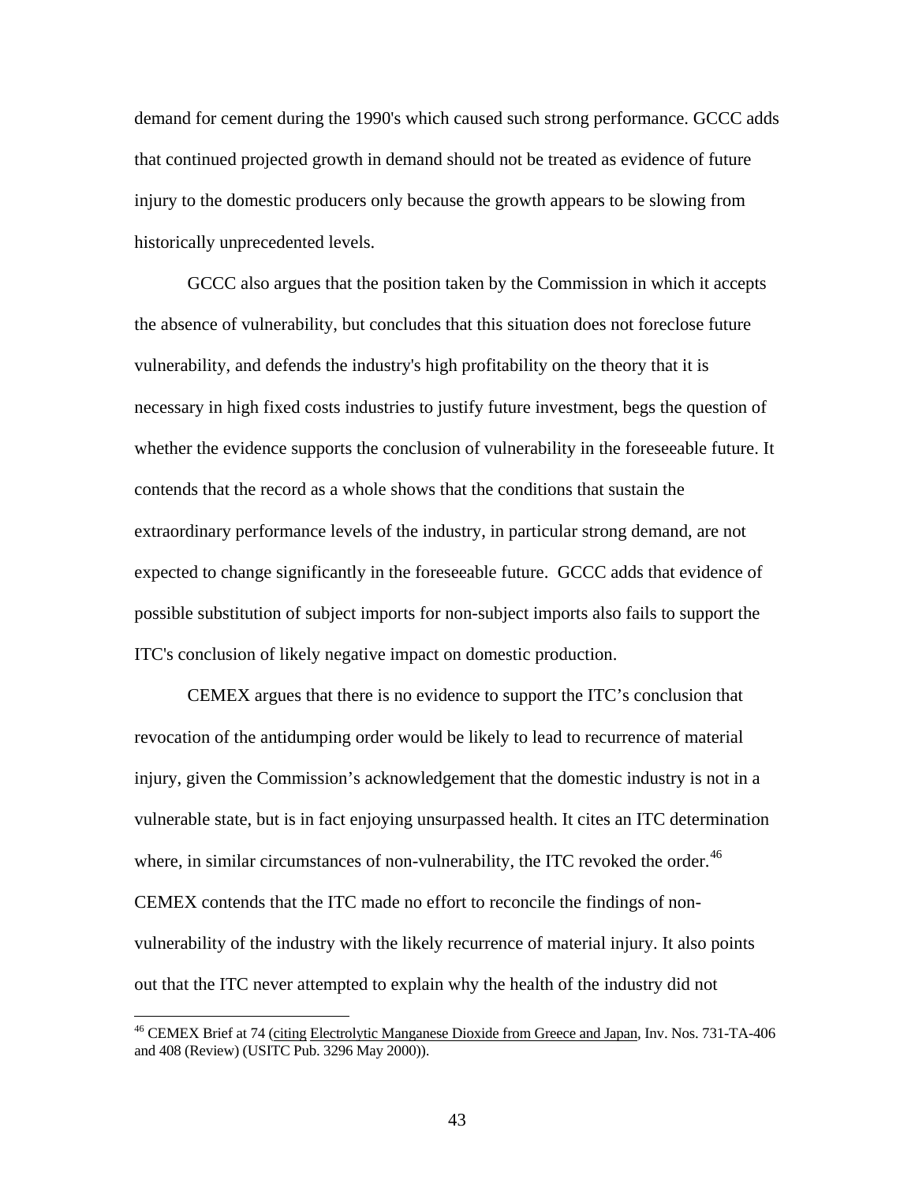demand for cement during the 1990's which caused such strong performance. GCCC adds that continued projected growth in demand should not be treated as evidence of future injury to the domestic producers only because the growth appears to be slowing from historically unprecedented levels.

GCCC also argues that the position taken by the Commission in which it accepts the absence of vulnerability, but concludes that this situation does not foreclose future vulnerability, and defends the industry's high profitability on the theory that it is necessary in high fixed costs industries to justify future investment, begs the question of whether the evidence supports the conclusion of vulnerability in the foreseeable future. It contends that the record as a whole shows that the conditions that sustain the extraordinary performance levels of the industry, in particular strong demand, are not expected to change significantly in the foreseeable future. GCCC adds that evidence of possible substitution of subject imports for non-subject imports also fails to support the ITC's conclusion of likely negative impact on domestic production.

CEMEX argues that there is no evidence to support the ITC's conclusion that revocation of the antidumping order would be likely to lead to recurrence of material injury, given the Commission's acknowledgement that the domestic industry is not in a vulnerable state, but is in fact enjoying unsurpassed health. It cites an ITC determination where, in similar circumstances of non-vulnerability, the ITC revoked the order.[46] CEMEX contends that the ITC made no effort to reconcile the findings of non-vulnerability of the industry with the likely recurrence of material injury. It also points out that the ITC never attempted to explain why the health of the industry did not

---

[46] CEMEX Brief at 74 (citing Electrolytic Manganese Dioxide from Greece and Japan, Inv. Nos. 731-TA-406 and 408 (Review) (USITC Pub. 3296 May 2000)).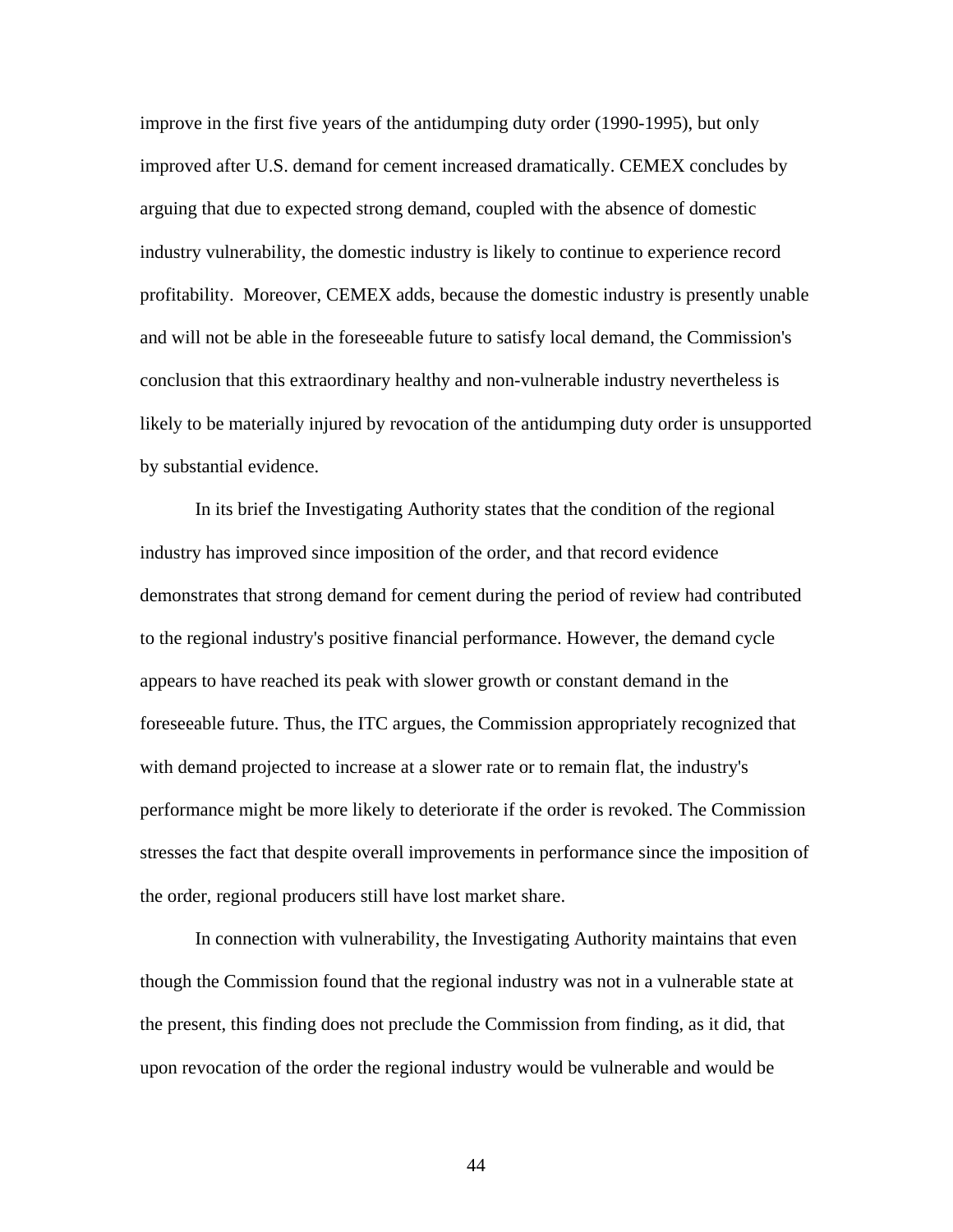improve in the first five years of the antidumping duty order (1990-1995), but only improved after U.S. demand for cement increased dramatically. CEMEX concludes by arguing that due to expected strong demand, coupled with the absence of domestic industry vulnerability, the domestic industry is likely to continue to experience record profitability. Moreover, CEMEX adds, because the domestic industry is presently unable and will not be able in the foreseeable future to satisfy local demand, the Commission's conclusion that this extraordinary healthy and non-vulnerable industry nevertheless is likely to be materially injured by revocation of the antidumping duty order is unsupported by substantial evidence.

In its brief the Investigating Authority states that the condition of the regional industry has improved since imposition of the order, and that record evidence demonstrates that strong demand for cement during the period of review had contributed to the regional industry's positive financial performance. However, the demand cycle appears to have reached its peak with slower growth or constant demand in the foreseeable future. Thus, the ITC argues, the Commission appropriately recognized that with demand projected to increase at a slower rate or to remain flat, the industry's performance might be more likely to deteriorate if the order is revoked. The Commission stresses the fact that despite overall improvements in performance since the imposition of the order, regional producers still have lost market share.

In connection with vulnerability, the Investigating Authority maintains that even though the Commission found that the regional industry was not in a vulnerable state at the present, this finding does not preclude the Commission from finding, as it did, that upon revocation of the order the regional industry would be vulnerable and would be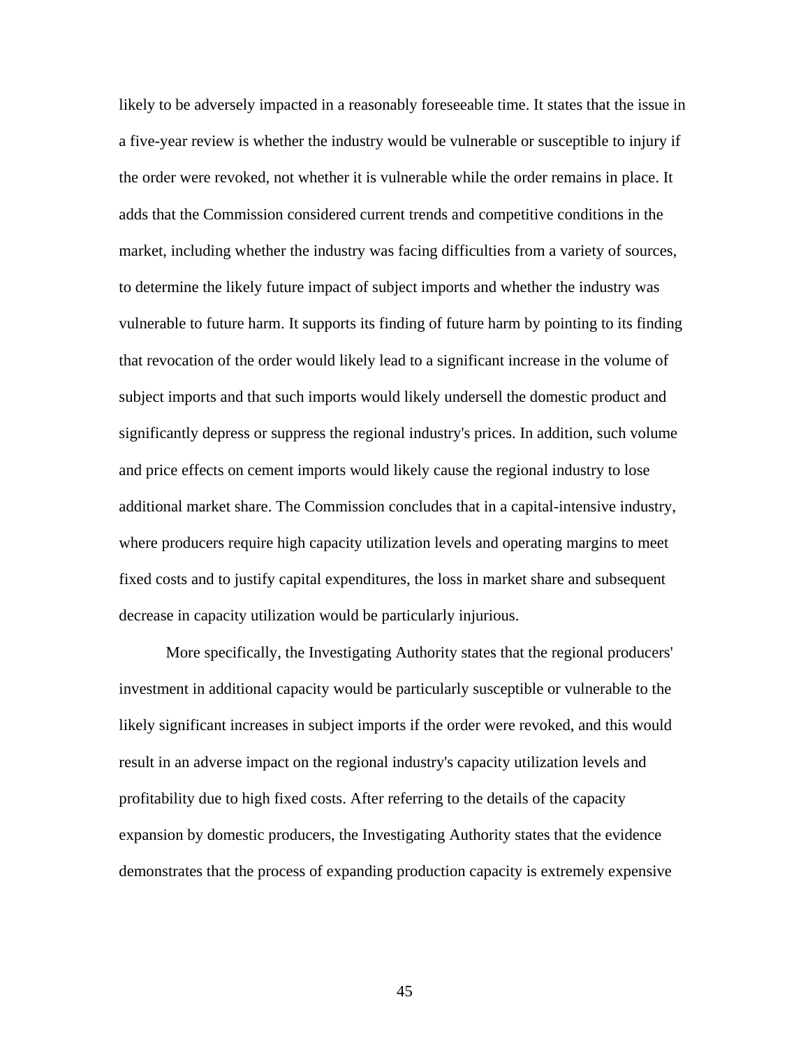likely to be adversely impacted in a reasonably foreseeable time. It states that the issue in a five-year review is whether the industry would be vulnerable or susceptible to injury if the order were revoked, not whether it is vulnerable while the order remains in place. It adds that the Commission considered current trends and competitive conditions in the market, including whether the industry was facing difficulties from a variety of sources, to determine the likely future impact of subject imports and whether the industry was vulnerable to future harm. It supports its finding of future harm by pointing to its finding that revocation of the order would likely lead to a significant increase in the volume of subject imports and that such imports would likely undersell the domestic product and significantly depress or suppress the regional industry's prices. In addition, such volume and price effects on cement imports would likely cause the regional industry to lose additional market share. The Commission concludes that in a capital-intensive industry, where producers require high capacity utilization levels and operating margins to meet fixed costs and to justify capital expenditures, the loss in market share and subsequent decrease in capacity utilization would be particularly injurious.

More specifically, the Investigating Authority states that the regional producers' investment in additional capacity would be particularly susceptible or vulnerable to the likely significant increases in subject imports if the order were revoked, and this would result in an adverse impact on the regional industry's capacity utilization levels and profitability due to high fixed costs. After referring to the details of the capacity expansion by domestic producers, the Investigating Authority states that the evidence demonstrates that the process of expanding production capacity is extremely expensive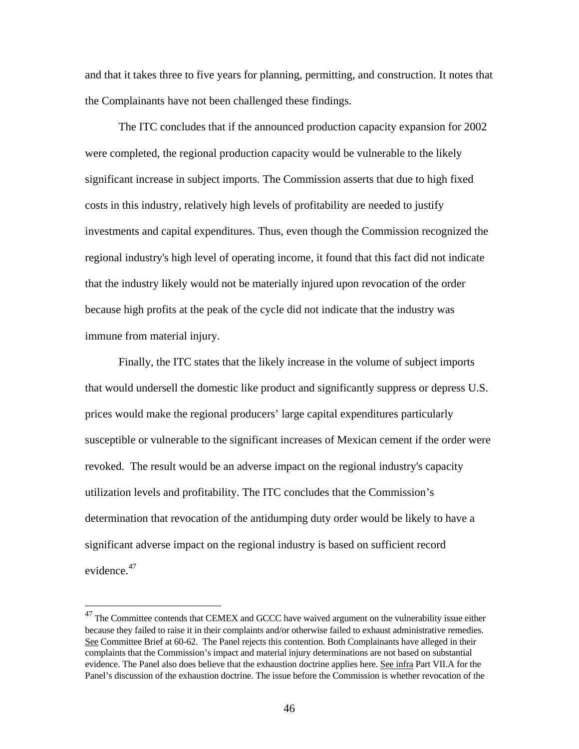and that it takes three to five years for planning, permitting, and construction. It notes that the Complainants have not been challenged these findings.

The ITC concludes that if the announced production capacity expansion for 2002 were completed, the regional production capacity would be vulnerable to the likely significant increase in subject imports. The Commission asserts that due to high fixed costs in this industry, relatively high levels of profitability are needed to justify investments and capital expenditures. Thus, even though the Commission recognized the regional industry's high level of operating income, it found that this fact did not indicate that the industry likely would not be materially injured upon revocation of the order because high profits at the peak of the cycle did not indicate that the industry was immune from material injury.

Finally, the ITC states that the likely increase in the volume of subject imports that would undersell the domestic like product and significantly suppress or depress U.S. prices would make the regional producers' large capital expenditures particularly susceptible or vulnerable to the significant increases of Mexican cement if the order were revoked. The result would be an adverse impact on the regional industry's capacity utilization levels and profitability. The ITC concludes that the Commission's determination that revocation of the antidumping duty order would be likely to have a significant adverse impact on the regional industry is based on sufficient record evidence.[47]

---

[47] The Committee contends that CEMEX and GCCC have waived argument on the vulnerability issue either because they failed to raise it in their complaints and/or otherwise failed to exhaust administrative remedies. See Committee Brief at 60-62. The Panel rejects this contention. Both Complainants have alleged in their complaints that the Commission's impact and material injury determinations are not based on substantial evidence. The Panel also does believe that the exhaustion doctrine applies here. See infra Part VII.A for the Panel's discussion of the exhaustion doctrine. The issue before the Commission is whether revocation of the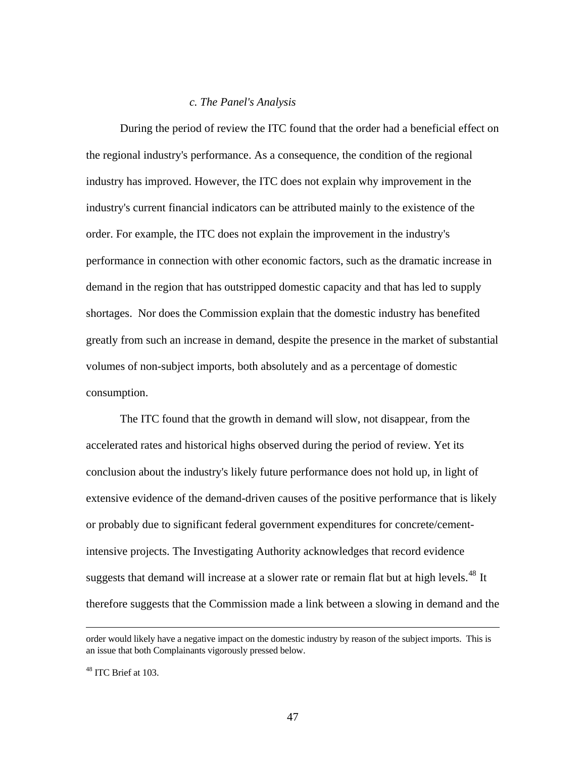*c. The Panel's Analysis*

During the period of review the ITC found that the order had a beneficial effect on the regional industry's performance. As a consequence, the condition of the regional industry has improved. However, the ITC does not explain why improvement in the industry's current financial indicators can be attributed mainly to the existence of the order. For example, the ITC does not explain the improvement in the industry's performance in connection with other economic factors, such as the dramatic increase in demand in the region that has outstripped domestic capacity and that has led to supply shortages. Nor does the Commission explain that the domestic industry has benefited greatly from such an increase in demand, despite the presence in the market of substantial volumes of non-subject imports, both absolutely and as a percentage of domestic consumption.

The ITC found that the growth in demand will slow, not disappear, from the accelerated rates and historical highs observed during the period of review. Yet its conclusion about the industry's likely future performance does not hold up, in light of extensive evidence of the demand-driven causes of the positive performance that is likely or probably due to significant federal government expenditures for concrete/cement-intensive projects. The Investigating Authority acknowledges that record evidence suggests that demand will increase at a slower rate or remain flat but at high levels.[48] It therefore suggests that the Commission made a link between a slowing in demand and the

---

order would likely have a negative impact on the domestic industry by reason of the subject imports. This is an issue that both Complainants vigorously pressed below.

[48] ITC Brief at 103.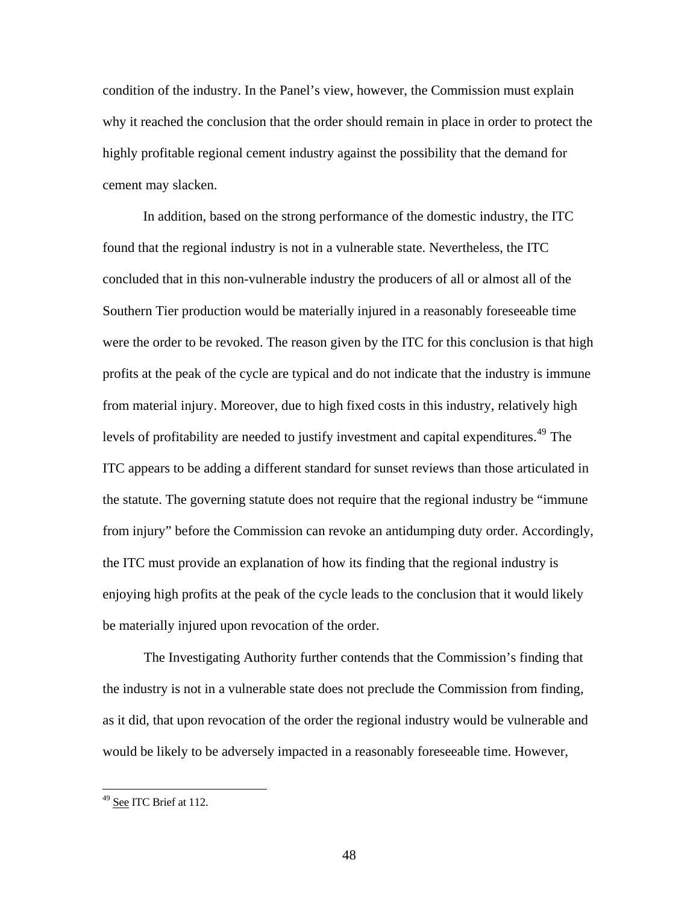condition of the industry. In the Panel's view, however, the Commission must explain why it reached the conclusion that the order should remain in place in order to protect the highly profitable regional cement industry against the possibility that the demand for cement may slacken.

In addition, based on the strong performance of the domestic industry, the ITC found that the regional industry is not in a vulnerable state. Nevertheless, the ITC concluded that in this non-vulnerable industry the producers of all or almost all of the Southern Tier production would be materially injured in a reasonably foreseeable time were the order to be revoked. The reason given by the ITC for this conclusion is that high profits at the peak of the cycle are typical and do not indicate that the industry is immune from material injury. Moreover, due to high fixed costs in this industry, relatively high levels of profitability are needed to justify investment and capital expenditures.[49] The ITC appears to be adding a different standard for sunset reviews than those articulated in the statute. The governing statute does not require that the regional industry be "immune from injury" before the Commission can revoke an antidumping duty order. Accordingly, the ITC must provide an explanation of how its finding that the regional industry is enjoying high profits at the peak of the cycle leads to the conclusion that it would likely be materially injured upon revocation of the order.

The Investigating Authority further contends that the Commission's finding that the industry is not in a vulnerable state does not preclude the Commission from finding, as it did, that upon revocation of the order the regional industry would be vulnerable and would be likely to be adversely impacted in a reasonably foreseeable time. However,

---

[49] See ITC Brief at 112.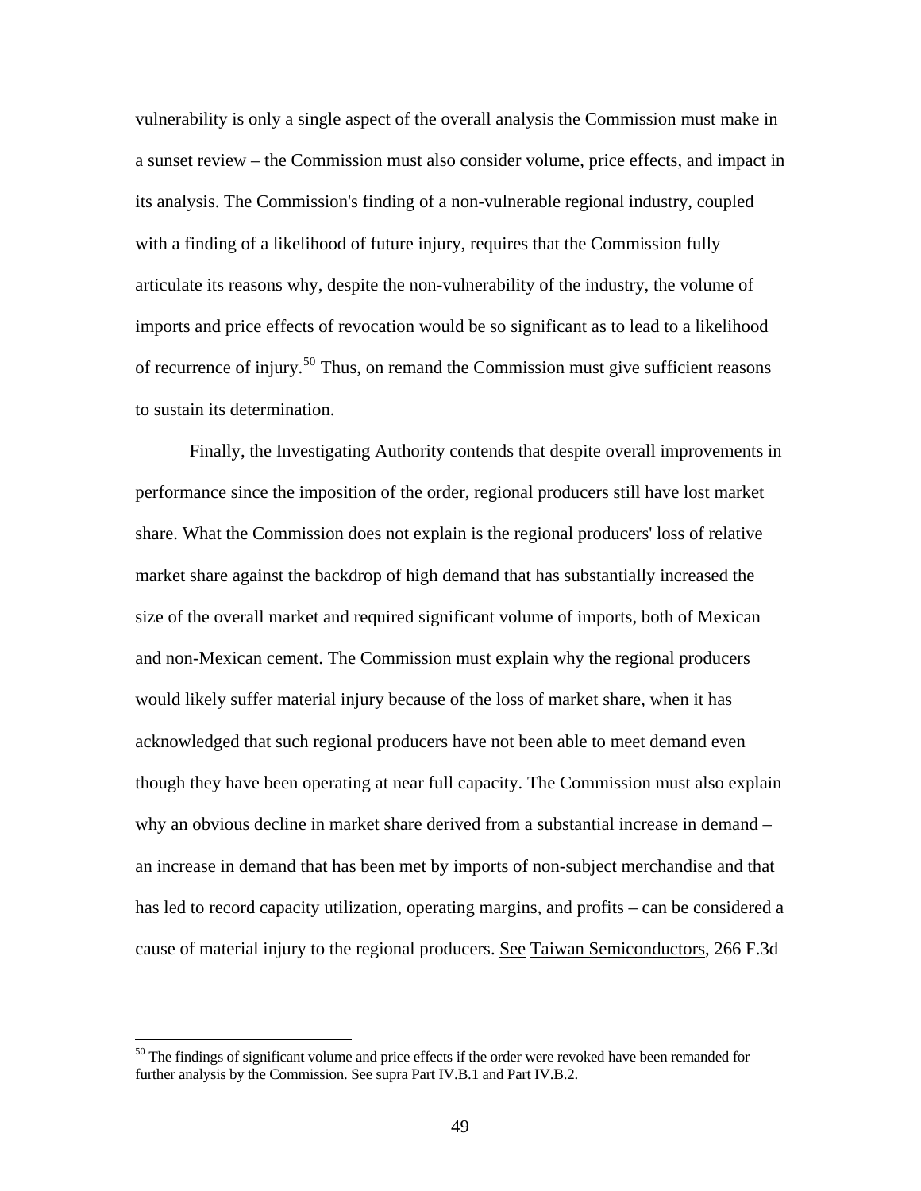vulnerability is only a single aspect of the overall analysis the Commission must make in a sunset review – the Commission must also consider volume, price effects, and impact in its analysis. The Commission's finding of a non-vulnerable regional industry, coupled with a finding of a likelihood of future injury, requires that the Commission fully articulate its reasons why, despite the non-vulnerability of the industry, the volume of imports and price effects of revocation would be so significant as to lead to a likelihood of recurrence of injury.[50] Thus, on remand the Commission must give sufficient reasons to sustain its determination.

Finally, the Investigating Authority contends that despite overall improvements in performance since the imposition of the order, regional producers still have lost market share. What the Commission does not explain is the regional producers' loss of relative market share against the backdrop of high demand that has substantially increased the size of the overall market and required significant volume of imports, both of Mexican and non-Mexican cement. The Commission must explain why the regional producers would likely suffer material injury because of the loss of market share, when it has acknowledged that such regional producers have not been able to meet demand even though they have been operating at near full capacity. The Commission must also explain why an obvious decline in market share derived from a substantial increase in demand – an increase in demand that has been met by imports of non-subject merchandise and that has led to record capacity utilization, operating margins, and profits – can be considered a cause of material injury to the regional producers. See Taiwan Semiconductors, 266 F.3d

[50] The findings of significant volume and price effects if the order were revoked have been remanded for further analysis by the Commission. See supra Part IV.B.1 and Part IV.B.2.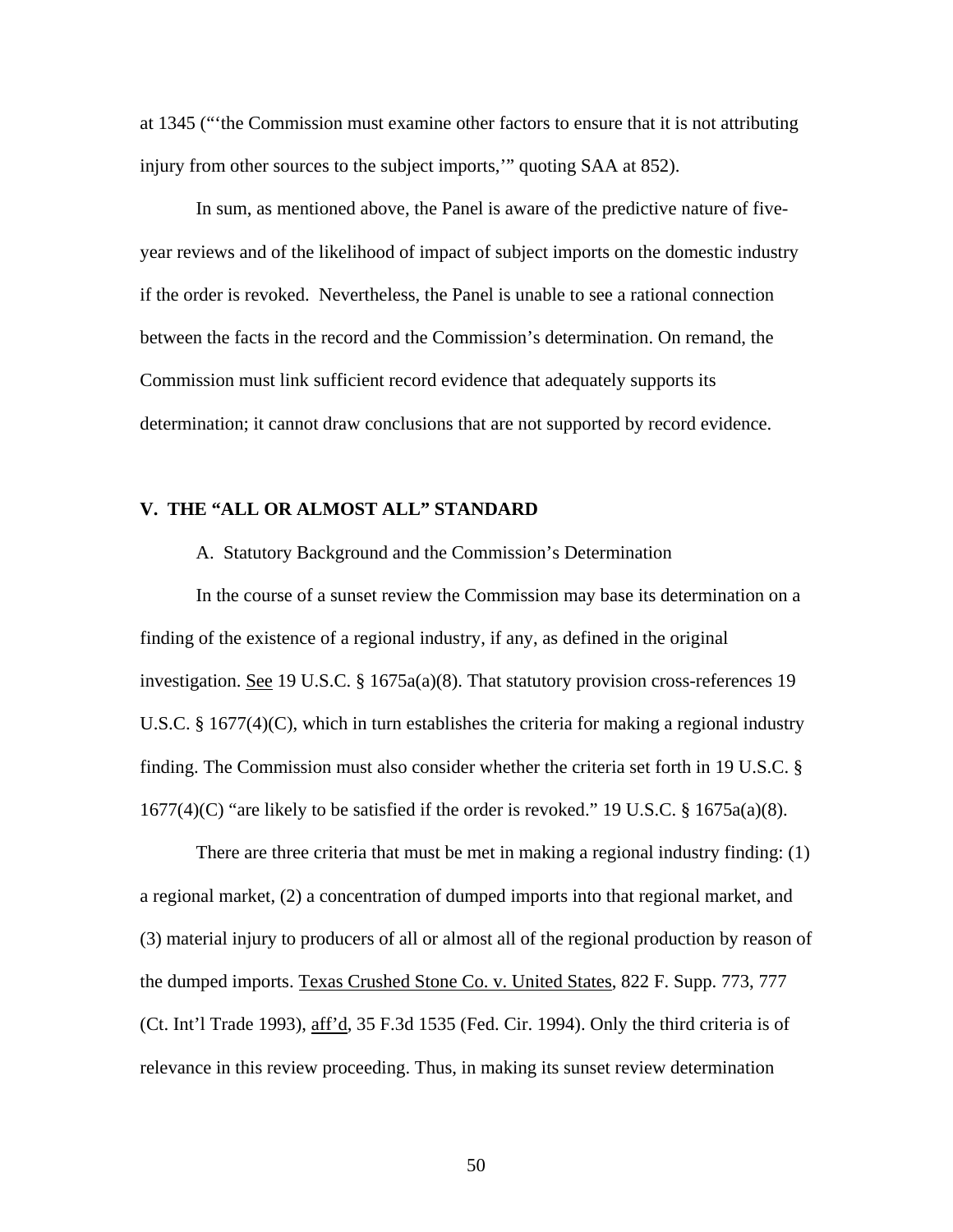at 1345 ("'the Commission must examine other factors to ensure that it is not attributing injury from other sources to the subject imports,'" quoting SAA at 852).

In sum, as mentioned above, the Panel is aware of the predictive nature of five-year reviews and of the likelihood of impact of subject imports on the domestic industry if the order is revoked. Nevertheless, the Panel is unable to see a rational connection between the facts in the record and the Commission's determination. On remand, the Commission must link sufficient record evidence that adequately supports its determination; it cannot draw conclusions that are not supported by record evidence.

## V. THE "ALL OR ALMOST ALL" STANDARD

### A. Statutory Background and the Commission's Determination

In the course of a sunset review the Commission may base its determination on a finding of the existence of a regional industry, if any, as defined in the original investigation. See 19 U.S.C. § 1675a(a)(8). That statutory provision cross-references 19 U.S.C. § 1677(4)(C), which in turn establishes the criteria for making a regional industry finding. The Commission must also consider whether the criteria set forth in 19 U.S.C. § 1677(4)(C) "are likely to be satisfied if the order is revoked." 19 U.S.C. § 1675a(a)(8).

There are three criteria that must be met in making a regional industry finding: (1) a regional market, (2) a concentration of dumped imports into that regional market, and (3) material injury to producers of all or almost all of the regional production by reason of the dumped imports. Texas Crushed Stone Co. v. United States, 822 F. Supp. 773, 777 (Ct. Int'l Trade 1993), aff'd, 35 F.3d 1535 (Fed. Cir. 1994). Only the third criteria is of relevance in this review proceeding. Thus, in making its sunset review determination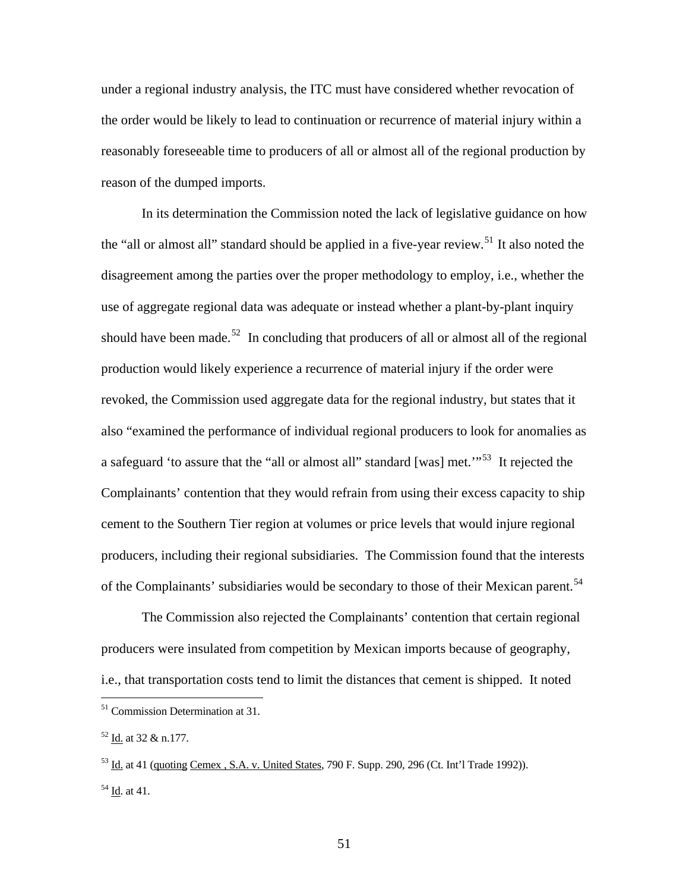under a regional industry analysis, the ITC must have considered whether revocation of the order would be likely to lead to continuation or recurrence of material injury within a reasonably foreseeable time to producers of all or almost all of the regional production by reason of the dumped imports.

In its determination the Commission noted the lack of legislative guidance on how the "all or almost all" standard should be applied in a five-year review.[51] It also noted the disagreement among the parties over the proper methodology to employ, i.e., whether the use of aggregate regional data was adequate or instead whether a plant-by-plant inquiry should have been made.[52] In concluding that producers of all or almost all of the regional production would likely experience a recurrence of material injury if the order were revoked, the Commission used aggregate data for the regional industry, but states that it also "examined the performance of individual regional producers to look for anomalies as a safeguard 'to assure that the "all or almost all" standard [was] met.'"[53] It rejected the Complainants' contention that they would refrain from using their excess capacity to ship cement to the Southern Tier region at volumes or price levels that would injure regional producers, including their regional subsidiaries. The Commission found that the interests of the Complainants' subsidiaries would be secondary to those of their Mexican parent.[54]

The Commission also rejected the Complainants' contention that certain regional producers were insulated from competition by Mexican imports because of geography, i.e., that transportation costs tend to limit the distances that cement is shipped. It noted

---

[51] Commission Determination at 31.

[52] Id. at 32 & n.177.

[53] Id. at 41 (quoting Cemex , S.A. v. United States, 790 F. Supp. 290, 296 (Ct. Int'l Trade 1992)).

[54] Id. at 41.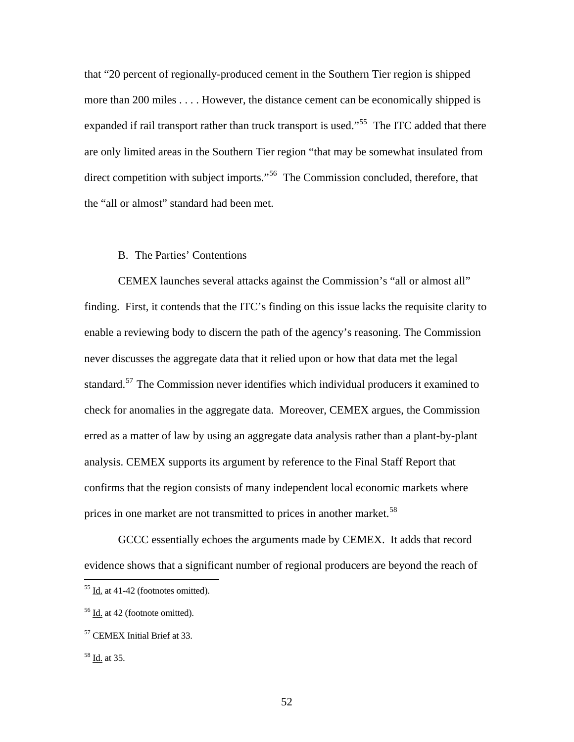that "20 percent of regionally-produced cement in the Southern Tier region is shipped more than 200 miles . . . . However, the distance cement can be economically shipped is expanded if rail transport rather than truck transport is used."[55] The ITC added that there are only limited areas in the Southern Tier region "that may be somewhat insulated from direct competition with subject imports."[56] The Commission concluded, therefore, that the "all or almost" standard had been met.

B. The Parties' Contentions

CEMEX launches several attacks against the Commission's "all or almost all" finding. First, it contends that the ITC's finding on this issue lacks the requisite clarity to enable a reviewing body to discern the path of the agency's reasoning. The Commission never discusses the aggregate data that it relied upon or how that data met the legal standard.[57] The Commission never identifies which individual producers it examined to check for anomalies in the aggregate data. Moreover, CEMEX argues, the Commission erred as a matter of law by using an aggregate data analysis rather than a plant-by-plant analysis. CEMEX supports its argument by reference to the Final Staff Report that confirms that the region consists of many independent local economic markets where prices in one market are not transmitted to prices in another market.[58]

GCCC essentially echoes the arguments made by CEMEX. It adds that record evidence shows that a significant number of regional producers are beyond the reach of

---

[55] Id. at 41-42 (footnotes omitted).

[56] Id. at 42 (footnote omitted).

[57] CEMEX Initial Brief at 33.

[58] Id. at 35.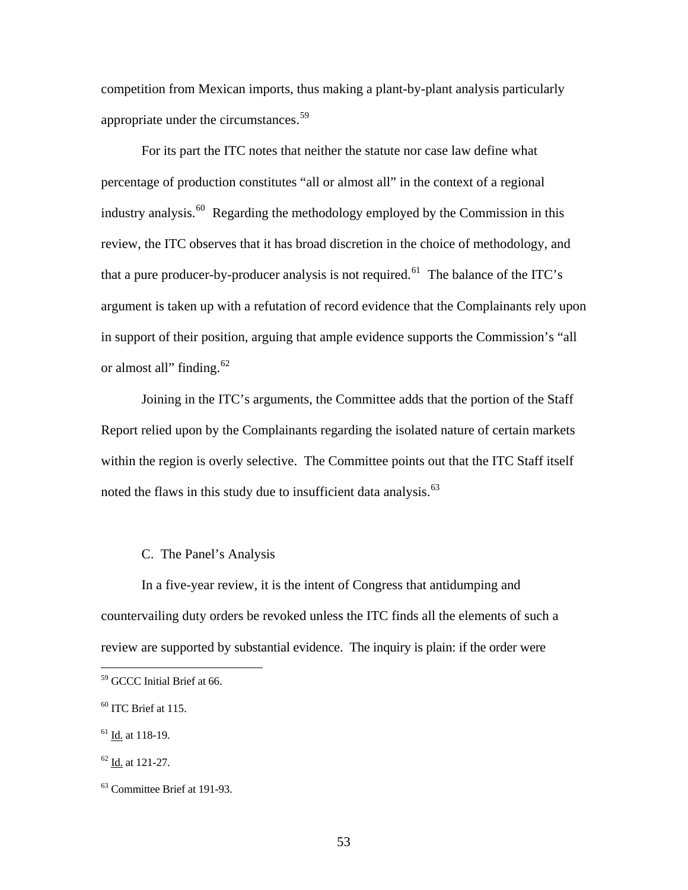competition from Mexican imports, thus making a plant-by-plant analysis particularly appropriate under the circumstances.[59]

For its part the ITC notes that neither the statute nor case law define what percentage of production constitutes "all or almost all" in the context of a regional industry analysis.[60] Regarding the methodology employed by the Commission in this review, the ITC observes that it has broad discretion in the choice of methodology, and that a pure producer-by-producer analysis is not required.[61] The balance of the ITC's argument is taken up with a refutation of record evidence that the Complainants rely upon in support of their position, arguing that ample evidence supports the Commission's "all or almost all" finding.[62]

Joining in the ITC's arguments, the Committee adds that the portion of the Staff Report relied upon by the Complainants regarding the isolated nature of certain markets within the region is overly selective. The Committee points out that the ITC Staff itself noted the flaws in this study due to insufficient data analysis.[63]

### C. The Panel's Analysis

In a five-year review, it is the intent of Congress that antidumping and countervailing duty orders be revoked unless the ITC finds all the elements of such a review are supported by substantial evidence. The inquiry is plain: if the order were

---

[59] GCCC Initial Brief at 66.

[60] ITC Brief at 115.

[61] Id. at 118-19.

[62] Id. at 121-27.

[63] Committee Brief at 191-93.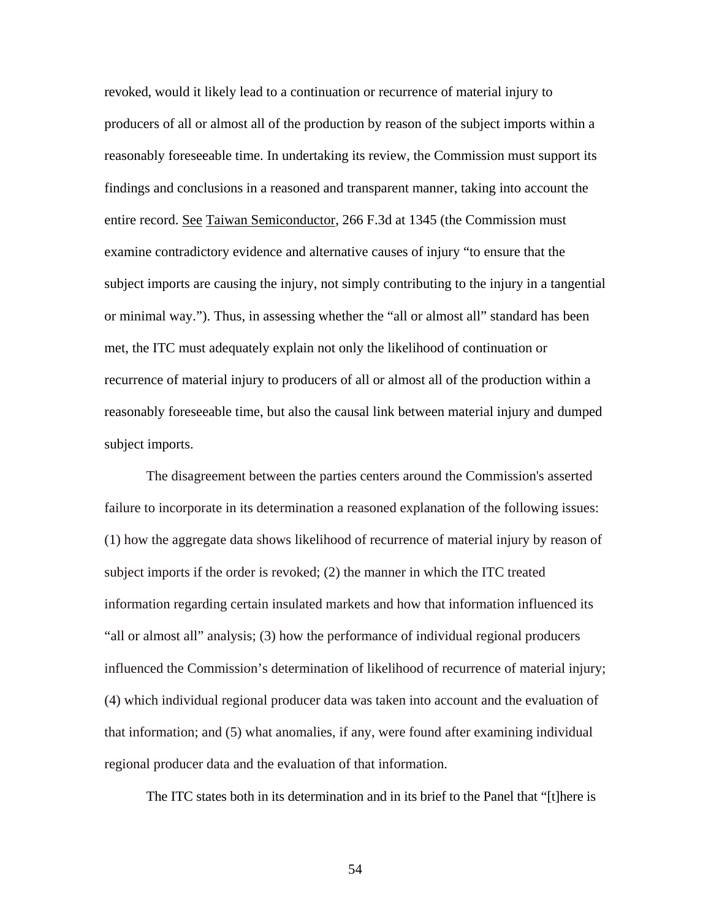revoked, would it likely lead to a continuation or recurrence of material injury to producers of all or almost all of the production by reason of the subject imports within a reasonably foreseeable time. In undertaking its review, the Commission must support its findings and conclusions in a reasoned and transparent manner, taking into account the entire record. See Taiwan Semiconductor, 266 F.3d at 1345 (the Commission must examine contradictory evidence and alternative causes of injury "to ensure that the subject imports are causing the injury, not simply contributing to the injury in a tangential or minimal way."). Thus, in assessing whether the "all or almost all" standard has been met, the ITC must adequately explain not only the likelihood of continuation or recurrence of material injury to producers of all or almost all of the production within a reasonably foreseeable time, but also the causal link between material injury and dumped subject imports.

The disagreement between the parties centers around the Commission's asserted failure to incorporate in its determination a reasoned explanation of the following issues: (1) how the aggregate data shows likelihood of recurrence of material injury by reason of subject imports if the order is revoked; (2) the manner in which the ITC treated information regarding certain insulated markets and how that information influenced its "all or almost all" analysis; (3) how the performance of individual regional producers influenced the Commission's determination of likelihood of recurrence of material injury; (4) which individual regional producer data was taken into account and the evaluation of that information; and (5) what anomalies, if any, were found after examining individual regional producer data and the evaluation of that information.

The ITC states both in its determination and in its brief to the Panel that "[t]here is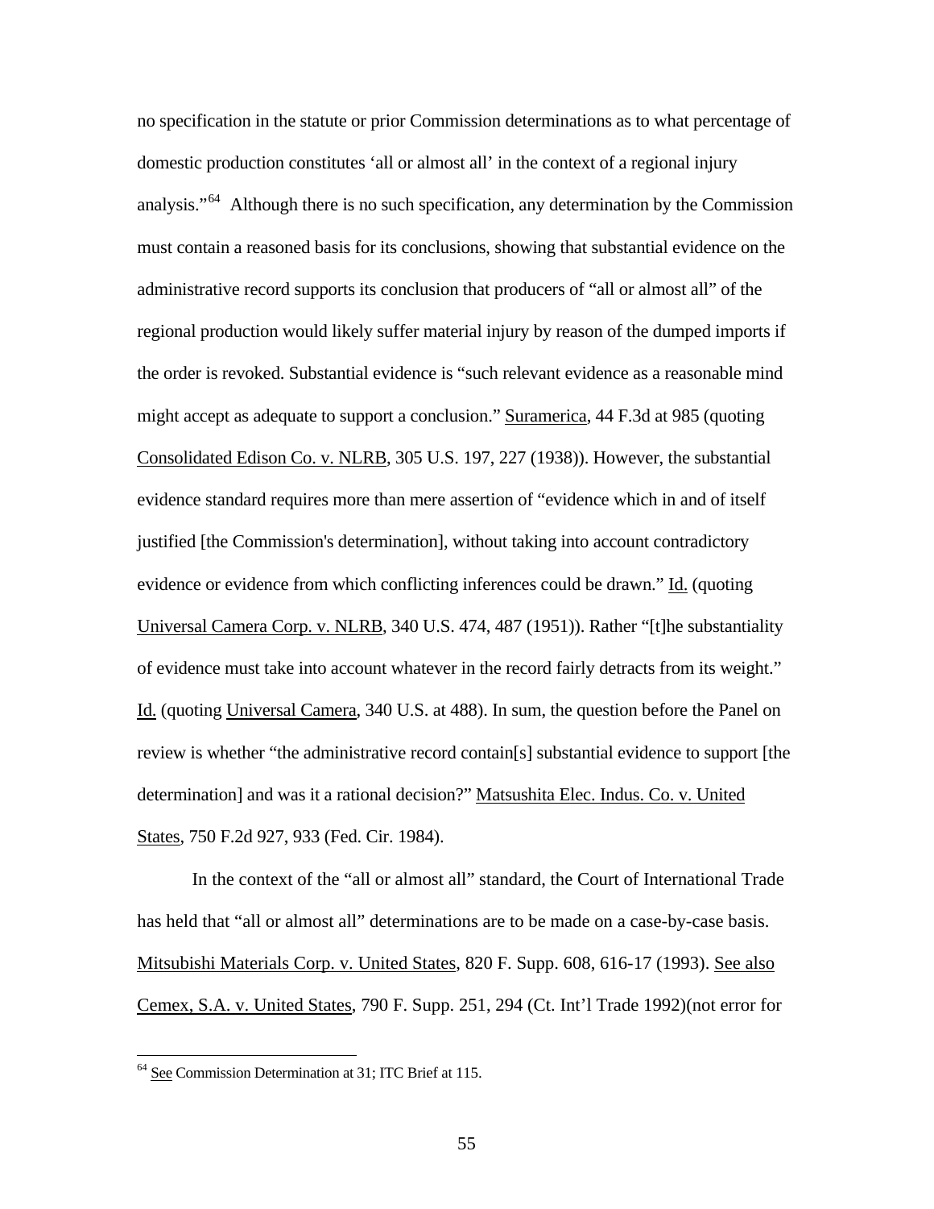no specification in the statute or prior Commission determinations as to what percentage of domestic production constitutes 'all or almost all' in the context of a regional injury analysis."[64] Although there is no such specification, any determination by the Commission must contain a reasoned basis for its conclusions, showing that substantial evidence on the administrative record supports its conclusion that producers of "all or almost all" of the regional production would likely suffer material injury by reason of the dumped imports if the order is revoked. Substantial evidence is "such relevant evidence as a reasonable mind might accept as adequate to support a conclusion." Suramerica, 44 F.3d at 985 (quoting Consolidated Edison Co. v. NLRB, 305 U.S. 197, 227 (1938)). However, the substantial evidence standard requires more than mere assertion of "evidence which in and of itself justified [the Commission's determination], without taking into account contradictory evidence or evidence from which conflicting inferences could be drawn." Id. (quoting Universal Camera Corp. v. NLRB, 340 U.S. 474, 487 (1951)). Rather "[t]he substantiality of evidence must take into account whatever in the record fairly detracts from its weight." Id. (quoting Universal Camera, 340 U.S. at 488). In sum, the question before the Panel on review is whether "the administrative record contain[s] substantial evidence to support [the determination] and was it a rational decision?" Matsushita Elec. Indus. Co. v. United States, 750 F.2d 927, 933 (Fed. Cir. 1984).

In the context of the "all or almost all" standard, the Court of International Trade has held that "all or almost all" determinations are to be made on a case-by-case basis. Mitsubishi Materials Corp. v. United States, 820 F. Supp. 608, 616-17 (1993). See also Cemex, S.A. v. United States, 790 F. Supp. 251, 294 (Ct. Int'l Trade 1992)(not error for

[64] See Commission Determination at 31; ITC Brief at 115.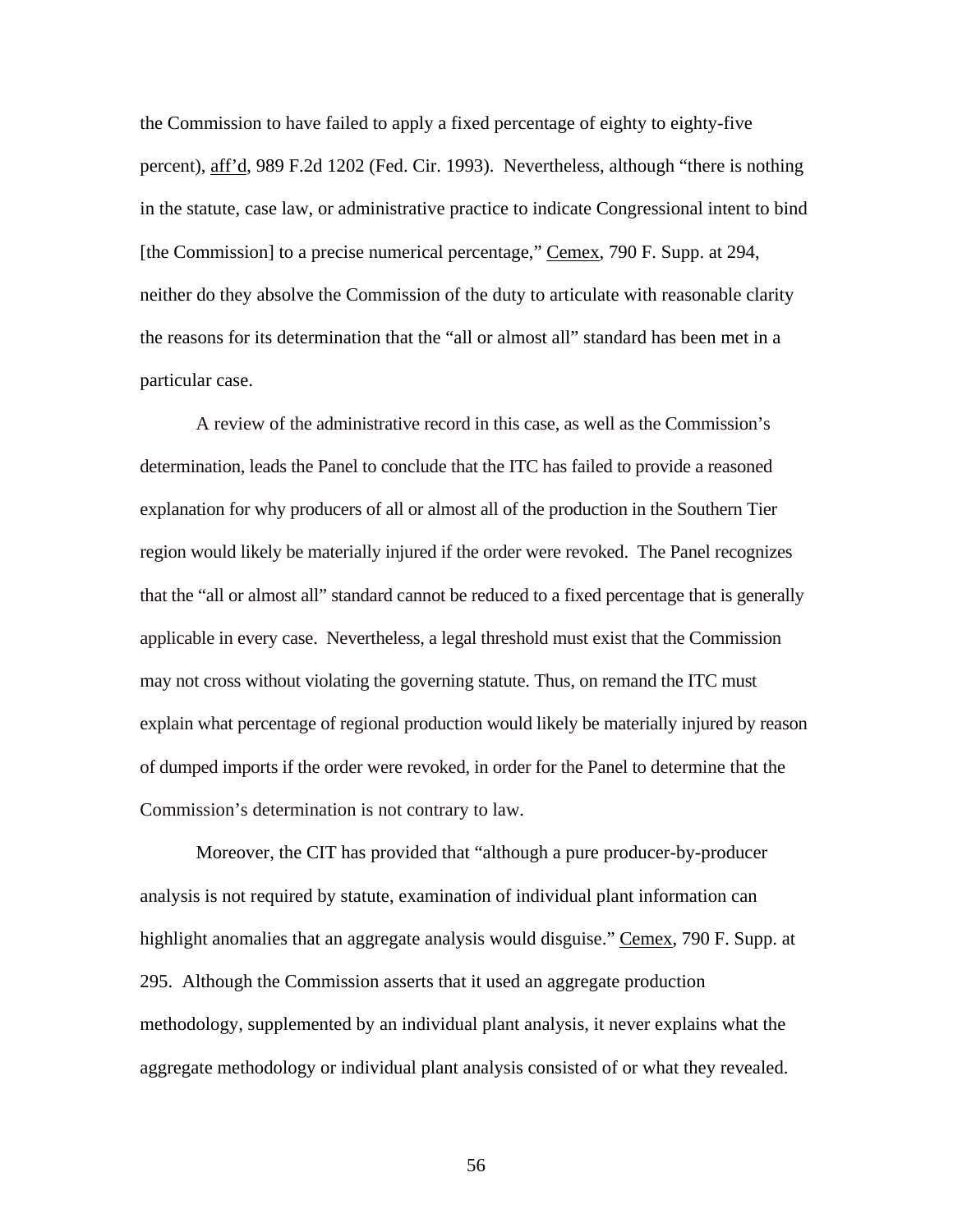the Commission to have failed to apply a fixed percentage of eighty to eighty-five percent), aff'd, 989 F.2d 1202 (Fed. Cir. 1993). Nevertheless, although "there is nothing in the statute, case law, or administrative practice to indicate Congressional intent to bind [the Commission] to a precise numerical percentage," Cemex, 790 F. Supp. at 294, neither do they absolve the Commission of the duty to articulate with reasonable clarity the reasons for its determination that the "all or almost all" standard has been met in a particular case.

A review of the administrative record in this case, as well as the Commission's determination, leads the Panel to conclude that the ITC has failed to provide a reasoned explanation for why producers of all or almost all of the production in the Southern Tier region would likely be materially injured if the order were revoked. The Panel recognizes that the "all or almost all" standard cannot be reduced to a fixed percentage that is generally applicable in every case. Nevertheless, a legal threshold must exist that the Commission may not cross without violating the governing statute. Thus, on remand the ITC must explain what percentage of regional production would likely be materially injured by reason of dumped imports if the order were revoked, in order for the Panel to determine that the Commission's determination is not contrary to law.

Moreover, the CIT has provided that "although a pure producer-by-producer analysis is not required by statute, examination of individual plant information can highlight anomalies that an aggregate analysis would disguise." Cemex, 790 F. Supp. at 295. Although the Commission asserts that it used an aggregate production methodology, supplemented by an individual plant analysis, it never explains what the aggregate methodology or individual plant analysis consisted of or what they revealed.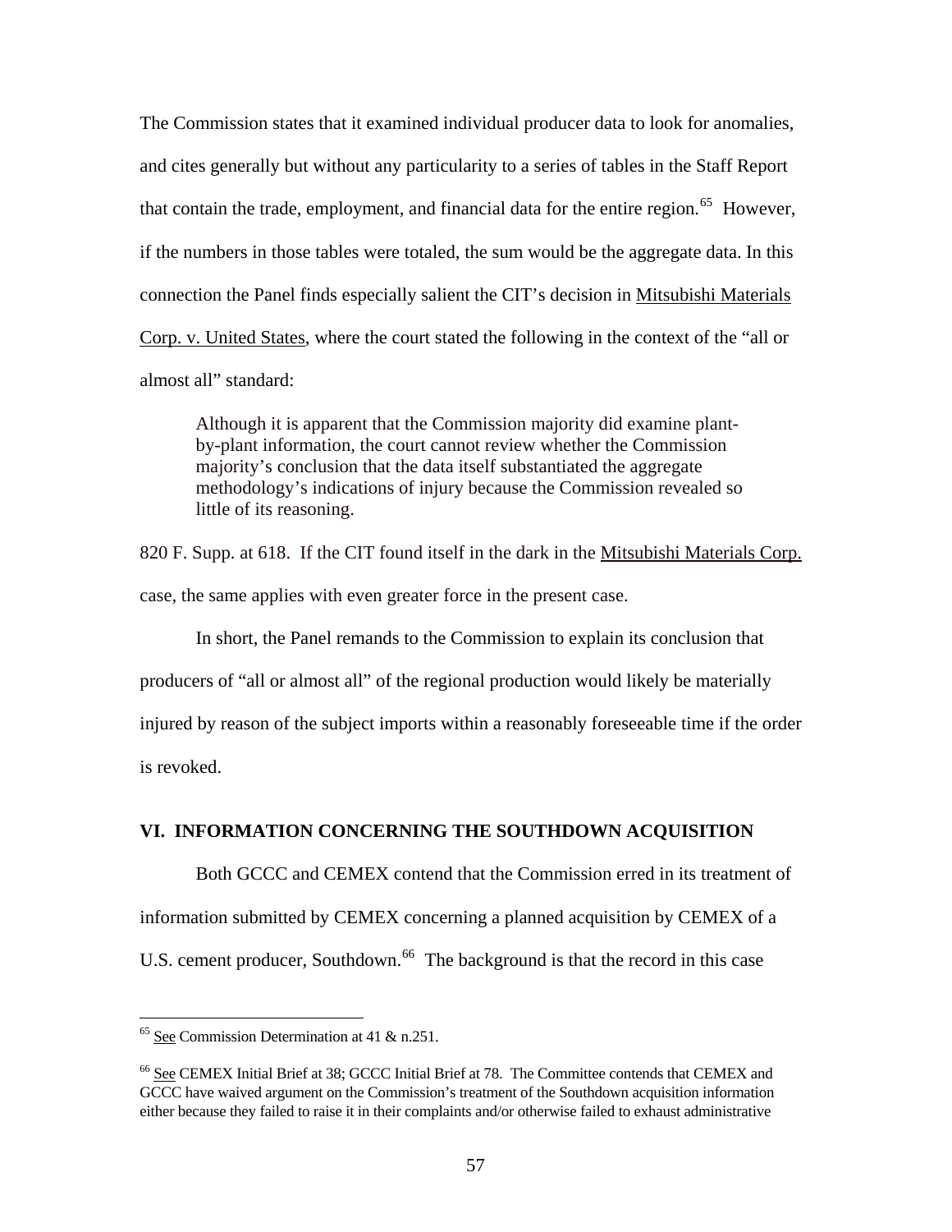The Commission states that it examined individual producer data to look for anomalies, and cites generally but without any particularity to a series of tables in the Staff Report that contain the trade, employment, and financial data for the entire region.[65] However, if the numbers in those tables were totaled, the sum would be the aggregate data. In this connection the Panel finds especially salient the CIT's decision in Mitsubishi Materials Corp. v. United States, where the court stated the following in the context of the "all or almost all" standard:

> Although it is apparent that the Commission majority did examine plant-by-plant information, the court cannot review whether the Commission majority's conclusion that the data itself substantiated the aggregate methodology's indications of injury because the Commission revealed so little of its reasoning.

820 F. Supp. at 618. If the CIT found itself in the dark in the Mitsubishi Materials Corp. case, the same applies with even greater force in the present case.

In short, the Panel remands to the Commission to explain its conclusion that producers of "all or almost all" of the regional production would likely be materially injured by reason of the subject imports within a reasonably foreseeable time if the order is revoked.

## VI. INFORMATION CONCERNING THE SOUTHDOWN ACQUISITION

Both GCCC and CEMEX contend that the Commission erred in its treatment of information submitted by CEMEX concerning a planned acquisition by CEMEX of a U.S. cement producer, Southdown.[66] The background is that the record in this case

---

[65] See Commission Determination at 41 & n.251.

[66] See CEMEX Initial Brief at 38; GCCC Initial Brief at 78. The Committee contends that CEMEX and GCCC have waived argument on the Commission's treatment of the Southdown acquisition information either because they failed to raise it in their complaints and/or otherwise failed to exhaust administrative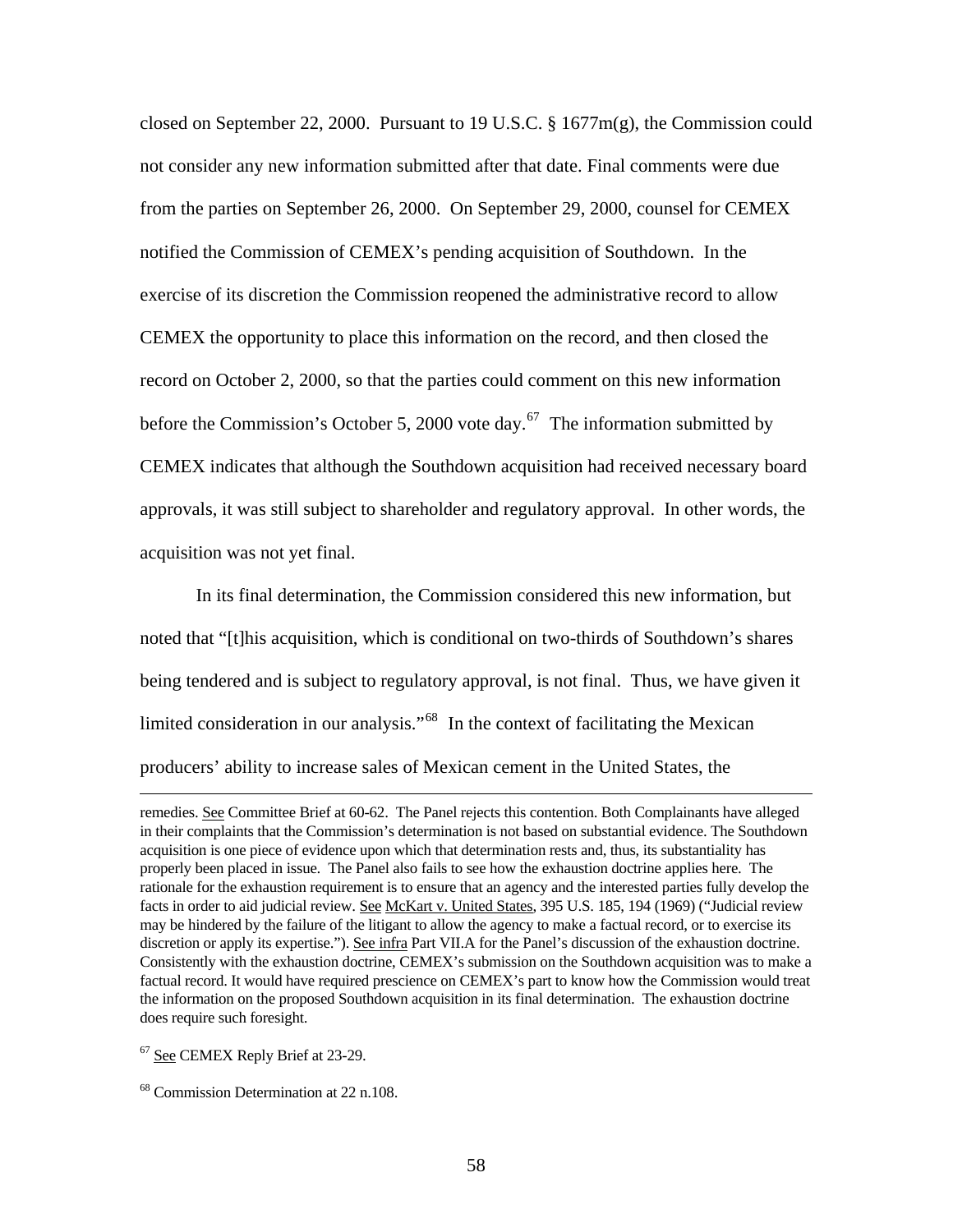closed on September 22, 2000. Pursuant to 19 U.S.C. § 1677m(g), the Commission could not consider any new information submitted after that date. Final comments were due from the parties on September 26, 2000. On September 29, 2000, counsel for CEMEX notified the Commission of CEMEX's pending acquisition of Southdown. In the exercise of its discretion the Commission reopened the administrative record to allow CEMEX the opportunity to place this information on the record, and then closed the record on October 2, 2000, so that the parties could comment on this new information before the Commission's October 5, 2000 vote day.[67] The information submitted by CEMEX indicates that although the Southdown acquisition had received necessary board approvals, it was still subject to shareholder and regulatory approval. In other words, the acquisition was not yet final.

In its final determination, the Commission considered this new information, but noted that "[t]his acquisition, which is conditional on two-thirds of Southdown's shares being tendered and is subject to regulatory approval, is not final. Thus, we have given it limited consideration in our analysis."[68] In the context of facilitating the Mexican producers' ability to increase sales of Mexican cement in the United States, the

---

remedies. See Committee Brief at 60-62. The Panel rejects this contention. Both Complainants have alleged in their complaints that the Commission's determination is not based on substantial evidence. The Southdown acquisition is one piece of evidence upon which that determination rests and, thus, its substantiality has properly been placed in issue. The Panel also fails to see how the exhaustion doctrine applies here. The rationale for the exhaustion requirement is to ensure that an agency and the interested parties fully develop the facts in order to aid judicial review. See McKart v. United States, 395 U.S. 185, 194 (1969) ("Judicial review may be hindered by the failure of the litigant to allow the agency to make a factual record, or to exercise its discretion or apply its expertise."). See infra Part VII.A for the Panel's discussion of the exhaustion doctrine. Consistently with the exhaustion doctrine, CEMEX's submission on the Southdown acquisition was to make a factual record. It would have required prescience on CEMEX's part to know how the Commission would treat the information on the proposed Southdown acquisition in its final determination. The exhaustion doctrine does require such foresight.

[67] See CEMEX Reply Brief at 23-29.

[68] Commission Determination at 22 n.108.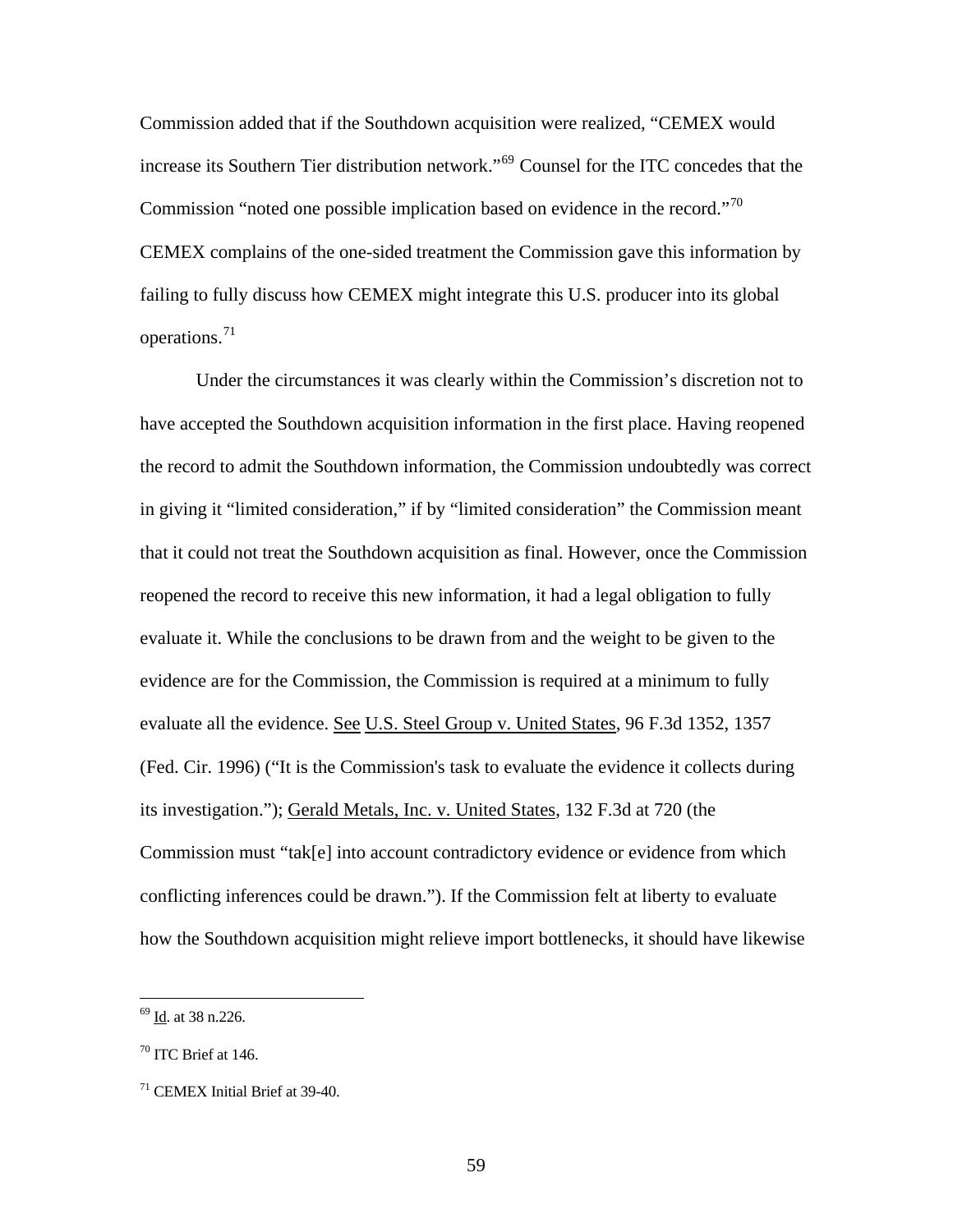Commission added that if the Southdown acquisition were realized, "CEMEX would increase its Southern Tier distribution network."[69] Counsel for the ITC concedes that the Commission "noted one possible implication based on evidence in the record."[70] CEMEX complains of the one-sided treatment the Commission gave this information by failing to fully discuss how CEMEX might integrate this U.S. producer into its global operations.[71]

Under the circumstances it was clearly within the Commission's discretion not to have accepted the Southdown acquisition information in the first place. Having reopened the record to admit the Southdown information, the Commission undoubtedly was correct in giving it "limited consideration," if by "limited consideration" the Commission meant that it could not treat the Southdown acquisition as final. However, once the Commission reopened the record to receive this new information, it had a legal obligation to fully evaluate it. While the conclusions to be drawn from and the weight to be given to the evidence are for the Commission, the Commission is required at a minimum to fully evaluate all the evidence. See U.S. Steel Group v. United States, 96 F.3d 1352, 1357 (Fed. Cir. 1996) ("It is the Commission's task to evaluate the evidence it collects during its investigation."); Gerald Metals, Inc. v. United States, 132 F.3d at 720 (the Commission must "tak[e] into account contradictory evidence or evidence from which conflicting inferences could be drawn."). If the Commission felt at liberty to evaluate how the Southdown acquisition might relieve import bottlenecks, it should have likewise

---

[69] Id. at 38 n.226.

[70] ITC Brief at 146.

[71] CEMEX Initial Brief at 39-40.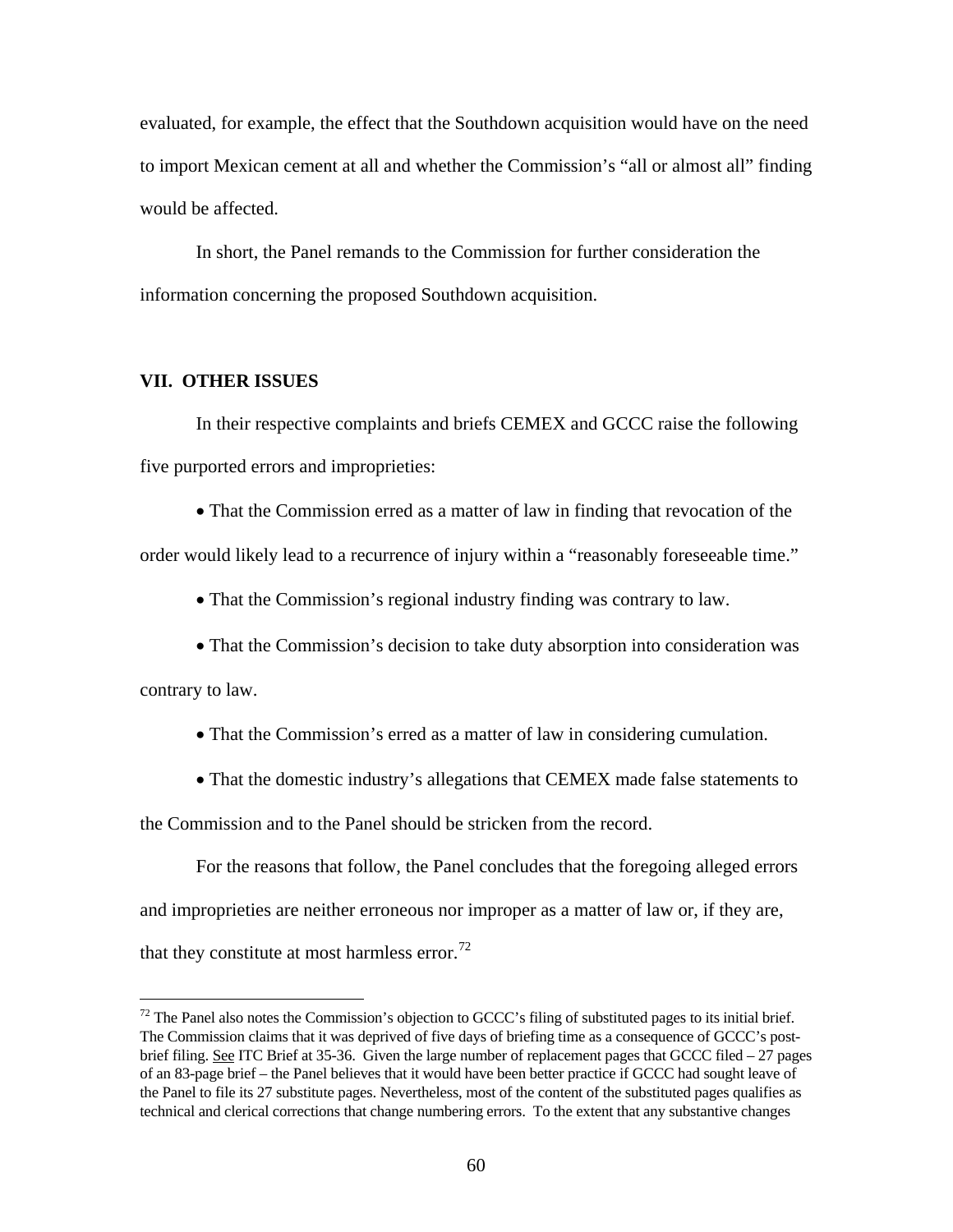evaluated, for example, the effect that the Southdown acquisition would have on the need to import Mexican cement at all and whether the Commission's "all or almost all" finding would be affected.

In short, the Panel remands to the Commission for further consideration the information concerning the proposed Southdown acquisition.

## VII. OTHER ISSUES

In their respective complaints and briefs CEMEX and GCCC raise the following five purported errors and improprieties:

- That the Commission erred as a matter of law in finding that revocation of the order would likely lead to a recurrence of injury within a "reasonably foreseeable time."
- That the Commission's regional industry finding was contrary to law.
- That the Commission's decision to take duty absorption into consideration was contrary to law.
- That the Commission's erred as a matter of law in considering cumulation.
- That the domestic industry's allegations that CEMEX made false statements to the Commission and to the Panel should be stricken from the record.

For the reasons that follow, the Panel concludes that the foregoing alleged errors and improprieties are neither erroneous nor improper as a matter of law or, if they are, that they constitute at most harmless error.[72]

[72] The Panel also notes the Commission's objection to GCCC's filing of substituted pages to its initial brief. The Commission claims that it was deprived of five days of briefing time as a consequence of GCCC's post-brief filing. See ITC Brief at 35-36. Given the large number of replacement pages that GCCC filed – 27 pages of an 83-page brief – the Panel believes that it would have been better practice if GCCC had sought leave of the Panel to file its 27 substitute pages. Nevertheless, most of the content of the substituted pages qualifies as technical and clerical corrections that change numbering errors. To the extent that any substantive changes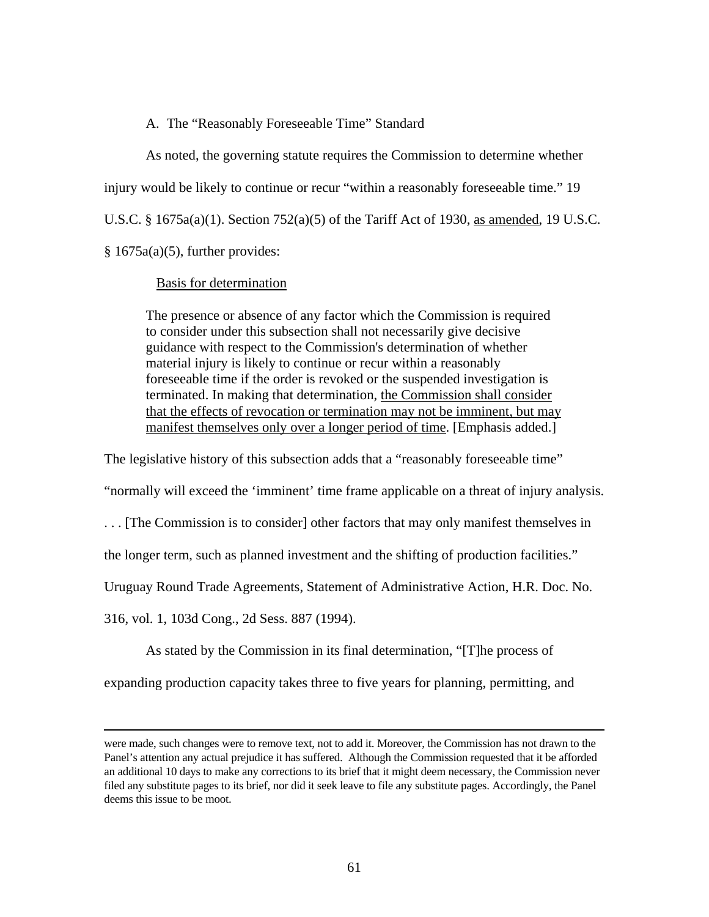### A. The "Reasonably Foreseeable Time" Standard

As noted, the governing statute requires the Commission to determine whether injury would be likely to continue or recur "within a reasonably foreseeable time." 19 U.S.C. § 1675a(a)(1). Section 752(a)(5) of the Tariff Act of 1930, <u>as amended</u>, 19 U.S.C. § 1675a(a)(5), further provides:

> <u>Basis for determination</u>
>
> The presence or absence of any factor which the Commission is required to consider under this subsection shall not necessarily give decisive guidance with respect to the Commission's determination of whether material injury is likely to continue or recur within a reasonably foreseeable time if the order is revoked or the suspended investigation is terminated. In making that determination, <u>the Commission shall consider that the effects of revocation or termination may not be imminent, but may manifest themselves only over a longer period of time</u>. [Emphasis added.]

The legislative history of this subsection adds that a "reasonably foreseeable time" "normally will exceed the 'imminent' time frame applicable on a threat of injury analysis. . . . [The Commission is to consider] other factors that may only manifest themselves in the longer term, such as planned investment and the shifting of production facilities." Uruguay Round Trade Agreements, Statement of Administrative Action, H.R. Doc. No. 316, vol. 1, 103d Cong., 2d Sess. 887 (1994).

As stated by the Commission in its final determination, "[T]he process of expanding production capacity takes three to five years for planning, permitting, and

---

were made, such changes were to remove text, not to add it. Moreover, the Commission has not drawn to the Panel's attention any actual prejudice it has suffered. Although the Commission requested that it be afforded an additional 10 days to make any corrections to its brief that it might deem necessary, the Commission never filed any substitute pages to its brief, nor did it seek leave to file any substitute pages. Accordingly, the Panel deems this issue to be moot.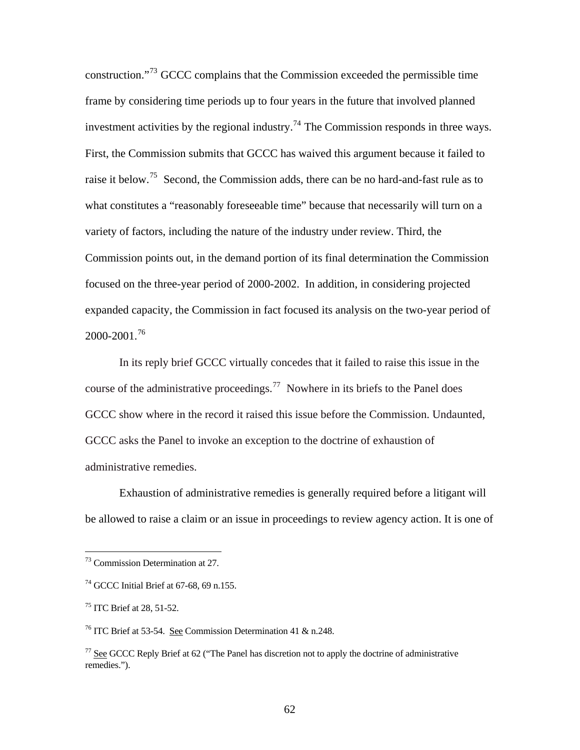construction."[73] GCCC complains that the Commission exceeded the permissible time frame by considering time periods up to four years in the future that involved planned investment activities by the regional industry.[74] The Commission responds in three ways. First, the Commission submits that GCCC has waived this argument because it failed to raise it below.[75] Second, the Commission adds, there can be no hard-and-fast rule as to what constitutes a "reasonably foreseeable time" because that necessarily will turn on a variety of factors, including the nature of the industry under review. Third, the Commission points out, in the demand portion of its final determination the Commission focused on the three-year period of 2000-2002. In addition, in considering projected expanded capacity, the Commission in fact focused its analysis on the two-year period of 2000-2001.[76]

In its reply brief GCCC virtually concedes that it failed to raise this issue in the course of the administrative proceedings.[77] Nowhere in its briefs to the Panel does GCCC show where in the record it raised this issue before the Commission. Undaunted, GCCC asks the Panel to invoke an exception to the doctrine of exhaustion of administrative remedies.

Exhaustion of administrative remedies is generally required before a litigant will be allowed to raise a claim or an issue in proceedings to review agency action. It is one of

---

[73] Commission Determination at 27.

[74] GCCC Initial Brief at 67-68, 69 n.155.

[75] ITC Brief at 28, 51-52.

[76] ITC Brief at 53-54. See Commission Determination 41 & n.248.

[77] See GCCC Reply Brief at 62 ("The Panel has discretion not to apply the doctrine of administrative remedies.").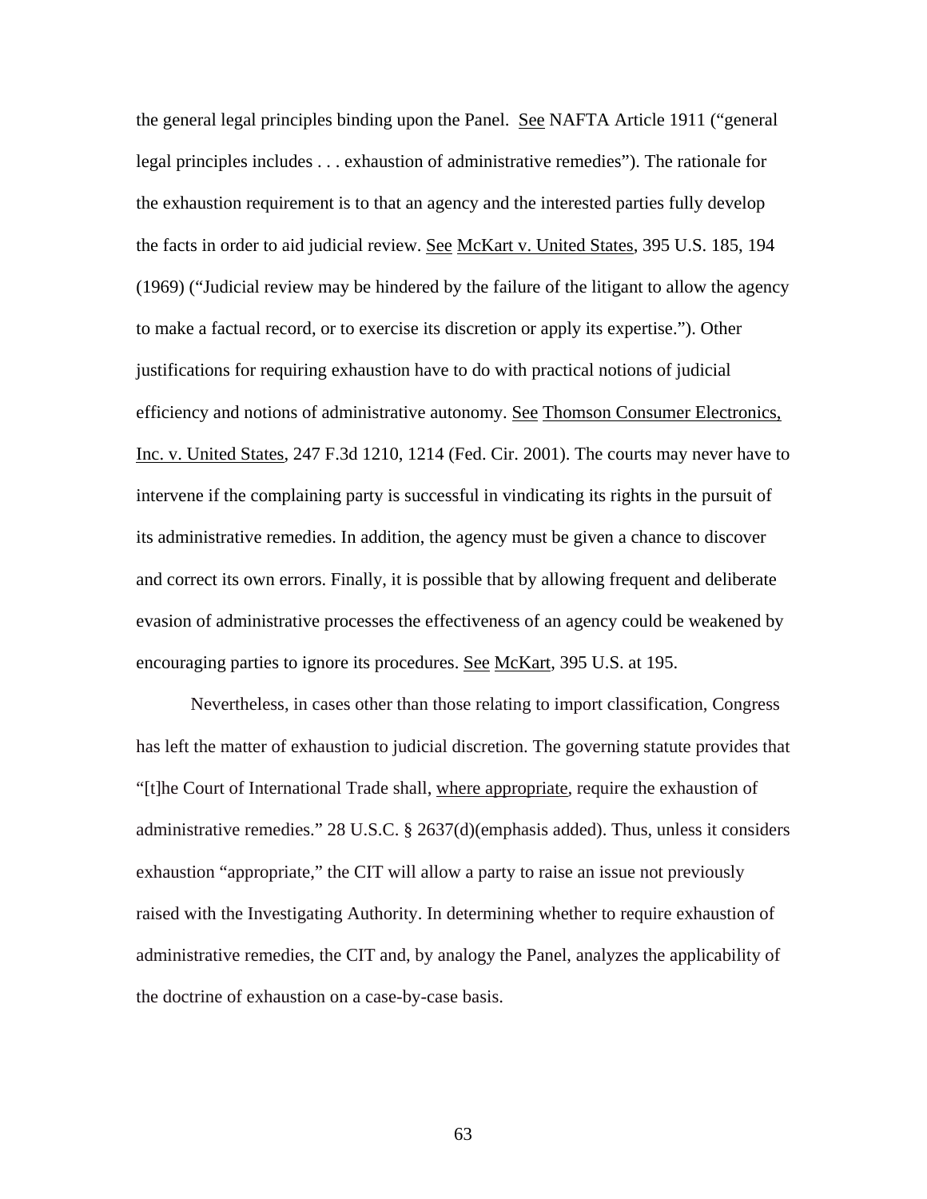the general legal principles binding upon the Panel. See NAFTA Article 1911 ("general legal principles includes . . . exhaustion of administrative remedies"). The rationale for the exhaustion requirement is to that an agency and the interested parties fully develop the facts in order to aid judicial review. See McKart v. United States, 395 U.S. 185, 194 (1969) ("Judicial review may be hindered by the failure of the litigant to allow the agency to make a factual record, or to exercise its discretion or apply its expertise."). Other justifications for requiring exhaustion have to do with practical notions of judicial efficiency and notions of administrative autonomy. See Thomson Consumer Electronics, Inc. v. United States, 247 F.3d 1210, 1214 (Fed. Cir. 2001). The courts may never have to intervene if the complaining party is successful in vindicating its rights in the pursuit of its administrative remedies. In addition, the agency must be given a chance to discover and correct its own errors. Finally, it is possible that by allowing frequent and deliberate evasion of administrative processes the effectiveness of an agency could be weakened by encouraging parties to ignore its procedures. See McKart, 395 U.S. at 195.

Nevertheless, in cases other than those relating to import classification, Congress has left the matter of exhaustion to judicial discretion. The governing statute provides that "[t]he Court of International Trade shall, where appropriate, require the exhaustion of administrative remedies." 28 U.S.C. § 2637(d)(emphasis added). Thus, unless it considers exhaustion "appropriate," the CIT will allow a party to raise an issue not previously raised with the Investigating Authority. In determining whether to require exhaustion of administrative remedies, the CIT and, by analogy the Panel, analyzes the applicability of the doctrine of exhaustion on a case-by-case basis.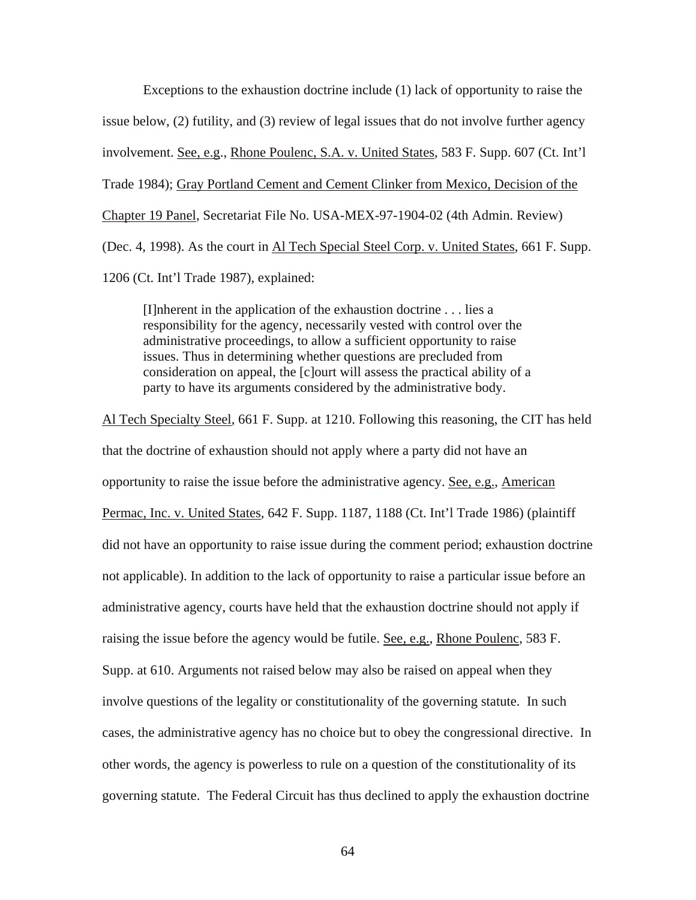Exceptions to the exhaustion doctrine include (1) lack of opportunity to raise the issue below, (2) futility, and (3) review of legal issues that do not involve further agency involvement. See, e.g., Rhone Poulenc, S.A. v. United States, 583 F. Supp. 607 (Ct. Int'l Trade 1984); Gray Portland Cement and Cement Clinker from Mexico, Decision of the Chapter 19 Panel, Secretariat File No. USA-MEX-97-1904-02 (4th Admin. Review) (Dec. 4, 1998). As the court in Al Tech Special Steel Corp. v. United States, 661 F. Supp. 1206 (Ct. Int'l Trade 1987), explained:

> [I]nherent in the application of the exhaustion doctrine . . . lies a responsibility for the agency, necessarily vested with control over the administrative proceedings, to allow a sufficient opportunity to raise issues. Thus in determining whether questions are precluded from consideration on appeal, the [c]ourt will assess the practical ability of a party to have its arguments considered by the administrative body.

Al Tech Specialty Steel, 661 F. Supp. at 1210. Following this reasoning, the CIT has held that the doctrine of exhaustion should not apply where a party did not have an opportunity to raise the issue before the administrative agency. See, e.g., American Permac, Inc. v. United States, 642 F. Supp. 1187, 1188 (Ct. Int'l Trade 1986) (plaintiff did not have an opportunity to raise issue during the comment period; exhaustion doctrine not applicable). In addition to the lack of opportunity to raise a particular issue before an administrative agency, courts have held that the exhaustion doctrine should not apply if raising the issue before the agency would be futile. See, e.g., Rhone Poulenc, 583 F. Supp. at 610. Arguments not raised below may also be raised on appeal when they involve questions of the legality or constitutionality of the governing statute. In such cases, the administrative agency has no choice but to obey the congressional directive. In other words, the agency is powerless to rule on a question of the constitutionality of its governing statute. The Federal Circuit has thus declined to apply the exhaustion doctrine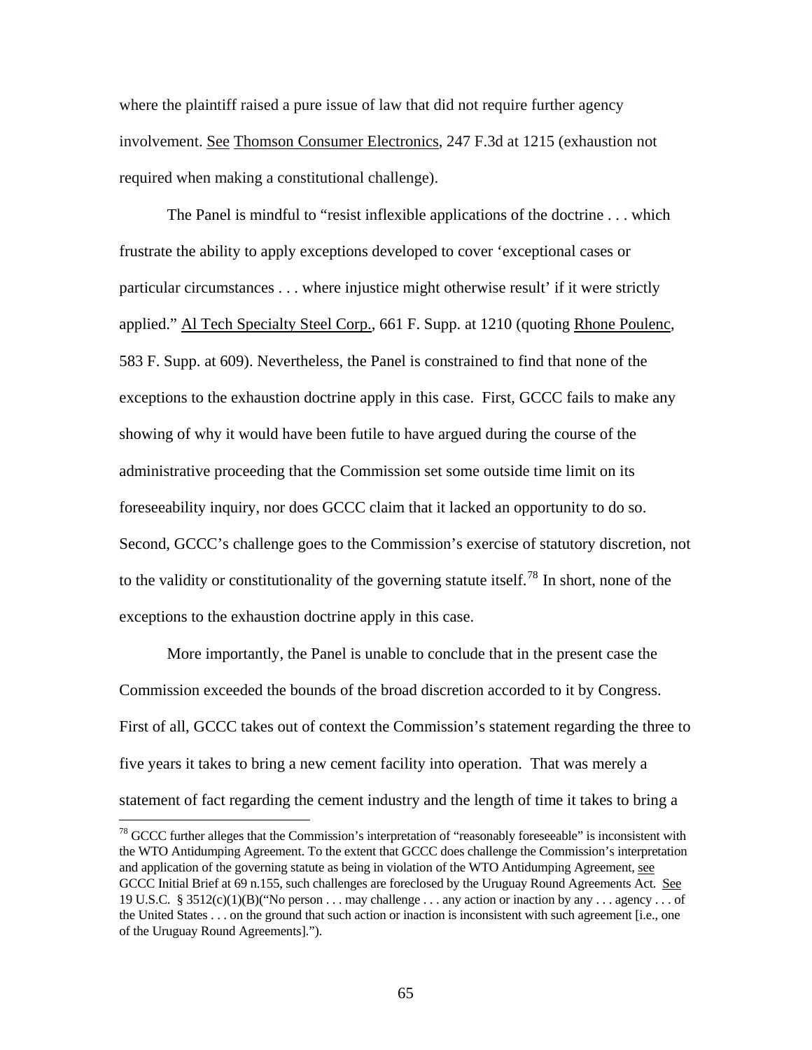where the plaintiff raised a pure issue of law that did not require further agency involvement. See Thomson Consumer Electronics, 247 F.3d at 1215 (exhaustion not required when making a constitutional challenge).

The Panel is mindful to "resist inflexible applications of the doctrine . . . which frustrate the ability to apply exceptions developed to cover 'exceptional cases or particular circumstances . . . where injustice might otherwise result' if it were strictly applied." Al Tech Specialty Steel Corp., 661 F. Supp. at 1210 (quoting Rhone Poulenc, 583 F. Supp. at 609). Nevertheless, the Panel is constrained to find that none of the exceptions to the exhaustion doctrine apply in this case. First, GCCC fails to make any showing of why it would have been futile to have argued during the course of the administrative proceeding that the Commission set some outside time limit on its foreseeability inquiry, nor does GCCC claim that it lacked an opportunity to do so. Second, GCCC's challenge goes to the Commission's exercise of statutory discretion, not to the validity or constitutionality of the governing statute itself.[78] In short, none of the exceptions to the exhaustion doctrine apply in this case.

More importantly, the Panel is unable to conclude that in the present case the Commission exceeded the bounds of the broad discretion accorded to it by Congress. First of all, GCCC takes out of context the Commission's statement regarding the three to five years it takes to bring a new cement facility into operation. That was merely a statement of fact regarding the cement industry and the length of time it takes to bring a

---

[78] GCCC further alleges that the Commission's interpretation of "reasonably foreseeable" is inconsistent with the WTO Antidumping Agreement. To the extent that GCCC does challenge the Commission's interpretation and application of the governing statute as being in violation of the WTO Antidumping Agreement, see GCCC Initial Brief at 69 n.155, such challenges are foreclosed by the Uruguay Round Agreements Act. See 19 U.S.C. § 3512(c)(1)(B)("No person . . . may challenge . . . any action or inaction by any . . . agency . . . of the United States . . . on the ground that such action or inaction is inconsistent with such agreement [i.e., one of the Uruguay Round Agreements].").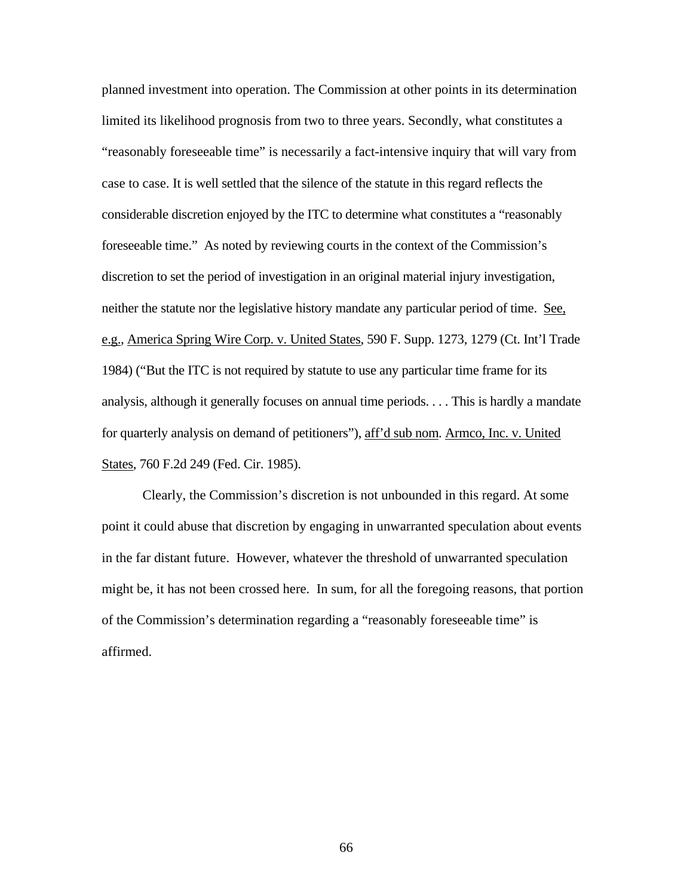planned investment into operation. The Commission at other points in its determination limited its likelihood prognosis from two to three years. Secondly, what constitutes a "reasonably foreseeable time" is necessarily a fact-intensive inquiry that will vary from case to case. It is well settled that the silence of the statute in this regard reflects the considerable discretion enjoyed by the ITC to determine what constitutes a "reasonably foreseeable time." As noted by reviewing courts in the context of the Commission's discretion to set the period of investigation in an original material injury investigation, neither the statute nor the legislative history mandate any particular period of time. See, e.g., America Spring Wire Corp. v. United States, 590 F. Supp. 1273, 1279 (Ct. Int'l Trade 1984) ("But the ITC is not required by statute to use any particular time frame for its analysis, although it generally focuses on annual time periods. . . . This is hardly a mandate for quarterly analysis on demand of petitioners"), aff'd sub nom. Armco, Inc. v. United States, 760 F.2d 249 (Fed. Cir. 1985).

Clearly, the Commission's discretion is not unbounded in this regard. At some point it could abuse that discretion by engaging in unwarranted speculation about events in the far distant future. However, whatever the threshold of unwarranted speculation might be, it has not been crossed here. In sum, for all the foregoing reasons, that portion of the Commission's determination regarding a "reasonably foreseeable time" is affirmed.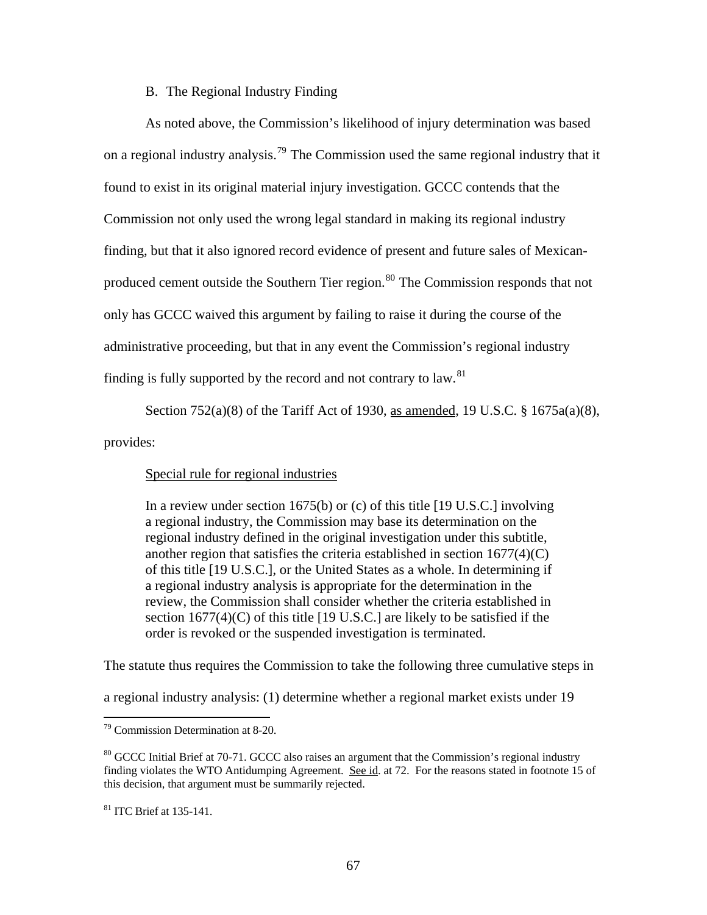B. The Regional Industry Finding

As noted above, the Commission's likelihood of injury determination was based on a regional industry analysis.[79] The Commission used the same regional industry that it found to exist in its original material injury investigation. GCCC contends that the Commission not only used the wrong legal standard in making its regional industry finding, but that it also ignored record evidence of present and future sales of Mexican-produced cement outside the Southern Tier region.[80] The Commission responds that not only has GCCC waived this argument by failing to raise it during the course of the administrative proceeding, but that in any event the Commission's regional industry finding is fully supported by the record and not contrary to law.[81]

Section 752(a)(8) of the Tariff Act of 1930, as amended, 19 U.S.C. § 1675a(a)(8), provides:

> Special rule for regional industries
>
> In a review under section 1675(b) or (c) of this title [19 U.S.C.] involving a regional industry, the Commission may base its determination on the regional industry defined in the original investigation under this subtitle, another region that satisfies the criteria established in section 1677(4)(C) of this title [19 U.S.C.], or the United States as a whole. In determining if a regional industry analysis is appropriate for the determination in the review, the Commission shall consider whether the criteria established in section 1677(4)(C) of this title [19 U.S.C.] are likely to be satisfied if the order is revoked or the suspended investigation is terminated.

The statute thus requires the Commission to take the following three cumulative steps in a regional industry analysis: (1) determine whether a regional market exists under 19

---

[79] Commission Determination at 8-20.

[80] GCCC Initial Brief at 70-71. GCCC also raises an argument that the Commission's regional industry finding violates the WTO Antidumping Agreement. See id. at 72. For the reasons stated in footnote 15 of this decision, that argument must be summarily rejected.

[81] ITC Brief at 135-141.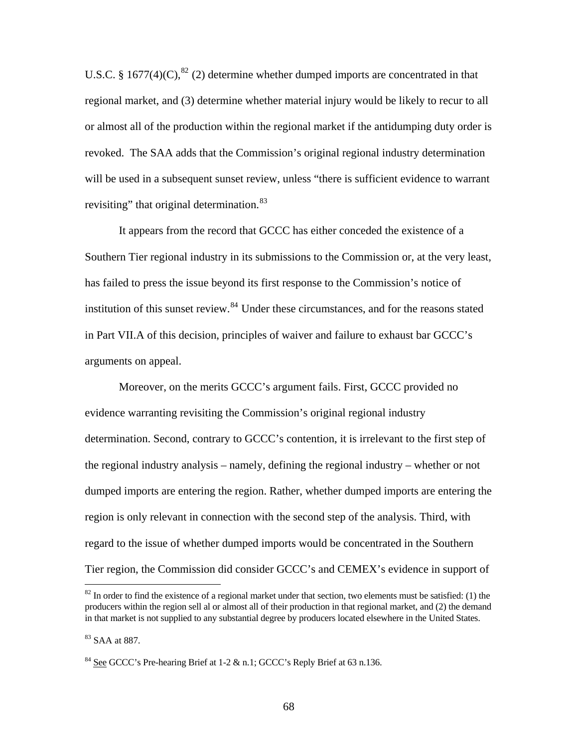U.S.C. § 1677(4)(C),[82] (2) determine whether dumped imports are concentrated in that regional market, and (3) determine whether material injury would be likely to recur to all or almost all of the production within the regional market if the antidumping duty order is revoked. The SAA adds that the Commission's original regional industry determination will be used in a subsequent sunset review, unless "there is sufficient evidence to warrant revisiting" that original determination.[83]

It appears from the record that GCCC has either conceded the existence of a Southern Tier regional industry in its submissions to the Commission or, at the very least, has failed to press the issue beyond its first response to the Commission's notice of institution of this sunset review.[84] Under these circumstances, and for the reasons stated in Part VII.A of this decision, principles of waiver and failure to exhaust bar GCCC's arguments on appeal.

Moreover, on the merits GCCC's argument fails. First, GCCC provided no evidence warranting revisiting the Commission's original regional industry determination. Second, contrary to GCCC's contention, it is irrelevant to the first step of the regional industry analysis – namely, defining the regional industry – whether or not dumped imports are entering the region. Rather, whether dumped imports are entering the region is only relevant in connection with the second step of the analysis. Third, with regard to the issue of whether dumped imports would be concentrated in the Southern Tier region, the Commission did consider GCCC's and CEMEX's evidence in support of

---

[82] In order to find the existence of a regional market under that section, two elements must be satisfied: (1) the producers within the region sell al or almost all of their production in that regional market, and (2) the demand in that market is not supplied to any substantial degree by producers located elsewhere in the United States.

[83] SAA at 887.

[84] <u>See</u> GCCC's Pre-hearing Brief at 1-2 & n.1; GCCC's Reply Brief at 63 n.136.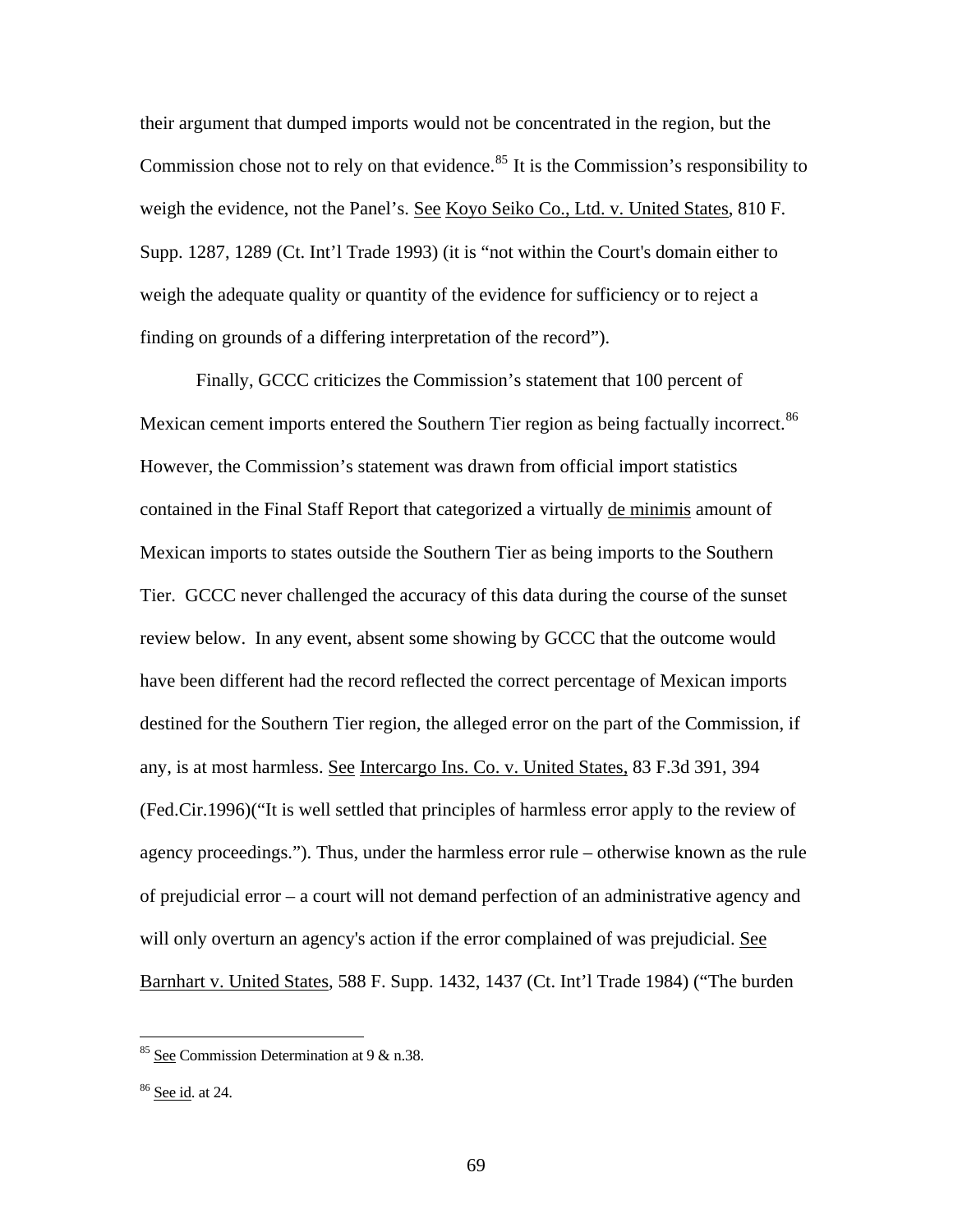their argument that dumped imports would not be concentrated in the region, but the Commission chose not to rely on that evidence.[85] It is the Commission's responsibility to weigh the evidence, not the Panel's. See Koyo Seiko Co., Ltd. v. United States, 810 F. Supp. 1287, 1289 (Ct. Int'l Trade 1993) (it is "not within the Court's domain either to weigh the adequate quality or quantity of the evidence for sufficiency or to reject a finding on grounds of a differing interpretation of the record").

Finally, GCCC criticizes the Commission's statement that 100 percent of Mexican cement imports entered the Southern Tier region as being factually incorrect.[86] However, the Commission's statement was drawn from official import statistics contained in the Final Staff Report that categorized a virtually de minimis amount of Mexican imports to states outside the Southern Tier as being imports to the Southern Tier. GCCC never challenged the accuracy of this data during the course of the sunset review below. In any event, absent some showing by GCCC that the outcome would have been different had the record reflected the correct percentage of Mexican imports destined for the Southern Tier region, the alleged error on the part of the Commission, if any, is at most harmless. See Intercargo Ins. Co. v. United States, 83 F.3d 391, 394 (Fed.Cir.1996)("It is well settled that principles of harmless error apply to the review of agency proceedings."). Thus, under the harmless error rule – otherwise known as the rule of prejudicial error – a court will not demand perfection of an administrative agency and will only overturn an agency's action if the error complained of was prejudicial. See Barnhart v. United States, 588 F. Supp. 1432, 1437 (Ct. Int'l Trade 1984) ("The burden

---

[85] See Commission Determination at 9 & n.38.

[86] See id. at 24.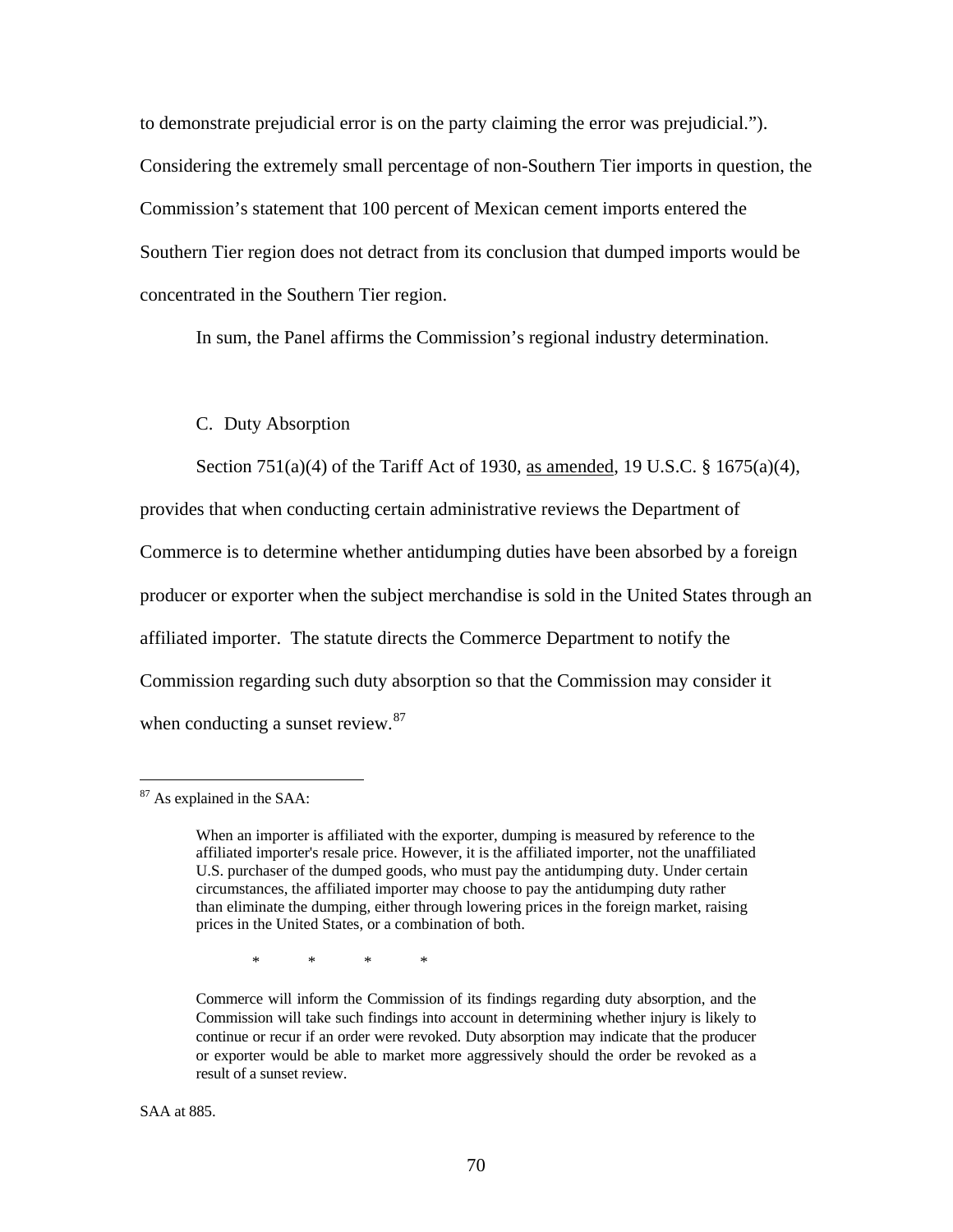to demonstrate prejudicial error is on the party claiming the error was prejudicial.”). Considering the extremely small percentage of non-Southern Tier imports in question, the Commission’s statement that 100 percent of Mexican cement imports entered the Southern Tier region does not detract from its conclusion that dumped imports would be concentrated in the Southern Tier region.

In sum, the Panel affirms the Commission’s regional industry determination.

C. Duty Absorption

Section 751(a)(4) of the Tariff Act of 1930, as amended, 19 U.S.C. § 1675(a)(4), provides that when conducting certain administrative reviews the Department of Commerce is to determine whether antidumping duties have been absorbed by a foreign producer or exporter when the subject merchandise is sold in the United States through an affiliated importer. The statute directs the Commerce Department to notify the Commission regarding such duty absorption so that the Commission may consider it when conducting a sunset review.[87]

---

[87] As explained in the SAA:

> When an importer is affiliated with the exporter, dumping is measured by reference to the affiliated importer's resale price. However, it is the affiliated importer, not the unaffiliated U.S. purchaser of the dumped goods, who must pay the antidumping duty. Under certain circumstances, the affiliated importer may choose to pay the antidumping duty rather than eliminate the dumping, either through lowering prices in the foreign market, raising prices in the United States, or a combination of both.
>
> \* \* \* \*
>
> Commerce will inform the Commission of its findings regarding duty absorption, and the Commission will take such findings into account in determining whether injury is likely to continue or recur if an order were revoked. Duty absorption may indicate that the producer or exporter would be able to market more aggressively should the order be revoked as a result of a sunset review.

SAA at 885.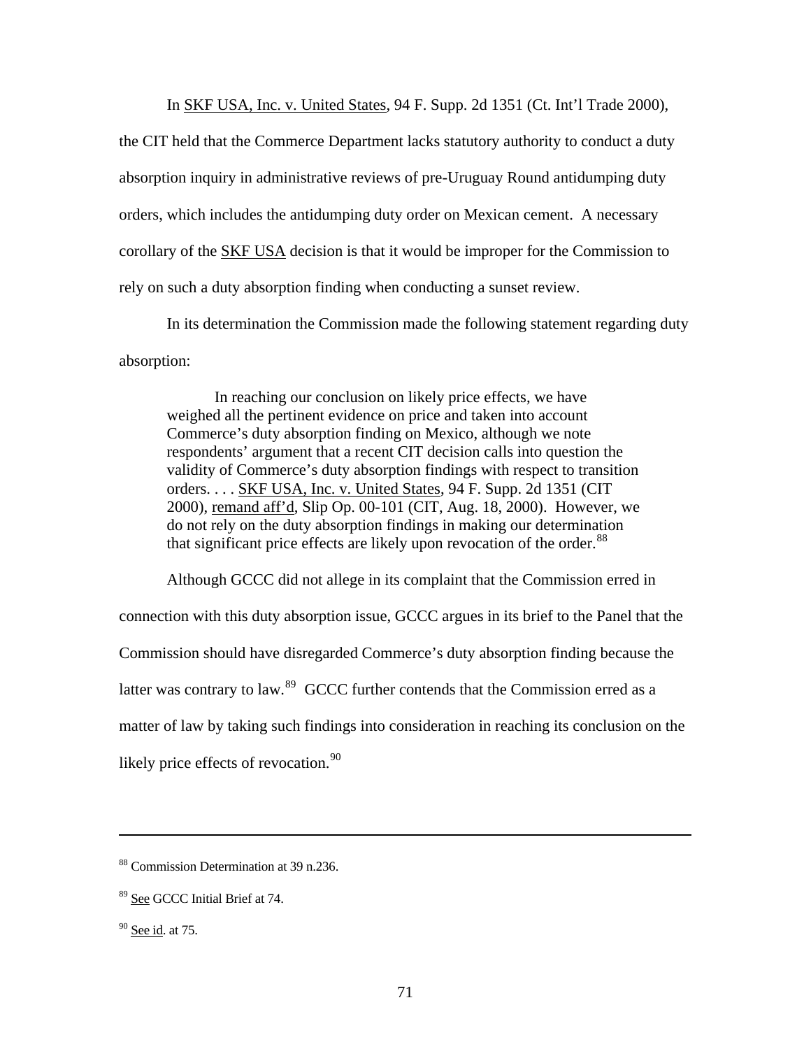In SKF USA, Inc. v. United States, 94 F. Supp. 2d 1351 (Ct. Int'l Trade 2000), the CIT held that the Commerce Department lacks statutory authority to conduct a duty absorption inquiry in administrative reviews of pre-Uruguay Round antidumping duty orders, which includes the antidumping duty order on Mexican cement. A necessary corollary of the SKF USA decision is that it would be improper for the Commission to rely on such a duty absorption finding when conducting a sunset review.

In its determination the Commission made the following statement regarding duty absorption:

> In reaching our conclusion on likely price effects, we have weighed all the pertinent evidence on price and taken into account Commerce's duty absorption finding on Mexico, although we note respondents' argument that a recent CIT decision calls into question the validity of Commerce's duty absorption findings with respect to transition orders. . . . SKF USA, Inc. v. United States, 94 F. Supp. 2d 1351 (CIT 2000), remand aff'd, Slip Op. 00-101 (CIT, Aug. 18, 2000). However, we do not rely on the duty absorption findings in making our determination that significant price effects are likely upon revocation of the order.[88]

Although GCCC did not allege in its complaint that the Commission erred in connection with this duty absorption issue, GCCC argues in its brief to the Panel that the Commission should have disregarded Commerce's duty absorption finding because the latter was contrary to law.[89] GCCC further contends that the Commission erred as a matter of law by taking such findings into consideration in reaching its conclusion on the likely price effects of revocation.[90]

---

[88] Commission Determination at 39 n.236.

[89] See GCCC Initial Brief at 74.

[90] See id. at 75.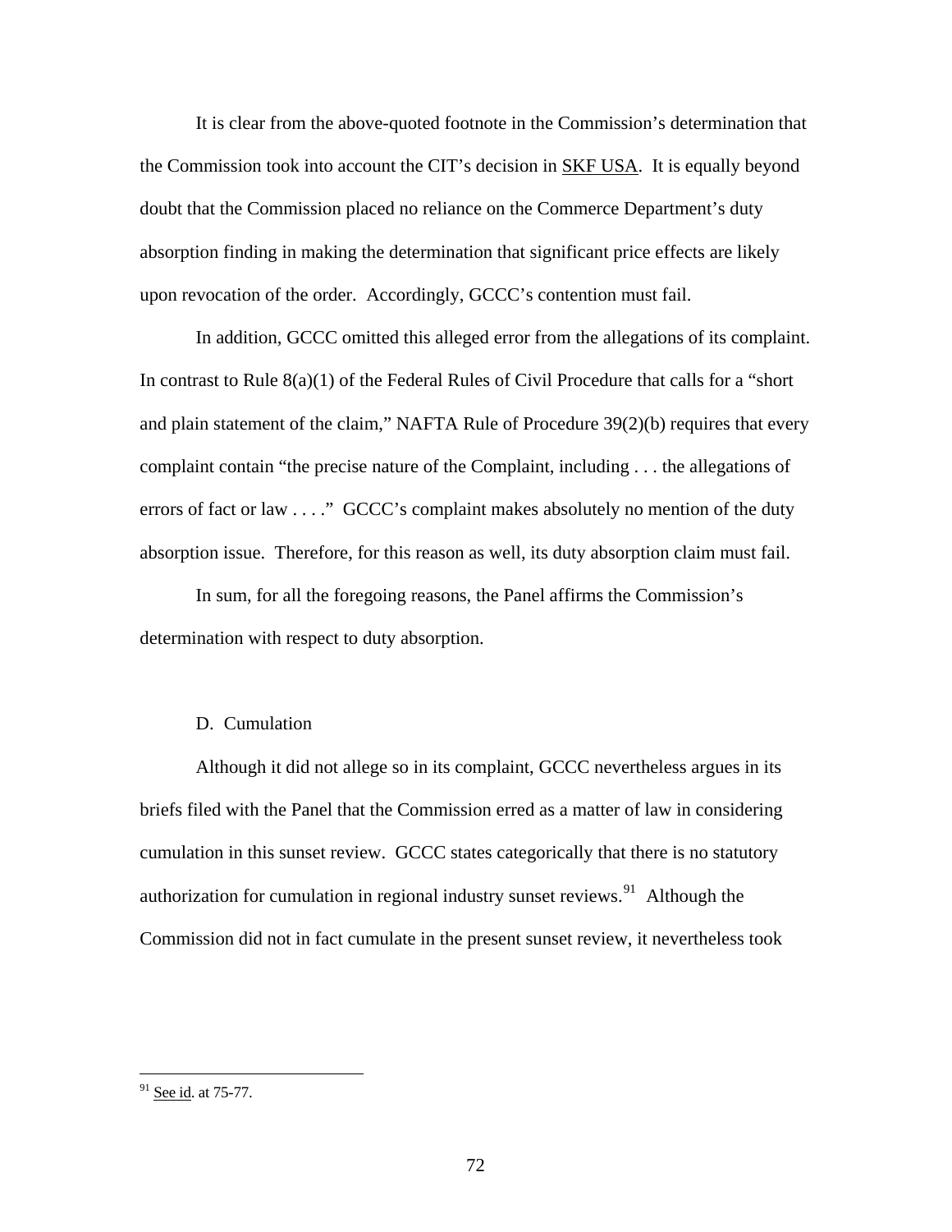It is clear from the above-quoted footnote in the Commission's determination that the Commission took into account the CIT's decision in SKF USA. It is equally beyond doubt that the Commission placed no reliance on the Commerce Department's duty absorption finding in making the determination that significant price effects are likely upon revocation of the order. Accordingly, GCCC's contention must fail.

In addition, GCCC omitted this alleged error from the allegations of its complaint. In contrast to Rule 8(a)(1) of the Federal Rules of Civil Procedure that calls for a "short and plain statement of the claim," NAFTA Rule of Procedure 39(2)(b) requires that every complaint contain "the precise nature of the Complaint, including . . . the allegations of errors of fact or law . . . ." GCCC's complaint makes absolutely no mention of the duty absorption issue. Therefore, for this reason as well, its duty absorption claim must fail.

In sum, for all the foregoing reasons, the Panel affirms the Commission's determination with respect to duty absorption.

### D. Cumulation

Although it did not allege so in its complaint, GCCC nevertheless argues in its briefs filed with the Panel that the Commission erred as a matter of law in considering cumulation in this sunset review. GCCC states categorically that there is no statutory authorization for cumulation in regional industry sunset reviews.[91] Although the Commission did not in fact cumulate in the present sunset review, it nevertheless took

---

[91] See id. at 75-77.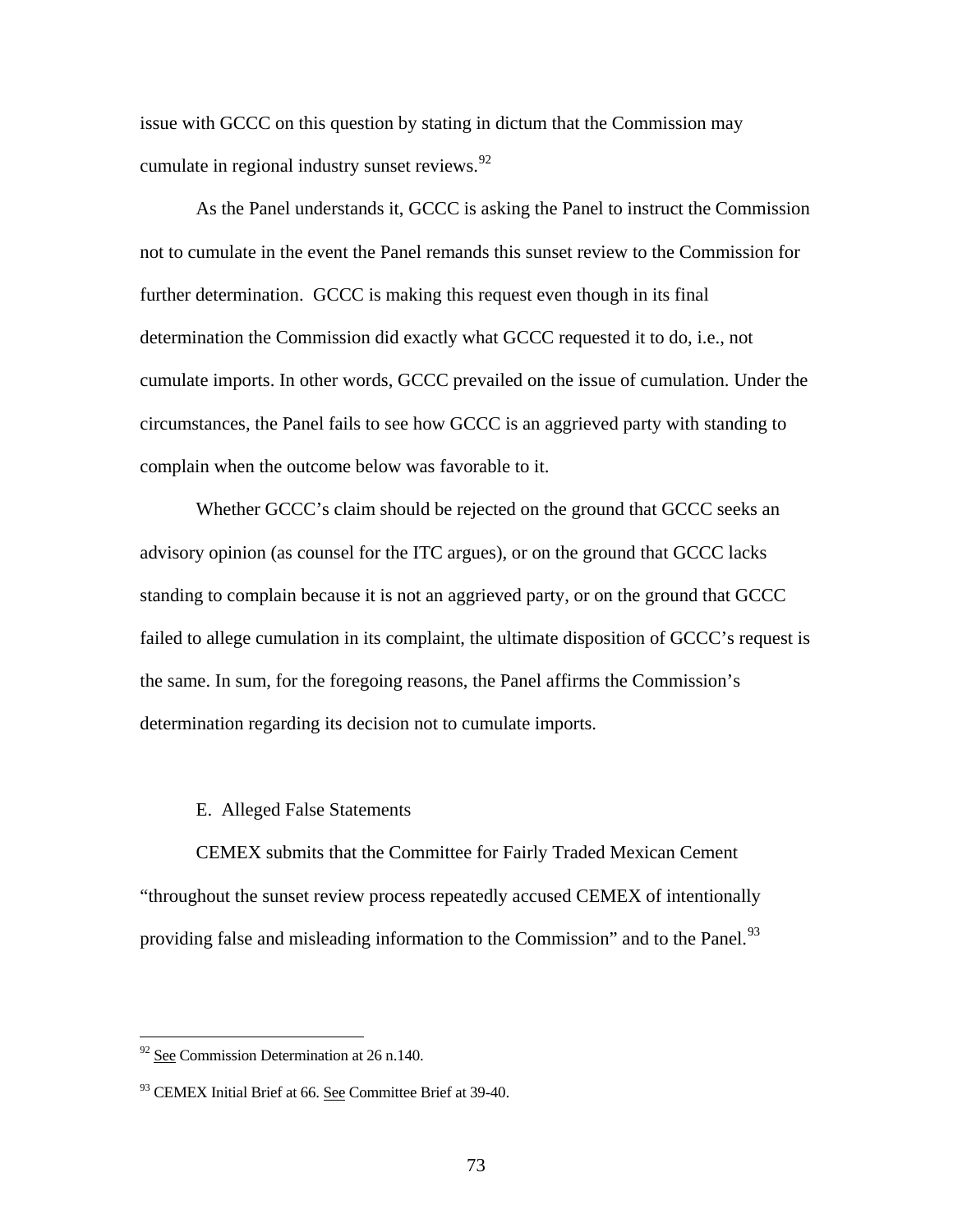issue with GCCC on this question by stating in dictum that the Commission may cumulate in regional industry sunset reviews.[92]

As the Panel understands it, GCCC is asking the Panel to instruct the Commission not to cumulate in the event the Panel remands this sunset review to the Commission for further determination. GCCC is making this request even though in its final determination the Commission did exactly what GCCC requested it to do, i.e., not cumulate imports. In other words, GCCC prevailed on the issue of cumulation. Under the circumstances, the Panel fails to see how GCCC is an aggrieved party with standing to complain when the outcome below was favorable to it.

Whether GCCC's claim should be rejected on the ground that GCCC seeks an advisory opinion (as counsel for the ITC argues), or on the ground that GCCC lacks standing to complain because it is not an aggrieved party, or on the ground that GCCC failed to allege cumulation in its complaint, the ultimate disposition of GCCC's request is the same. In sum, for the foregoing reasons, the Panel affirms the Commission's determination regarding its decision not to cumulate imports.

### E. Alleged False Statements

CEMEX submits that the Committee for Fairly Traded Mexican Cement "throughout the sunset review process repeatedly accused CEMEX of intentionally providing false and misleading information to the Commission" and to the Panel.[93]

---

[92] See Commission Determination at 26 n.140.

[93] CEMEX Initial Brief at 66. See Committee Brief at 39-40.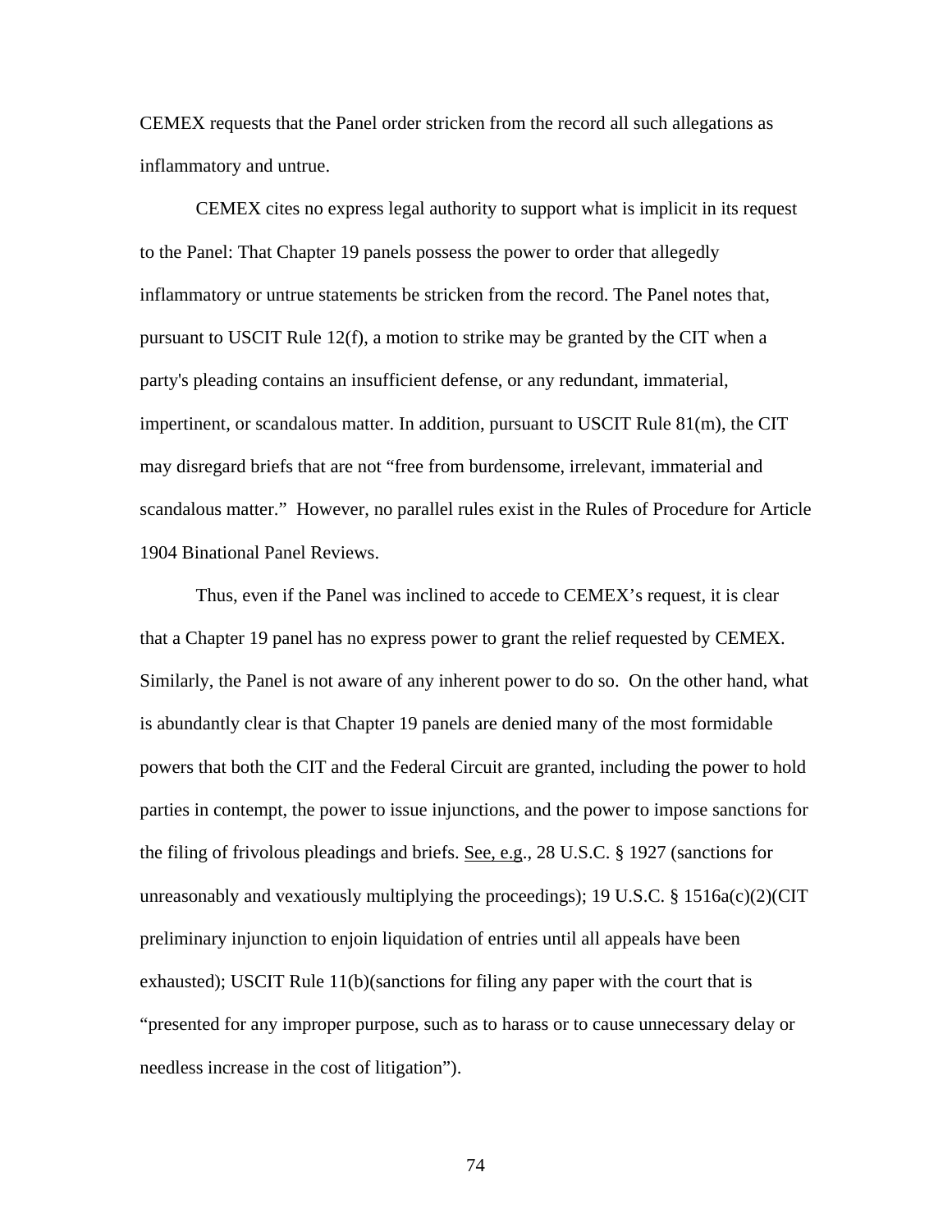CEMEX requests that the Panel order stricken from the record all such allegations as inflammatory and untrue.

CEMEX cites no express legal authority to support what is implicit in its request to the Panel: That Chapter 19 panels possess the power to order that allegedly inflammatory or untrue statements be stricken from the record. The Panel notes that, pursuant to USCIT Rule 12(f), a motion to strike may be granted by the CIT when a party's pleading contains an insufficient defense, or any redundant, immaterial, impertinent, or scandalous matter. In addition, pursuant to USCIT Rule 81(m), the CIT may disregard briefs that are not "free from burdensome, irrelevant, immaterial and scandalous matter." However, no parallel rules exist in the Rules of Procedure for Article 1904 Binational Panel Reviews.

Thus, even if the Panel was inclined to accede to CEMEX's request, it is clear that a Chapter 19 panel has no express power to grant the relief requested by CEMEX. Similarly, the Panel is not aware of any inherent power to do so. On the other hand, what is abundantly clear is that Chapter 19 panels are denied many of the most formidable powers that both the CIT and the Federal Circuit are granted, including the power to hold parties in contempt, the power to issue injunctions, and the power to impose sanctions for the filing of frivolous pleadings and briefs. See, e.g., 28 U.S.C. § 1927 (sanctions for unreasonably and vexatiously multiplying the proceedings); 19 U.S.C. § 1516a(c)(2)(CIT preliminary injunction to enjoin liquidation of entries until all appeals have been exhausted); USCIT Rule 11(b)(sanctions for filing any paper with the court that is "presented for any improper purpose, such as to harass or to cause unnecessary delay or needless increase in the cost of litigation").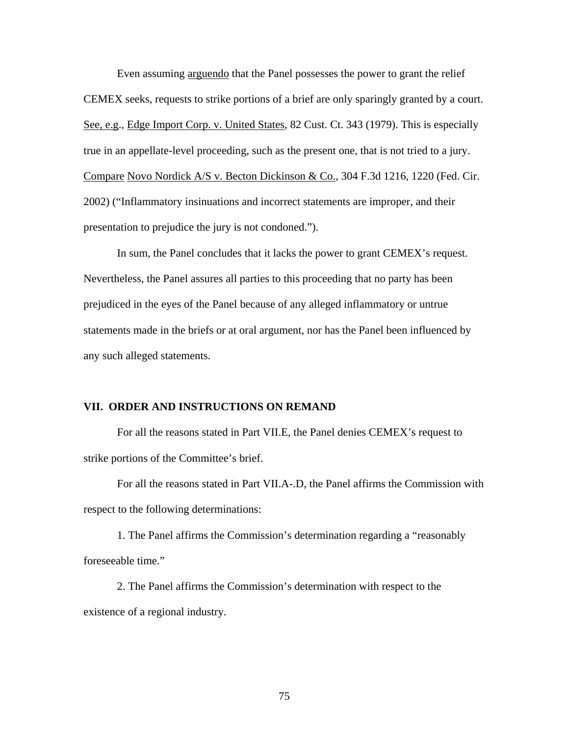Even assuming arguendo that the Panel possesses the power to grant the relief CEMEX seeks, requests to strike portions of a brief are only sparingly granted by a court. See, e.g., Edge Import Corp. v. United States, 82 Cust. Ct. 343 (1979). This is especially true in an appellate-level proceeding, such as the present one, that is not tried to a jury. Compare Novo Nordick A/S v. Becton Dickinson & Co., 304 F.3d 1216, 1220 (Fed. Cir. 2002) ("Inflammatory insinuations and incorrect statements are improper, and their presentation to prejudice the jury is not condoned.").

In sum, the Panel concludes that it lacks the power to grant CEMEX's request. Nevertheless, the Panel assures all parties to this proceeding that no party has been prejudiced in the eyes of the Panel because of any alleged inflammatory or untrue statements made in the briefs or at oral argument, nor has the Panel been influenced by any such alleged statements.

## VII. ORDER AND INSTRUCTIONS ON REMAND

For all the reasons stated in Part VII.E, the Panel denies CEMEX's request to strike portions of the Committee's brief.

For all the reasons stated in Part VII.A-.D, the Panel affirms the Commission with respect to the following determinations:

1. The Panel affirms the Commission's determination regarding a "reasonably foreseeable time."

2. The Panel affirms the Commission's determination with respect to the existence of a regional industry.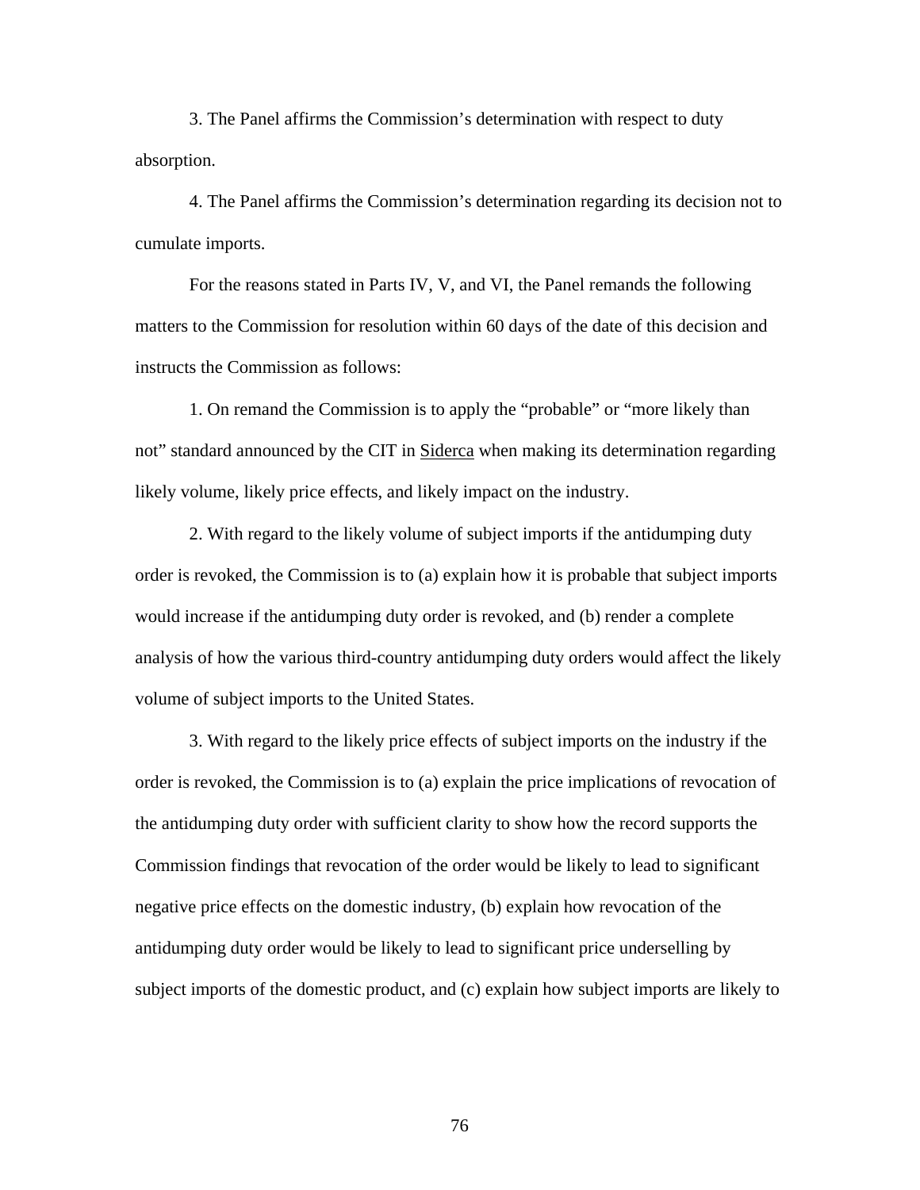3. The Panel affirms the Commission's determination with respect to duty absorption.

4. The Panel affirms the Commission's determination regarding its decision not to cumulate imports.

For the reasons stated in Parts IV, V, and VI, the Panel remands the following matters to the Commission for resolution within 60 days of the date of this decision and instructs the Commission as follows:

1. On remand the Commission is to apply the "probable" or "more likely than not" standard announced by the CIT in Siderca when making its determination regarding likely volume, likely price effects, and likely impact on the industry.

2. With regard to the likely volume of subject imports if the antidumping duty order is revoked, the Commission is to (a) explain how it is probable that subject imports would increase if the antidumping duty order is revoked, and (b) render a complete analysis of how the various third-country antidumping duty orders would affect the likely volume of subject imports to the United States.

3. With regard to the likely price effects of subject imports on the industry if the order is revoked, the Commission is to (a) explain the price implications of revocation of the antidumping duty order with sufficient clarity to show how the record supports the Commission findings that revocation of the order would be likely to lead to significant negative price effects on the domestic industry, (b) explain how revocation of the antidumping duty order would be likely to lead to significant price underselling by subject imports of the domestic product, and (c) explain how subject imports are likely to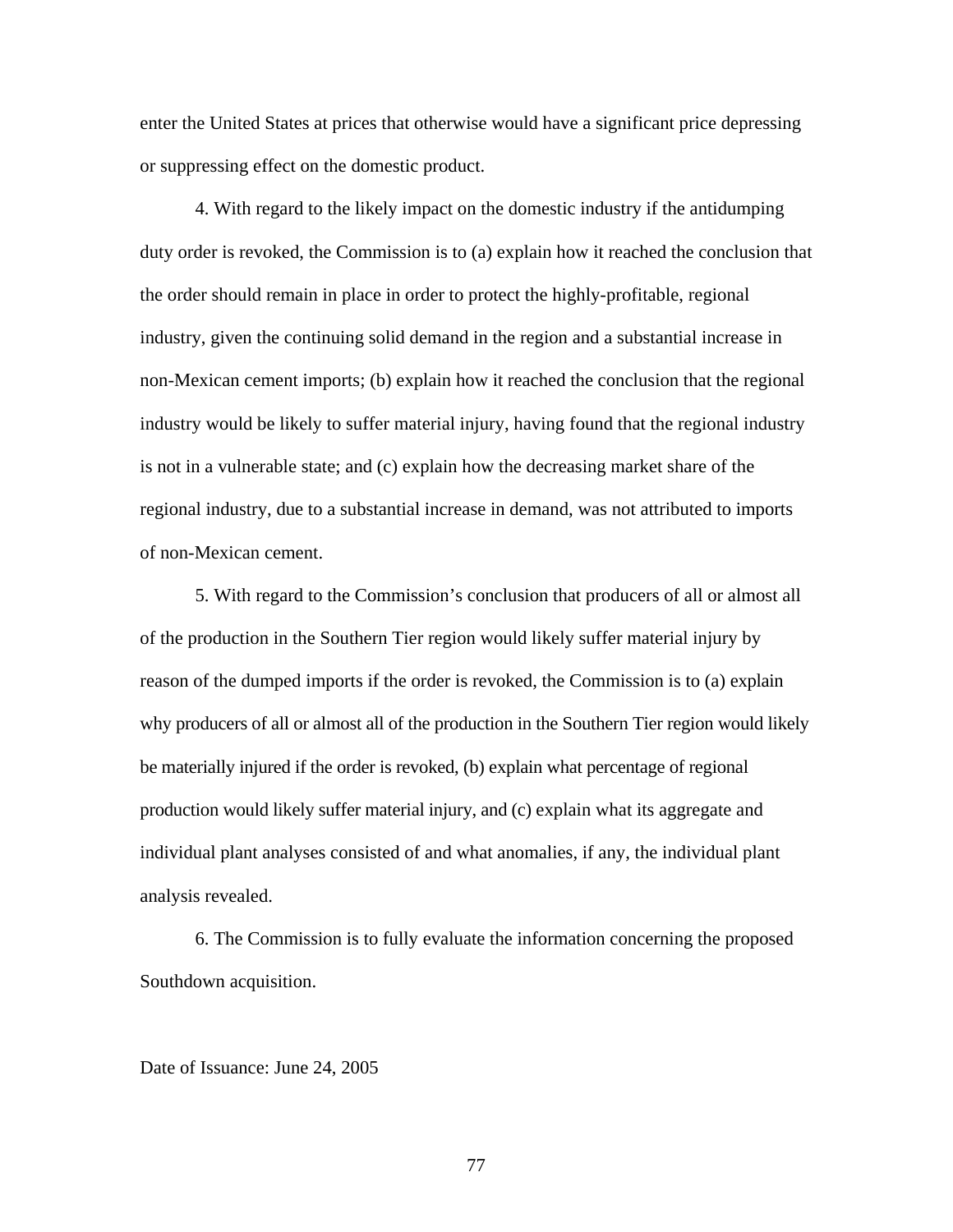enter the United States at prices that otherwise would have a significant price depressing or suppressing effect on the domestic product.

4. With regard to the likely impact on the domestic industry if the antidumping duty order is revoked, the Commission is to (a) explain how it reached the conclusion that the order should remain in place in order to protect the highly-profitable, regional industry, given the continuing solid demand in the region and a substantial increase in non-Mexican cement imports; (b) explain how it reached the conclusion that the regional industry would be likely to suffer material injury, having found that the regional industry is not in a vulnerable state; and (c) explain how the decreasing market share of the regional industry, due to a substantial increase in demand, was not attributed to imports of non-Mexican cement.

5. With regard to the Commission's conclusion that producers of all or almost all of the production in the Southern Tier region would likely suffer material injury by reason of the dumped imports if the order is revoked, the Commission is to (a) explain why producers of all or almost all of the production in the Southern Tier region would likely be materially injured if the order is revoked, (b) explain what percentage of regional production would likely suffer material injury, and (c) explain what its aggregate and individual plant analyses consisted of and what anomalies, if any, the individual plant analysis revealed.

6. The Commission is to fully evaluate the information concerning the proposed Southdown acquisition.

Date of Issuance: June 24, 2005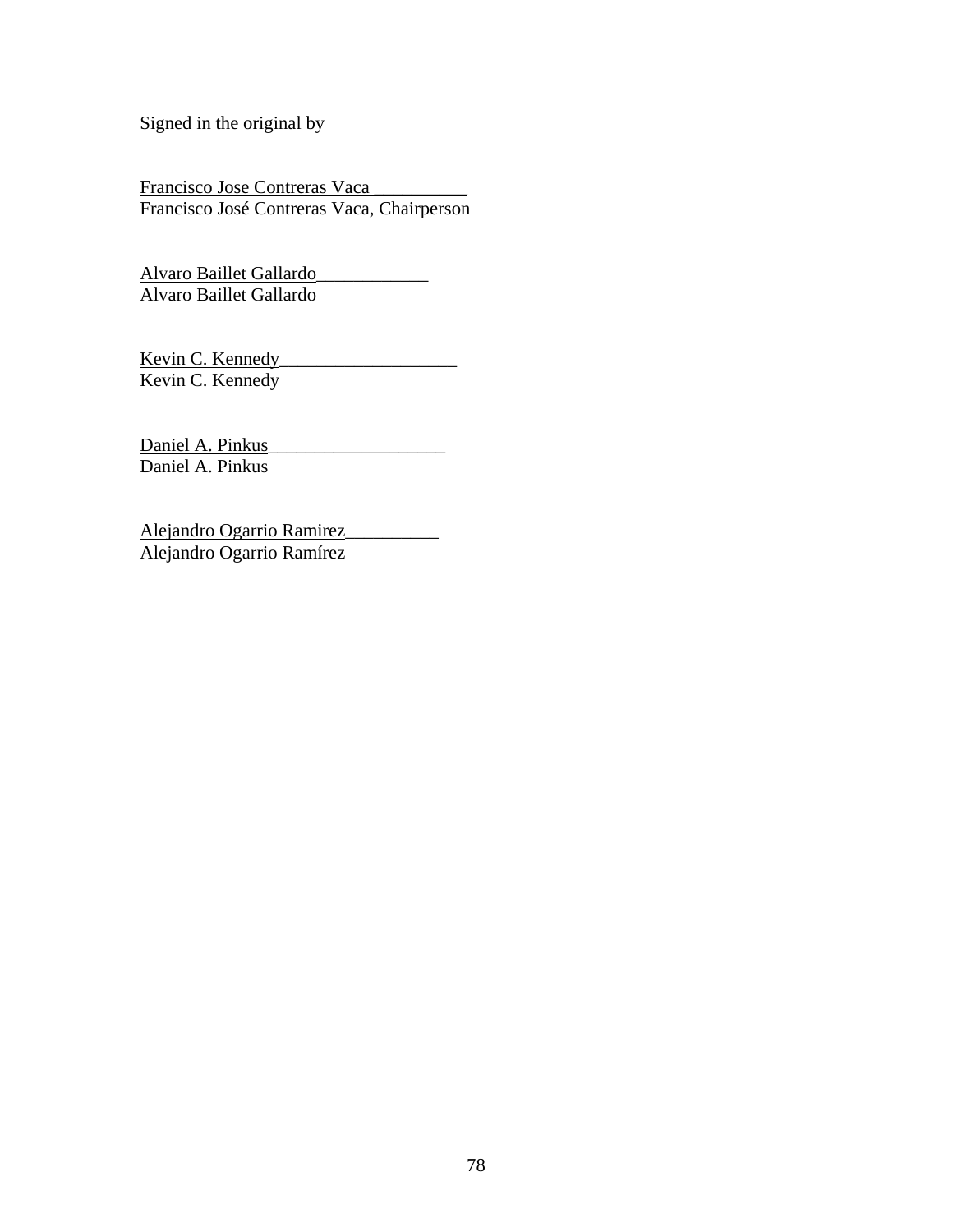Signed in the original by

Francisco Jose Contreras Vaca __________
Francisco José Contreras Vaca, Chairperson

Alvaro Baillet Gallardo____________
Alvaro Baillet Gallardo

Kevin C. Kennedy___________________
Kevin C. Kennedy

Daniel A. Pinkus___________________
Daniel A. Pinkus

Alejandro Ogarrio Ramirez__________
Alejandro Ogarrio Ramírez